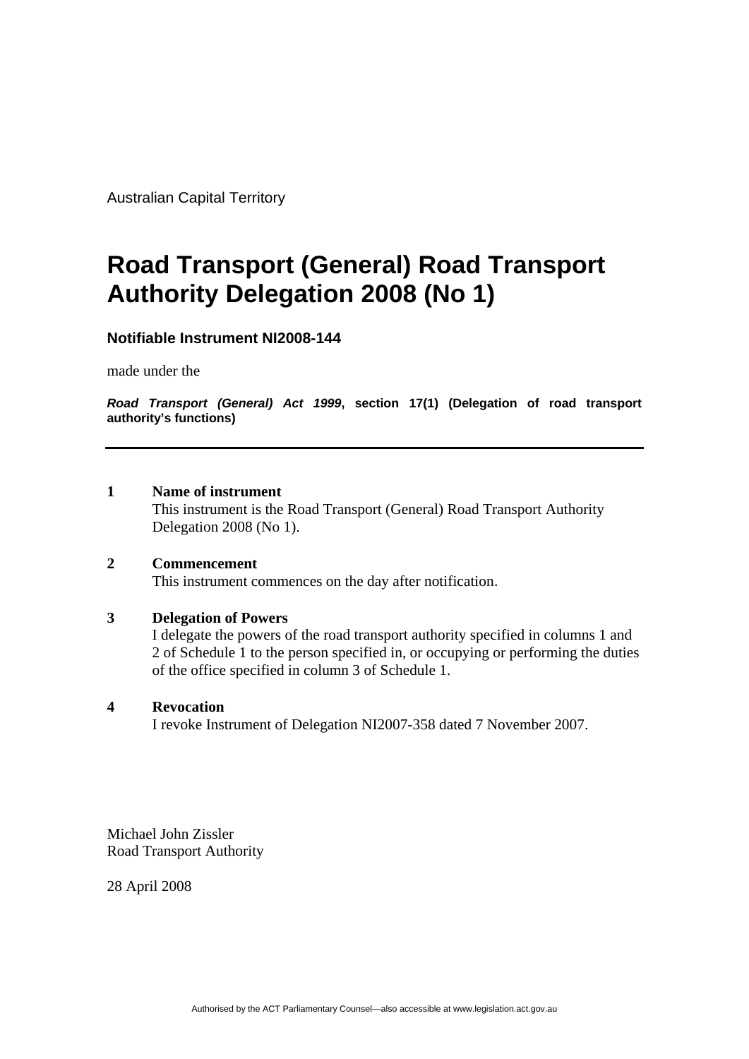Australian Capital Territory

# Road Transport (General) Road Transport Authority Delegation 2008 (No 1)

**Notifiable Instrument NI2008-144**

made under the

***Road Transport (General) Act 1999*, section 17(1) (Delegation of road transport authority's functions)**

---

## 1 Name of instrument

This instrument is the Road Transport (General) Road Transport Authority Delegation 2008 (No 1).

## 2 Commencement

This instrument commences on the day after notification.

## 3 Delegation of Powers

I delegate the powers of the road transport authority specified in columns 1 and 2 of Schedule 1 to the person specified in, or occupying or performing the duties of the office specified in column 3 of Schedule 1.

## 4 Revocation

I revoke Instrument of Delegation NI2007-358 dated 7 November 2007.

Michael John Zissler
Road Transport Authority

28 April 2008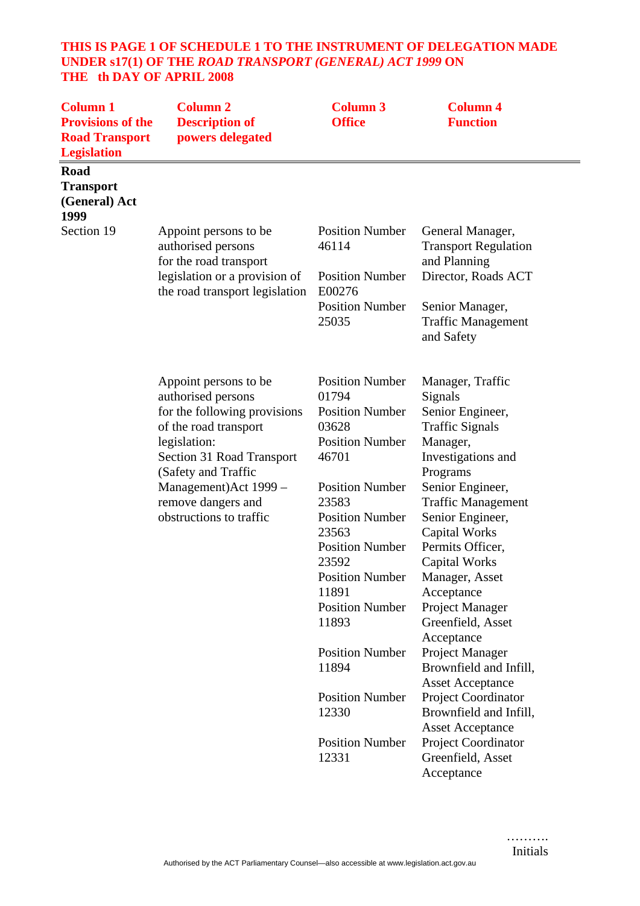**THIS IS PAGE 1 OF SCHEDULE 1 TO THE INSTRUMENT OF DELEGATION MADE UNDER s17(1) OF THE *ROAD TRANSPORT (GENERAL) ACT 1999* ON THE th DAY OF APRIL 2008**

| Column 1 Provisions of the Road Transport Legislation | Column 2 Description of powers delegated | Column 3 Office | Column 4 Function |
|---|---|---|---|
| **Road Transport (General) Act 1999** | | | |
| Section 19 | Appoint persons to be authorised persons for the road transport legislation or a provision of the road transport legislation | Position Number 46114 | General Manager, Transport Regulation and Planning |
| | | Position Number E00276 | Director, Roads ACT |
| | | Position Number 25035 | Senior Manager, Traffic Management and Safety |
| | Appoint persons to be authorised persons for the following provisions of the road transport legislation: Section 31 Road Transport (Safety and Traffic Management)Act 1999 – remove dangers and obstructions to traffic | Position Number 01794 | Manager, Traffic Signals |
| | | Position Number 03628 | Senior Engineer, Traffic Signals |
| | | Position Number 46701 | Manager, Investigations and Programs |
| | | Position Number 23583 | Senior Engineer, Traffic Management |
| | | Position Number 23563 | Senior Engineer, Capital Works |
| | | Position Number 23592 | Permits Officer, Capital Works |
| | | Position Number 11891 | Manager, Asset Acceptance |
| | | Position Number 11893 | Project Manager Greenfield, Asset Acceptance |
| | | Position Number 11894 | Project Manager Brownfield and Infill, Asset Acceptance |
| | | Position Number 12330 | Project Coordinator Brownfield and Infill, Asset Acceptance |
| | | Position Number 12331 | Project Coordinator Greenfield, Asset Acceptance |

……….
Initials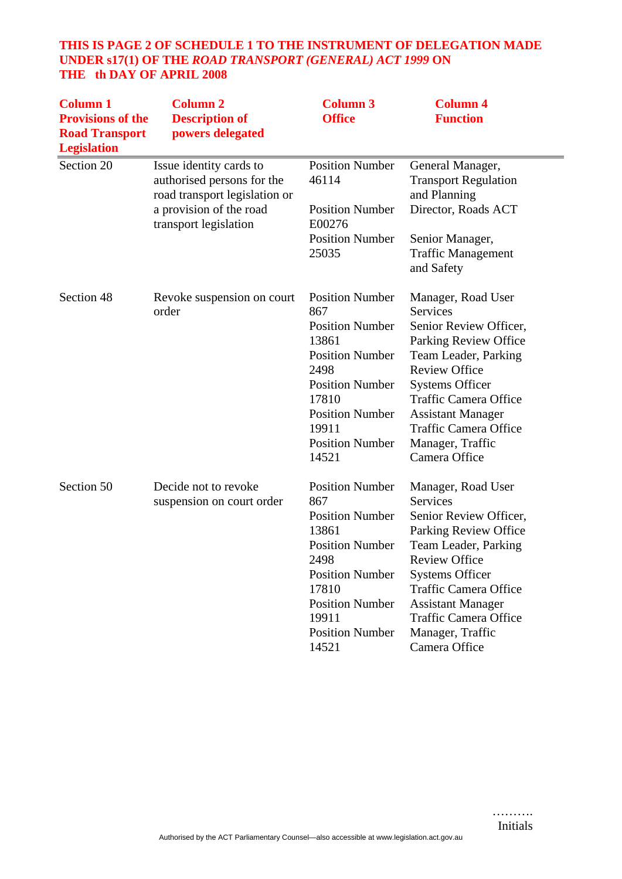**THIS IS PAGE 2 OF SCHEDULE 1 TO THE INSTRUMENT OF DELEGATION MADE UNDER s17(1) OF THE *ROAD TRANSPORT (GENERAL) ACT 1999* ON THE th DAY OF APRIL 2008**

| Column 1 Provisions of the Road Transport Legislation | Column 2 Description of powers delegated | Column 3 Office | Column 4 Function |
|---|---|---|---|
| Section 20 | Issue identity cards to authorised persons for the road transport legislation or a provision of the road transport legislation | Position Number 46114<br>Position Number E00276<br>Position Number 25035 | General Manager, Transport Regulation and Planning<br>Director, Roads ACT<br>Senior Manager, Traffic Management and Safety |
| Section 48 | Revoke suspension on court order | Position Number 867<br>Position Number 13861<br>Position Number 2498<br>Position Number 17810<br>Position Number 19911<br>Position Number 14521 | Manager, Road User Services<br>Senior Review Officer, Parking Review Office<br>Team Leader, Parking Review Office<br>Systems Officer Traffic Camera Office<br>Assistant Manager Traffic Camera Office<br>Manager, Traffic Camera Office |
| Section 50 | Decide not to revoke suspension on court order | Position Number 867<br>Position Number 13861<br>Position Number 2498<br>Position Number 17810<br>Position Number 19911<br>Position Number 14521 | Manager, Road User Services<br>Senior Review Officer, Parking Review Office<br>Team Leader, Parking Review Office<br>Systems Officer Traffic Camera Office<br>Assistant Manager Traffic Camera Office<br>Manager, Traffic Camera Office |

……….
Initials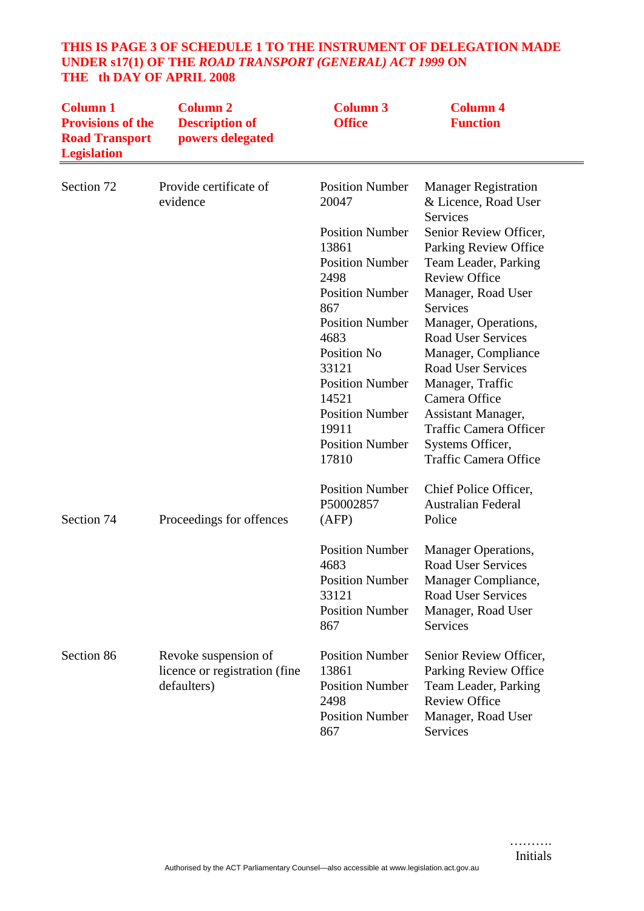**THIS IS PAGE 3 OF SCHEDULE 1 TO THE INSTRUMENT OF DELEGATION MADE UNDER s17(1) OF THE *ROAD TRANSPORT (GENERAL) ACT 1999* ON THE th DAY OF APRIL 2008**

| Column 1 Provisions of the Road Transport Legislation | Column 2 Description of powers delegated | Column 3 Office | Column 4 Function |
|---|---|---|---|
| Section 72 | Provide certificate of evidence | Position Number 20047 | Manager Registration & Licence, Road User Services |
| | | Position Number 13861 | Senior Review Officer, Parking Review Office |
| | | Position Number 2498 | Team Leader, Parking Review Office |
| | | Position Number 867 | Manager, Road User Services |
| | | Position Number 4683 | Manager, Operations, Road User Services |
| | | Position No 33121 | Manager, Compliance Road User Services |
| | | Position Number 14521 | Manager, Traffic Camera Office |
| | | Position Number 19911 | Assistant Manager, Traffic Camera Officer |
| | | Position Number 17810 | Systems Officer, Traffic Camera Office |
| Section 74 | Proceedings for offences | Position Number P50002857 (AFP) | Chief Police Officer, Australian Federal Police |
| | | Position Number 4683 | Manager Operations, Road User Services |
| | | Position Number 33121 | Manager Compliance, Road User Services |
| | | Position Number 867 | Manager, Road User Services |
| Section 86 | Revoke suspension of licence or registration (fine defaulters) | Position Number 13861 | Senior Review Officer, Parking Review Office |
| | | Position Number 2498 | Team Leader, Parking Review Office |
| | | Position Number 867 | Manager, Road User Services |

……….
Initials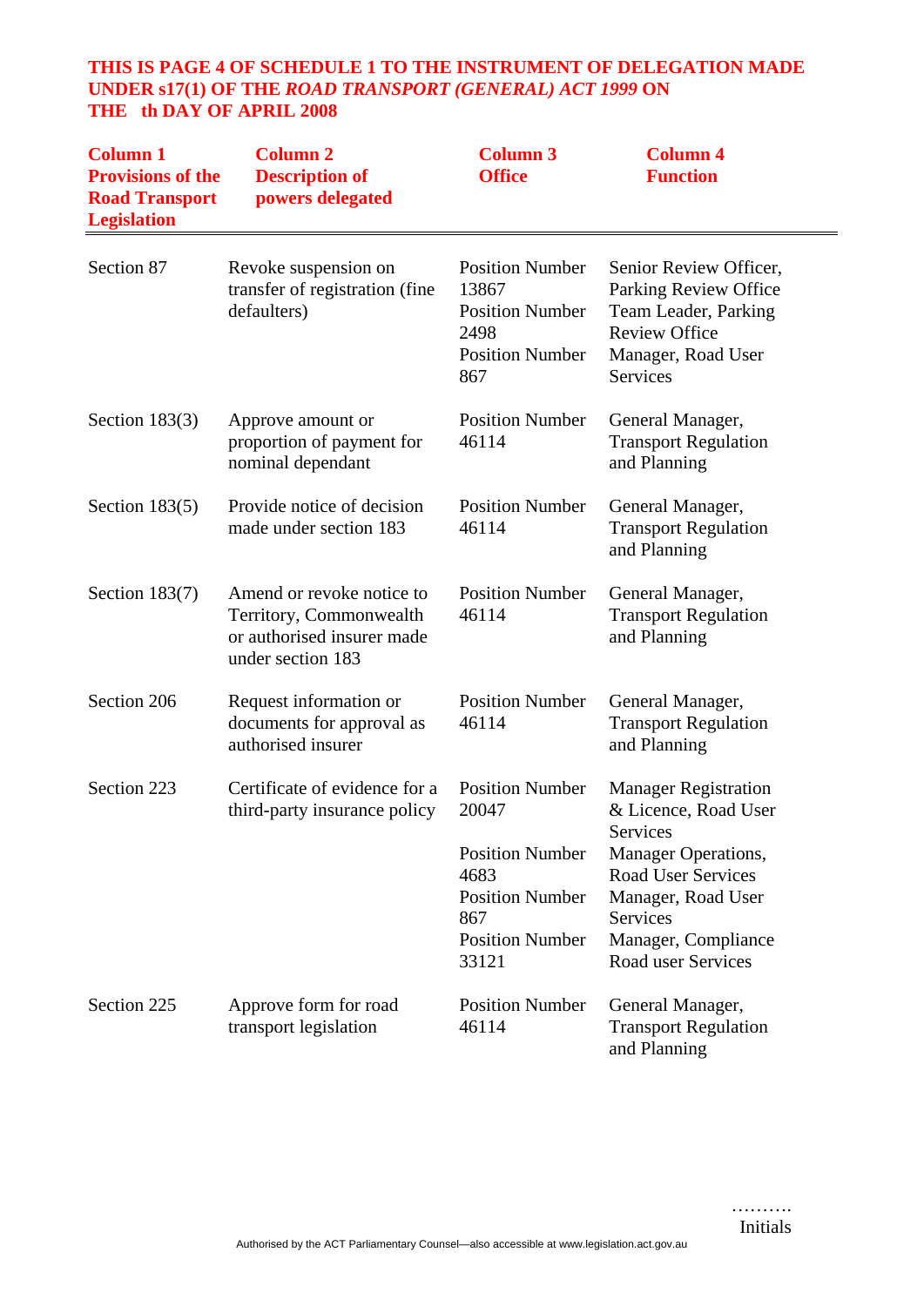**THIS IS PAGE 4 OF SCHEDULE 1 TO THE INSTRUMENT OF DELEGATION MADE UNDER s17(1) OF THE *ROAD TRANSPORT (GENERAL) ACT 1999* ON THE th DAY OF APRIL 2008**

| Column 1 Provisions of the Road Transport Legislation | Column 2 Description of powers delegated | Column 3 Office | Column 4 Function |
|---|---|---|---|
| Section 87 | Revoke suspension on transfer of registration (fine defaulters) | Position Number 13867<br>Position Number 2498<br>Position Number 867 | Senior Review Officer, Parking Review Office<br>Team Leader, Parking Review Office<br>Manager, Road User Services |
| Section 183(3) | Approve amount or proportion of payment for nominal dependant | Position Number 46114 | General Manager, Transport Regulation and Planning |
| Section 183(5) | Provide notice of decision made under section 183 | Position Number 46114 | General Manager, Transport Regulation and Planning |
| Section 183(7) | Amend or revoke notice to Territory, Commonwealth or authorised insurer made under section 183 | Position Number 46114 | General Manager, Transport Regulation and Planning |
| Section 206 | Request information or documents for approval as authorised insurer | Position Number 46114 | General Manager, Transport Regulation and Planning |
| Section 223 | Certificate of evidence for a third-party insurance policy | Position Number 20047<br>Position Number 4683<br>Position Number 867<br>Position Number 33121 | Manager Registration & Licence, Road User Services<br>Manager Operations, Road User Services<br>Manager, Road User Services<br>Manager, Compliance Road user Services |
| Section 225 | Approve form for road transport legislation | Position Number 46114 | General Manager, Transport Regulation and Planning |

……….
Initials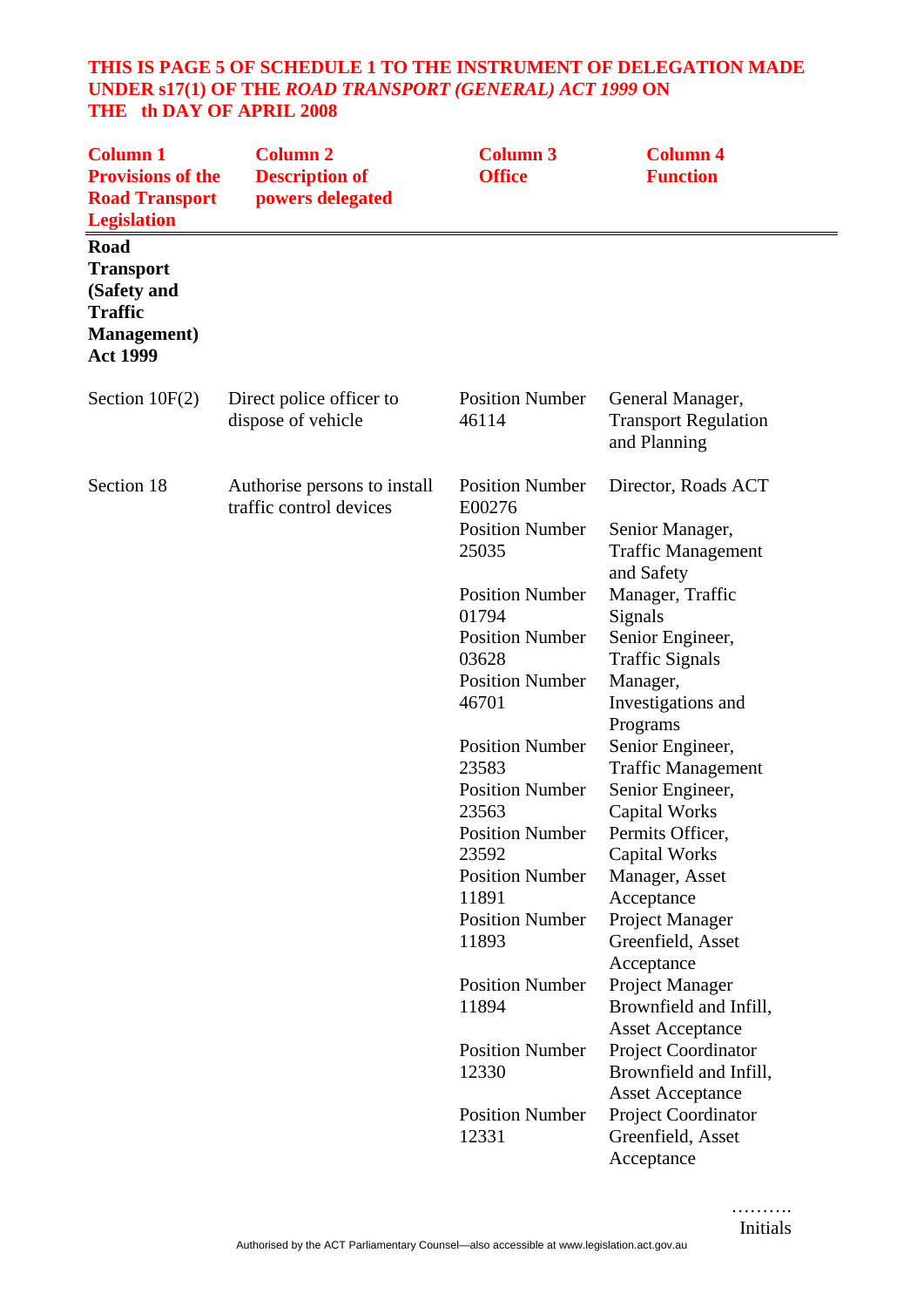**THIS IS PAGE 5 OF SCHEDULE 1 TO THE INSTRUMENT OF DELEGATION MADE UNDER s17(1) OF THE *ROAD TRANSPORT (GENERAL) ACT 1999* ON THE th DAY OF APRIL 2008**

| Column 1 Provisions of the Road Transport Legislation | Column 2 Description of powers delegated | Column 3 Office | Column 4 Function |
|---|---|---|---|
| **Road Transport (Safety and Traffic Management) Act 1999** | | | |
| Section 10F(2) | Direct police officer to dispose of vehicle | Position Number 46114 | General Manager, Transport Regulation and Planning |
| Section 18 | Authorise persons to install traffic control devices | Position Number E00276 | Director, Roads ACT |
| | | Position Number 25035 | Senior Manager, Traffic Management and Safety |
| | | Position Number 01794 | Manager, Traffic Signals |
| | | Position Number 03628 | Senior Engineer, Traffic Signals |
| | | Position Number 46701 | Manager, Investigations and Programs |
| | | Position Number 23583 | Senior Engineer, Traffic Management |
| | | Position Number 23563 | Senior Engineer, Capital Works |
| | | Position Number 23592 | Permits Officer, Capital Works |
| | | Position Number 11891 | Manager, Asset Acceptance |
| | | Position Number 11893 | Project Manager Greenfield, Asset Acceptance |
| | | Position Number 11894 | Project Manager Brownfield and Infill, Asset Acceptance |
| | | Position Number 12330 | Project Coordinator Brownfield and Infill, Asset Acceptance |
| | | Position Number 12331 | Project Coordinator Greenfield, Asset Acceptance |

……….
Initials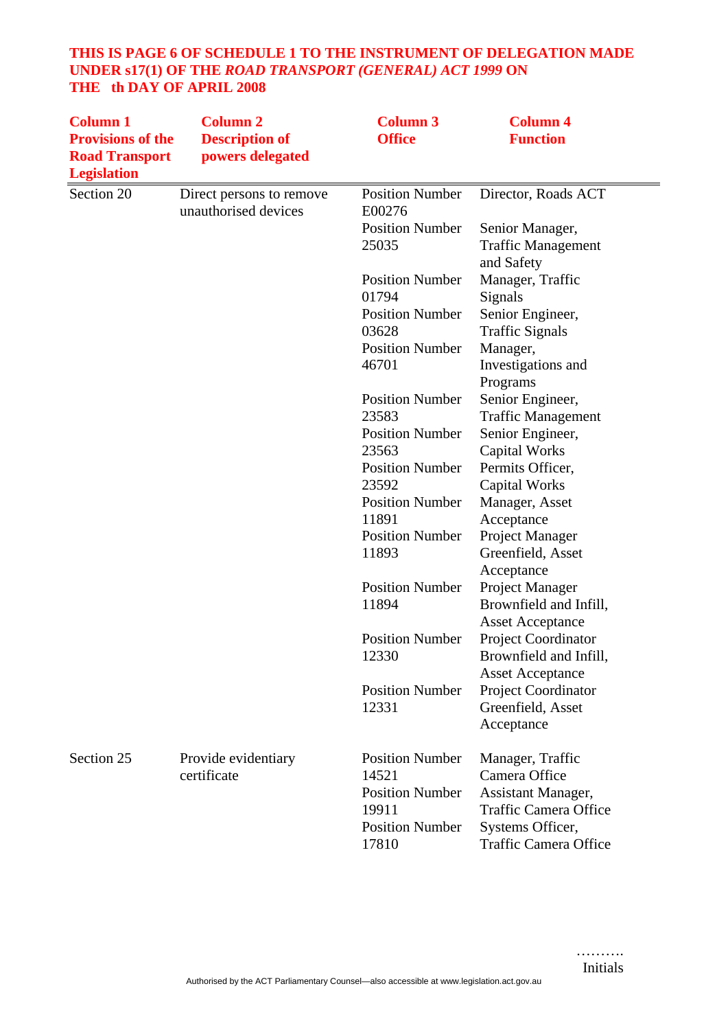**THIS IS PAGE 6 OF SCHEDULE 1 TO THE INSTRUMENT OF DELEGATION MADE UNDER s17(1) OF THE *ROAD TRANSPORT (GENERAL) ACT 1999* ON THE th DAY OF APRIL 2008**

| Column 1 Provisions of the Road Transport Legislation | Column 2 Description of powers delegated | Column 3 Office | Column 4 Function |
|---|---|---|---|
| Section 20 | Direct persons to remove unauthorised devices | Position Number E00276 | Director, Roads ACT |
| | | Position Number 25035 | Senior Manager, Traffic Management and Safety |
| | | Position Number 01794 | Manager, Traffic Signals |
| | | Position Number 03628 | Senior Engineer, Traffic Signals |
| | | Position Number 46701 | Manager, Investigations and Programs |
| | | Position Number 23583 | Senior Engineer, Traffic Management |
| | | Position Number 23563 | Senior Engineer, Capital Works |
| | | Position Number 23592 | Permits Officer, Capital Works |
| | | Position Number 11891 | Manager, Asset Acceptance |
| | | Position Number 11893 | Project Manager Greenfield, Asset Acceptance |
| | | Position Number 11894 | Project Manager Brownfield and Infill, Asset Acceptance |
| | | Position Number 12330 | Project Coordinator Brownfield and Infill, Asset Acceptance |
| | | Position Number 12331 | Project Coordinator Greenfield, Asset Acceptance |
| Section 25 | Provide evidentiary certificate | Position Number 14521 | Manager, Traffic Camera Office |
| | | Position Number 19911 | Assistant Manager, Traffic Camera Office |
| | | Position Number 17810 | Systems Officer, Traffic Camera Office |

……….
Initials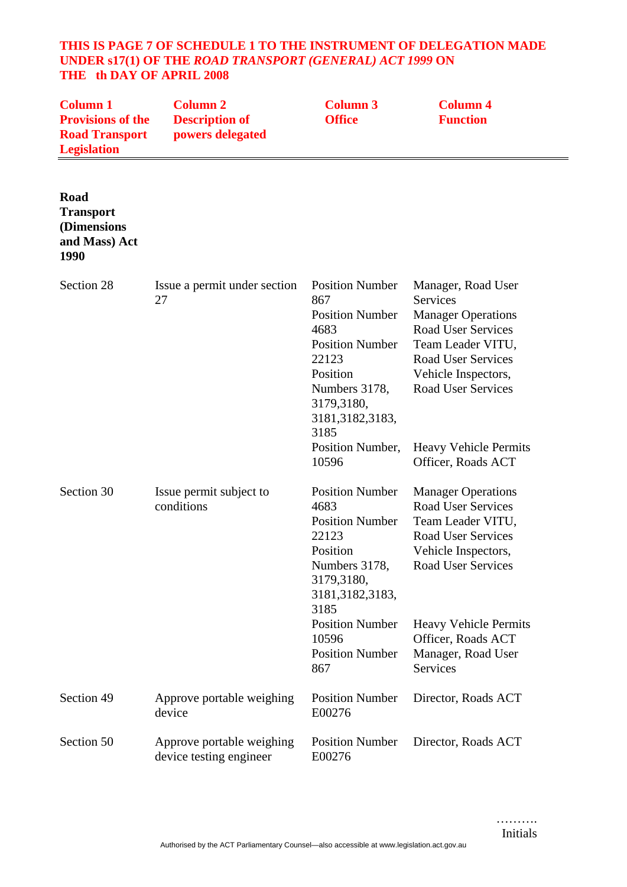**THIS IS PAGE 7 OF SCHEDULE 1 TO THE INSTRUMENT OF DELEGATION MADE UNDER s17(1) OF THE *ROAD TRANSPORT (GENERAL) ACT 1999* ON THE th DAY OF APRIL 2008**

| Column 1 Provisions of the Road Transport Legislation | Column 2 Description of powers delegated | Column 3 Office | Column 4 Function |
|---|---|---|---|
| **Road Transport (Dimensions and Mass) Act 1990** | | | |
| Section 28 | Issue a permit under section 27 | Position Number 867 | Manager, Road User Services |
| | | Position Number 4683 | Manager Operations Road User Services |
| | | Position Number 22123 | Team Leader VITU, Road User Services |
| | | Position Numbers 3178, 3179,3180, 3181,3182,3183, 3185 | Vehicle Inspectors, Road User Services |
| | | Position Number, 10596 | Heavy Vehicle Permits Officer, Roads ACT |
| Section 30 | Issue permit subject to conditions | Position Number 4683 | Manager Operations Road User Services |
| | | Position Number 22123 | Team Leader VITU, Road User Services |
| | | Position Numbers 3178, 3179,3180, 3181,3182,3183, 3185 | Vehicle Inspectors, Road User Services |
| | | Position Number 10596 | Heavy Vehicle Permits Officer, Roads ACT |
| | | Position Number 867 | Manager, Road User Services |
| Section 49 | Approve portable weighing device | Position Number E00276 | Director, Roads ACT |
| Section 50 | Approve portable weighing device testing engineer | Position Number E00276 | Director, Roads ACT |

……….
Initials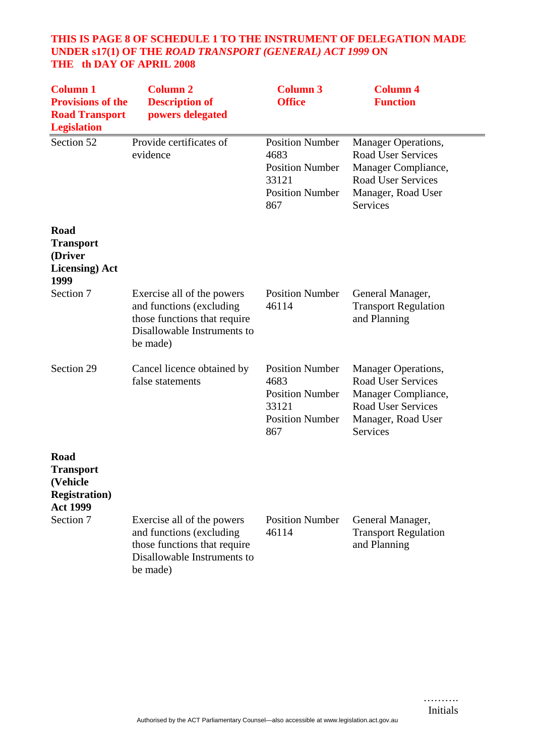**THIS IS PAGE 8 OF SCHEDULE 1 TO THE INSTRUMENT OF DELEGATION MADE UNDER s17(1) OF THE *ROAD TRANSPORT (GENERAL) ACT 1999* ON THE th DAY OF APRIL 2008**

| Column 1 Provisions of the Road Transport Legislation | Column 2 Description of powers delegated | Column 3 Office | Column 4 Function |
|---|---|---|---|
| Section 52 | Provide certificates of evidence | Position Number 4683<br>Position Number 33121<br>Position Number 867 | Manager Operations, Road User Services<br>Manager Compliance, Road User Services<br>Manager, Road User Services |
| **Road Transport (Driver Licensing) Act 1999** | | | |
| Section 7 | Exercise all of the powers and functions (excluding those functions that require Disallowable Instruments to be made) | Position Number 46114 | General Manager, Transport Regulation and Planning |
| Section 29 | Cancel licence obtained by false statements | Position Number 4683<br>Position Number 33121<br>Position Number 867 | Manager Operations, Road User Services<br>Manager Compliance, Road User Services<br>Manager, Road User Services |
| **Road Transport (Vehicle Registration) Act 1999** | | | |
| Section 7 | Exercise all of the powers and functions (excluding those functions that require Disallowable Instruments to be made) | Position Number 46114 | General Manager, Transport Regulation and Planning |

……….
Initials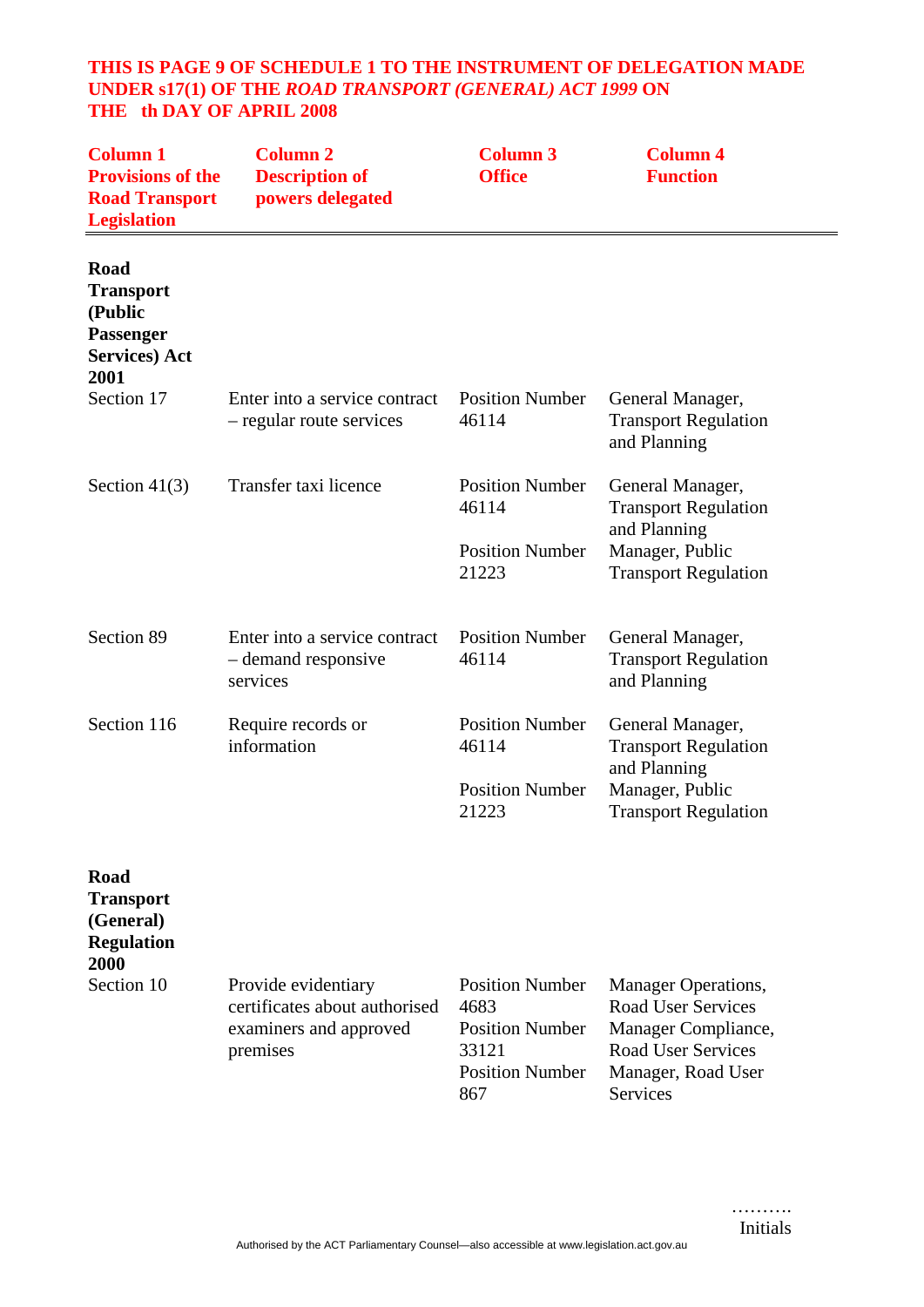**THIS IS PAGE 9 OF SCHEDULE 1 TO THE INSTRUMENT OF DELEGATION MADE UNDER s17(1) OF THE *ROAD TRANSPORT (GENERAL) ACT 1999* ON THE th DAY OF APRIL 2008**

| Column 1 Provisions of the Road Transport Legislation | Column 2 Description of powers delegated | Column 3 Office | Column 4 Function |
|---|---|---|---|
| **Road Transport (Public Passenger Services) Act 2001** | | | |
| Section 17 | Enter into a service contract – regular route services | Position Number 46114 | General Manager, Transport Regulation and Planning |
| Section 41(3) | Transfer taxi licence | Position Number 46114 | General Manager, Transport Regulation and Planning |
| | | Position Number 21223 | Manager, Public Transport Regulation |
| Section 89 | Enter into a service contract – demand responsive services | Position Number 46114 | General Manager, Transport Regulation and Planning |
| Section 116 | Require records or information | Position Number 46114 | General Manager, Transport Regulation and Planning |
| | | Position Number 21223 | Manager, Public Transport Regulation |
| **Road Transport (General) Regulation 2000** | | | |
| Section 10 | Provide evidentiary certificates about authorised examiners and approved premises | Position Number 4683 | Manager Operations, Road User Services |
| | | Position Number 33121 | Manager Compliance, Road User Services |
| | | Position Number 867 | Manager, Road User Services |

……….
Initials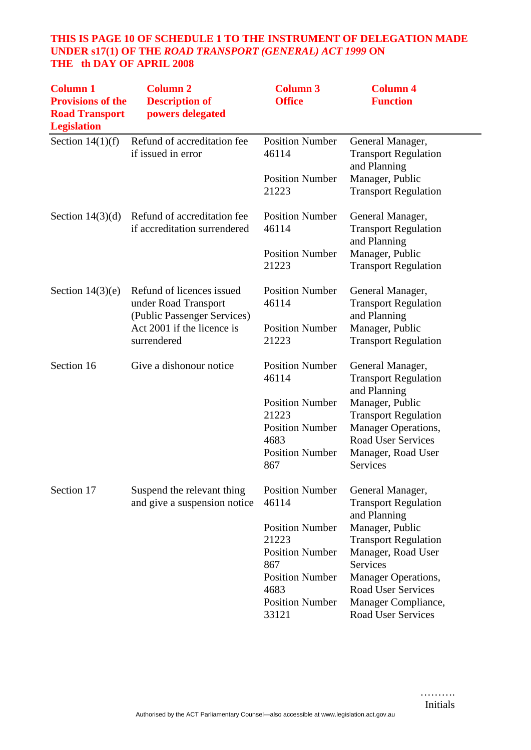**THIS IS PAGE 10 OF SCHEDULE 1 TO THE INSTRUMENT OF DELEGATION MADE UNDER s17(1) OF THE *ROAD TRANSPORT (GENERAL) ACT 1999* ON THE th DAY OF APRIL 2008**

| Column 1 Provisions of the Road Transport Legislation | Column 2 Description of powers delegated | Column 3 Office | Column 4 Function |
|---|---|---|---|
| Section 14(1)(f) | Refund of accreditation fee if issued in error | Position Number 46114 | General Manager, Transport Regulation and Planning |
| | | Position Number 21223 | Manager, Public Transport Regulation |
| Section 14(3)(d) | Refund of accreditation fee if accreditation surrendered | Position Number 46114 | General Manager, Transport Regulation and Planning |
| | | Position Number 21223 | Manager, Public Transport Regulation |
| Section 14(3)(e) | Refund of licences issued under Road Transport (Public Passenger Services) Act 2001 if the licence is surrendered | Position Number 46114 | General Manager, Transport Regulation and Planning |
| | | Position Number 21223 | Manager, Public Transport Regulation |
| Section 16 | Give a dishonour notice | Position Number 46114 | General Manager, Transport Regulation and Planning |
| | | Position Number 21223 | Manager, Public Transport Regulation |
| | | Position Number 4683 | Manager Operations, Road User Services |
| | | Position Number 867 | Manager, Road User Services |
| Section 17 | Suspend the relevant thing and give a suspension notice | Position Number 46114 | General Manager, Transport Regulation and Planning |
| | | Position Number 21223 | Manager, Public Transport Regulation |
| | | Position Number 867 | Manager, Road User Services |
| | | Position Number 4683 | Manager Operations, Road User Services |
| | | Position Number 33121 | Manager Compliance, Road User Services |

……….
Initials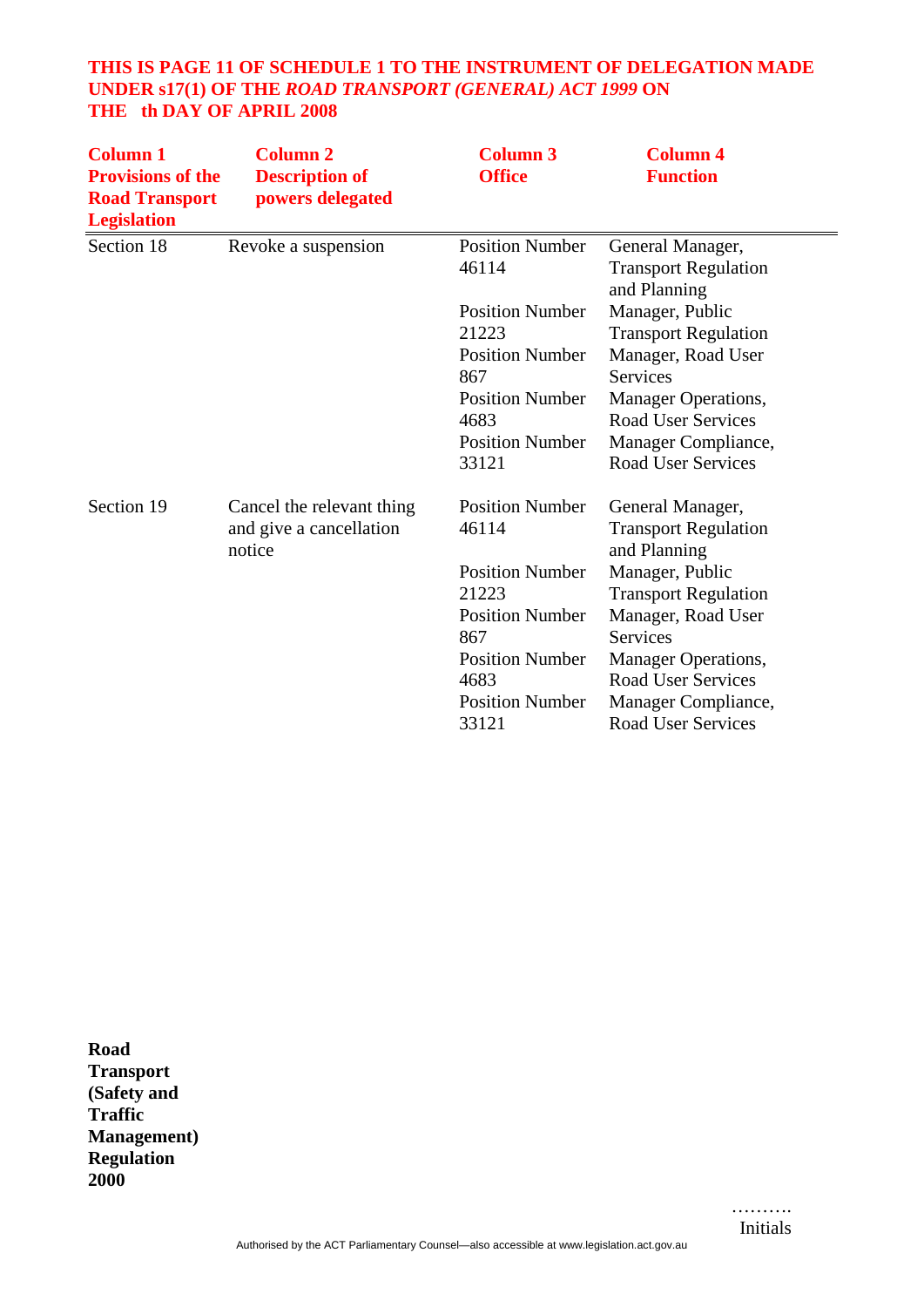**THIS IS PAGE 11 OF SCHEDULE 1 TO THE INSTRUMENT OF DELEGATION MADE UNDER s17(1) OF THE *ROAD TRANSPORT (GENERAL) ACT 1999* ON THE th DAY OF APRIL 2008**

| Column 1 Provisions of the Road Transport Legislation | Column 2 Description of powers delegated | Column 3 Office | Column 4 Function |
|---|---|---|---|
| Section 18 | Revoke a suspension | Position Number 46114 | General Manager, Transport Regulation and Planning |
| | | Position Number 21223 | Manager, Public Transport Regulation |
| | | Position Number 867 | Manager, Road User Services |
| | | Position Number 4683 | Manager Operations, Road User Services |
| | | Position Number 33121 | Manager Compliance, Road User Services |
| Section 19 | Cancel the relevant thing and give a cancellation notice | Position Number 46114 | General Manager, Transport Regulation and Planning |
| | | Position Number 21223 | Manager, Public Transport Regulation |
| | | Position Number 867 | Manager, Road User Services |
| | | Position Number 4683 | Manager Operations, Road User Services |
| | | Position Number 33121 | Manager Compliance, Road User Services |

**Road Transport (Safety and Traffic Management) Regulation 2000**

……….
Initials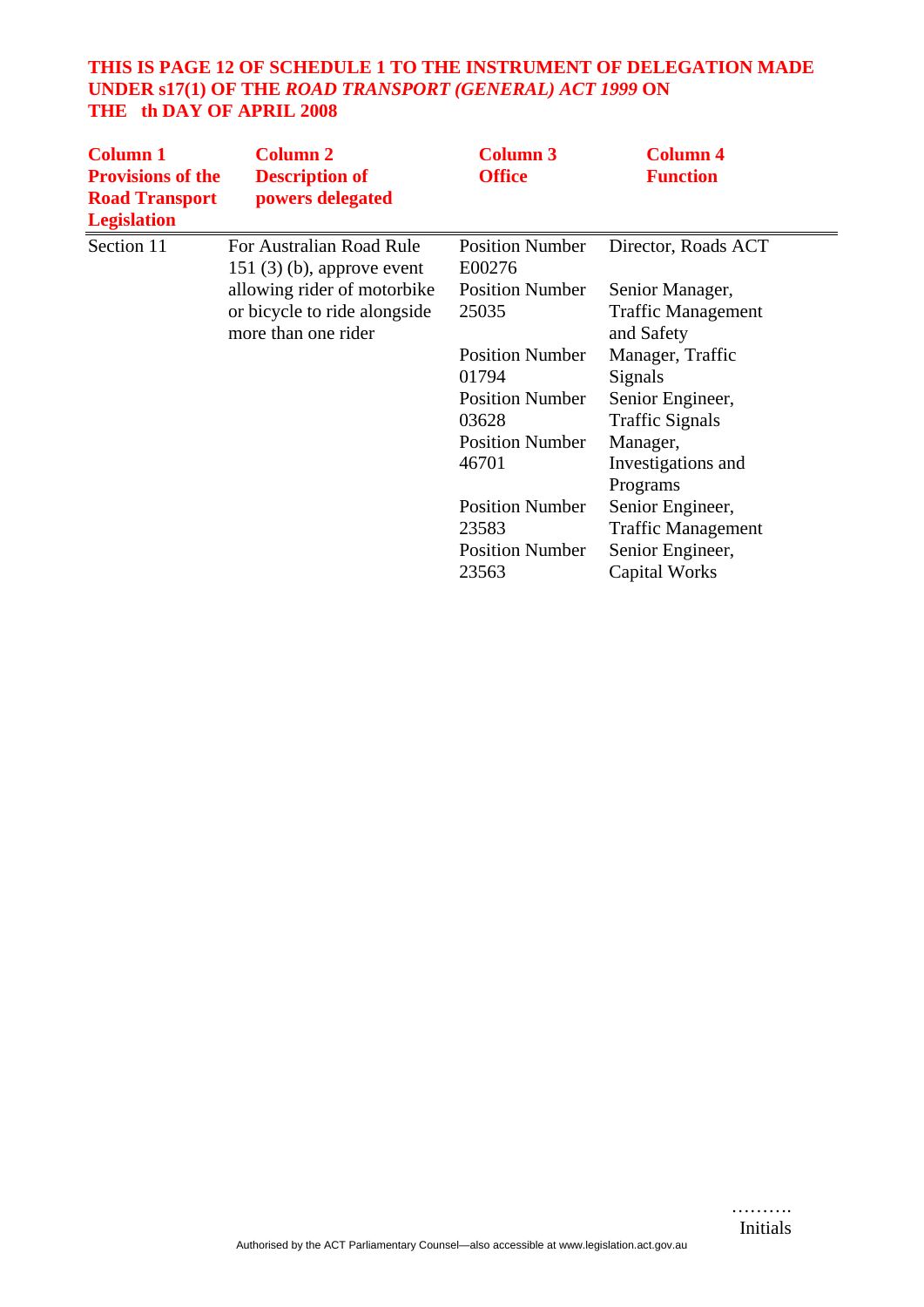**THIS IS PAGE 12 OF SCHEDULE 1 TO THE INSTRUMENT OF DELEGATION MADE UNDER s17(1) OF THE *ROAD TRANSPORT (GENERAL) ACT 1999* ON THE th DAY OF APRIL 2008**

| Column 1 Provisions of the Road Transport Legislation | Column 2 Description of powers delegated | Column 3 Office | Column 4 Function |
|---|---|---|---|
| Section 11 | For Australian Road Rule 151 (3) (b), approve event allowing rider of motorbike or bicycle to ride alongside more than one rider | Position Number E00276 | Director, Roads ACT |
| | | Position Number 25035 | Senior Manager, Traffic Management and Safety |
| | | Position Number 01794 | Manager, Traffic Signals |
| | | Position Number 03628 | Senior Engineer, Traffic Signals |
| | | Position Number 46701 | Manager, Investigations and Programs |
| | | Position Number 23583 | Senior Engineer, Traffic Management |
| | | Position Number 23563 | Senior Engineer, Capital Works |

……….
Initials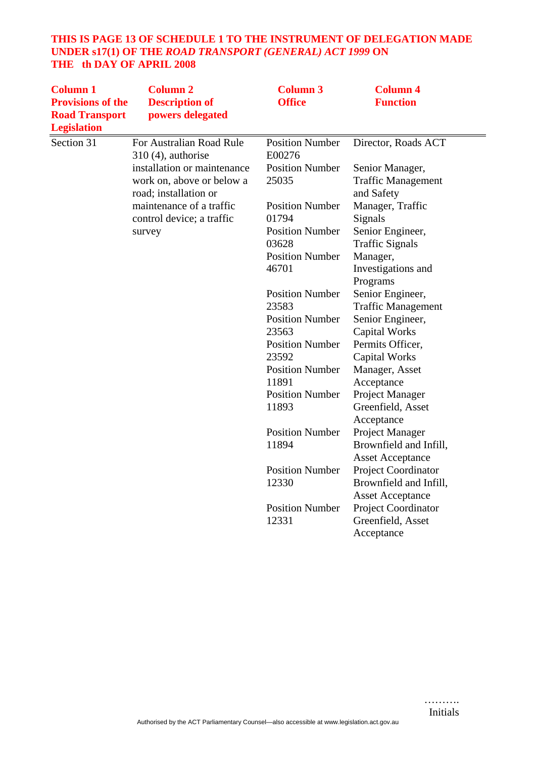**THIS IS PAGE 13 OF SCHEDULE 1 TO THE INSTRUMENT OF DELEGATION MADE UNDER s17(1) OF THE *ROAD TRANSPORT (GENERAL) ACT 1999* ON THE th DAY OF APRIL 2008**

| Column 1 Provisions of the Road Transport Legislation | Column 2 Description of powers delegated | Column 3 Office | Column 4 Function |
|---|---|---|---|
| Section 31 | For Australian Road Rule 310 (4), authorise installation or maintenance work on, above or below a road; installation or maintenance of a traffic control device; a traffic survey | Position Number E00276 | Director, Roads ACT |
| | | Position Number 25035 | Senior Manager, Traffic Management and Safety |
| | | Position Number 01794 | Manager, Traffic Signals |
| | | Position Number 03628 | Senior Engineer, Traffic Signals |
| | | Position Number 46701 | Manager, Investigations and Programs |
| | | Position Number 23583 | Senior Engineer, Traffic Management |
| | | Position Number 23563 | Senior Engineer, Capital Works |
| | | Position Number 23592 | Permits Officer, Capital Works |
| | | Position Number 11891 | Manager, Asset Acceptance |
| | | Position Number 11893 | Project Manager Greenfield, Asset Acceptance |
| | | Position Number 11894 | Project Manager Brownfield and Infill, Asset Acceptance |
| | | Position Number 12330 | Project Coordinator Brownfield and Infill, Asset Acceptance |
| | | Position Number 12331 | Project Coordinator Greenfield, Asset Acceptance |

……….
Initials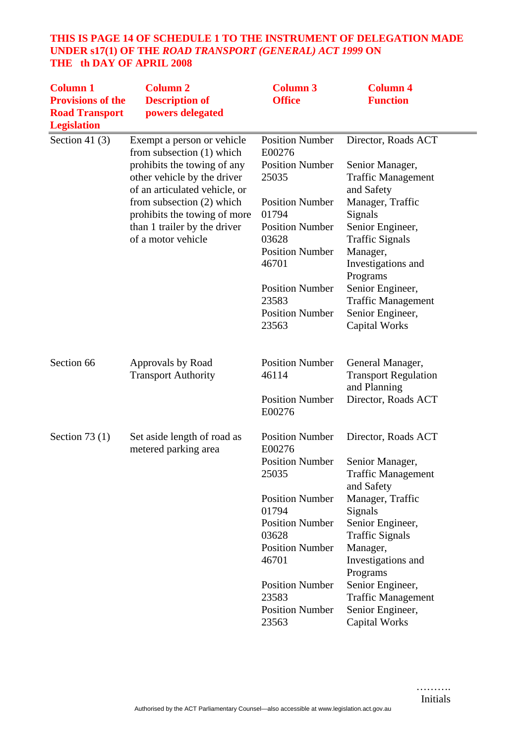**THIS IS PAGE 14 OF SCHEDULE 1 TO THE INSTRUMENT OF DELEGATION MADE UNDER s17(1) OF THE *ROAD TRANSPORT (GENERAL) ACT 1999* ON THE th DAY OF APRIL 2008**

| Column 1 Provisions of the Road Transport Legislation | Column 2 Description of powers delegated | Column 3 Office | Column 4 Function |
|---|---|---|---|
| Section 41 (3) | Exempt a person or vehicle from subsection (1) which prohibits the towing of any other vehicle by the driver of an articulated vehicle, or from subsection (2) which prohibits the towing of more than 1 trailer by the driver of a motor vehicle | Position Number E00276 | Director, Roads ACT |
| | | Position Number 25035 | Senior Manager, Traffic Management and Safety |
| | | Position Number 01794 | Manager, Traffic Signals |
| | | Position Number 03628 | Senior Engineer, Traffic Signals |
| | | Position Number 46701 | Manager, Investigations and Programs |
| | | Position Number 23583 | Senior Engineer, Traffic Management |
| | | Position Number 23563 | Senior Engineer, Capital Works |
| Section 66 | Approvals by Road Transport Authority | Position Number 46114 | General Manager, Transport Regulation and Planning |
| | | Position Number E00276 | Director, Roads ACT |
| Section 73 (1) | Set aside length of road as metered parking area | Position Number E00276 | Director, Roads ACT |
| | | Position Number 25035 | Senior Manager, Traffic Management and Safety |
| | | Position Number 01794 | Manager, Traffic Signals |
| | | Position Number 03628 | Senior Engineer, Traffic Signals |
| | | Position Number 46701 | Manager, Investigations and Programs |
| | | Position Number 23583 | Senior Engineer, Traffic Management |
| | | Position Number 23563 | Senior Engineer, Capital Works |

……….
Initials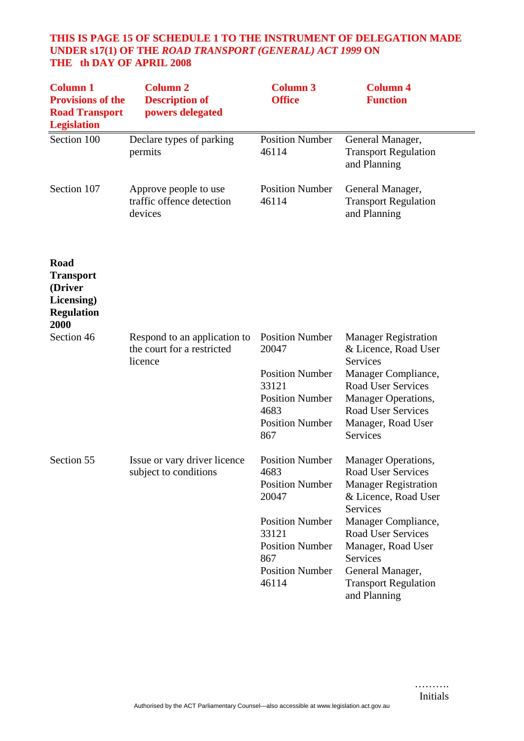**THIS IS PAGE 15 OF SCHEDULE 1 TO THE INSTRUMENT OF DELEGATION MADE UNDER s17(1) OF THE *ROAD TRANSPORT (GENERAL) ACT 1999* ON THE th DAY OF APRIL 2008**

| Column 1 Provisions of the Road Transport Legislation | Column 2 Description of powers delegated | Column 3 Office | Column 4 Function |
|---|---|---|---|
| Section 100 | Declare types of parking permits | Position Number 46114 | General Manager, Transport Regulation and Planning |
| Section 107 | Approve people to use traffic offence detection devices | Position Number 46114 | General Manager, Transport Regulation and Planning |
| **Road Transport (Driver Licensing) Regulation 2000** | | | |
| Section 46 | Respond to an application to the court for a restricted licence | Position Number 20047 | Manager Registration & Licence, Road User Services |
| | | Position Number 33121 | Manager Compliance, Road User Services |
| | | Position Number 4683 | Manager Operations, Road User Services |
| | | Position Number 867 | Manager, Road User Services |
| Section 55 | Issue or vary driver licence subject to conditions | Position Number 4683 | Manager Operations, Road User Services |
| | | Position Number 20047 | Manager Registration & Licence, Road User Services |
| | | Position Number 33121 | Manager Compliance, Road User Services |
| | | Position Number 867 | Manager, Road User Services |
| | | Position Number 46114 | General Manager, Transport Regulation and Planning |

……….
Initials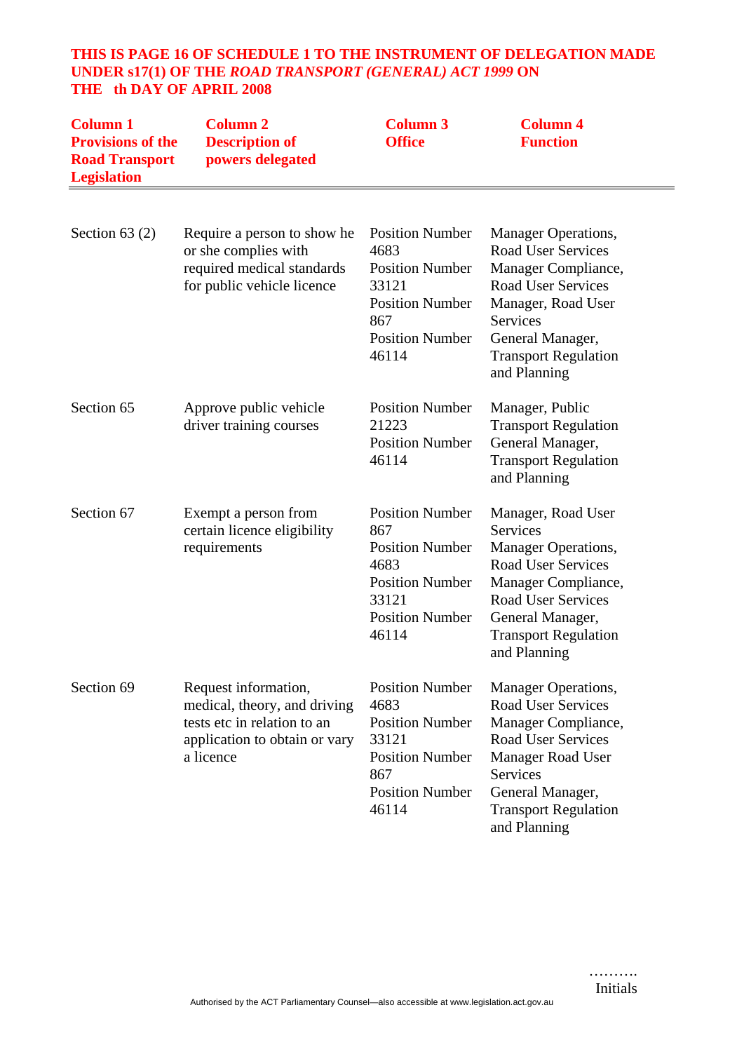**THIS IS PAGE 16 OF SCHEDULE 1 TO THE INSTRUMENT OF DELEGATION MADE UNDER s17(1) OF THE *ROAD TRANSPORT (GENERAL) ACT 1999* ON THE th DAY OF APRIL 2008**

| Column 1 Provisions of the Road Transport Legislation | Column 2 Description of powers delegated | Column 3 Office | Column 4 Function |
|---|---|---|---|
| Section 63 (2) | Require a person to show he or she complies with required medical standards for public vehicle licence | Position Number 4683<br>Position Number 33121<br>Position Number 867<br>Position Number 46114 | Manager Operations, Road User Services<br>Manager Compliance, Road User Services<br>Manager, Road User Services<br>General Manager, Transport Regulation and Planning |
| Section 65 | Approve public vehicle driver training courses | Position Number 21223<br>Position Number 46114 | Manager, Public Transport Regulation<br>General Manager, Transport Regulation and Planning |
| Section 67 | Exempt a person from certain licence eligibility requirements | Position Number 867<br>Position Number 4683<br>Position Number 33121<br>Position Number 46114 | Manager, Road User Services<br>Manager Operations, Road User Services<br>Manager Compliance, Road User Services<br>General Manager, Transport Regulation and Planning |
| Section 69 | Request information, medical, theory, and driving tests etc in relation to an application to obtain or vary a licence | Position Number 4683<br>Position Number 33121<br>Position Number 867<br>Position Number 46114 | Manager Operations, Road User Services<br>Manager Compliance, Road User Services<br>Manager Road User Services<br>General Manager, Transport Regulation and Planning |

……….
Initials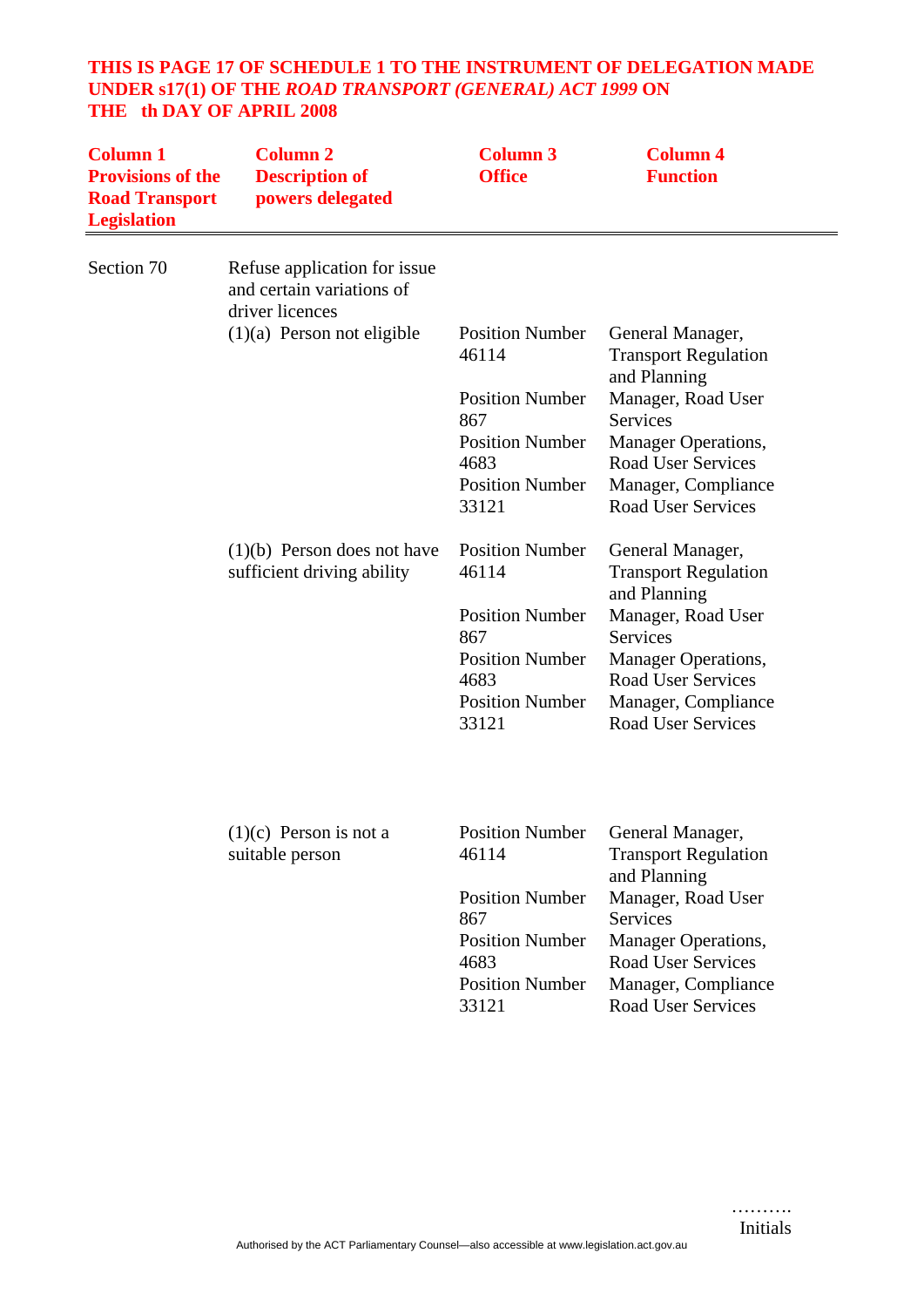**THIS IS PAGE 17 OF SCHEDULE 1 TO THE INSTRUMENT OF DELEGATION MADE UNDER s17(1) OF THE *ROAD TRANSPORT (GENERAL) ACT 1999* ON THE th DAY OF APRIL 2008**

| Column 1 Provisions of the Road Transport Legislation | Column 2 Description of powers delegated | Column 3 Office | Column 4 Function |
|---|---|---|---|
| Section 70 | Refuse application for issue and certain variations of driver licences | | |
| | (1)(a) Person not eligible | Position Number 46114 | General Manager, Transport Regulation and Planning |
| | | Position Number 867 | Manager, Road User Services |
| | | Position Number 4683 | Manager Operations, Road User Services |
| | | Position Number 33121 | Manager, Compliance Road User Services |
| | (1)(b) Person does not have sufficient driving ability | Position Number 46114 | General Manager, Transport Regulation and Planning |
| | | Position Number 867 | Manager, Road User Services |
| | | Position Number 4683 | Manager Operations, Road User Services |
| | | Position Number 33121 | Manager, Compliance Road User Services |
| | (1)(c) Person is not a suitable person | Position Number 46114 | General Manager, Transport Regulation and Planning |
| | | Position Number 867 | Manager, Road User Services |
| | | Position Number 4683 | Manager Operations, Road User Services |
| | | Position Number 33121 | Manager, Compliance Road User Services |

……….
Initials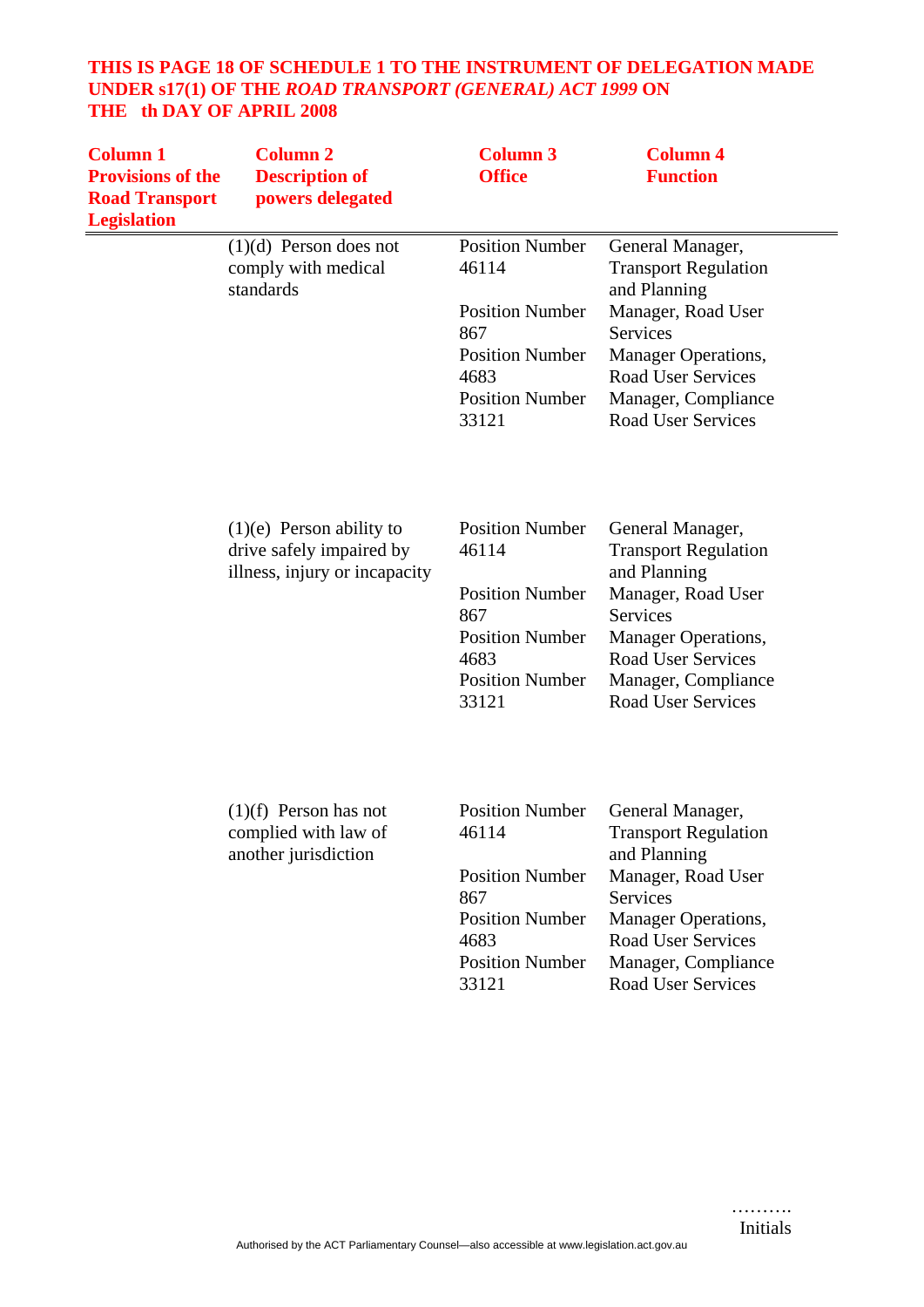**THIS IS PAGE 18 OF SCHEDULE 1 TO THE INSTRUMENT OF DELEGATION MADE UNDER s17(1) OF THE *ROAD TRANSPORT (GENERAL) ACT 1999* ON THE th DAY OF APRIL 2008**

| Column 1 Provisions of the Road Transport Legislation | Column 2 Description of powers delegated | Column 3 Office | Column 4 Function |
|---|---|---|---|
| | (1)(d) Person does not comply with medical standards | Position Number 46114 | General Manager, Transport Regulation and Planning |
| | | Position Number 867 | Manager, Road User Services |
| | | Position Number 4683 | Manager Operations, Road User Services |
| | | Position Number 33121 | Manager, Compliance Road User Services |
| | (1)(e) Person ability to drive safely impaired by illness, injury or incapacity | Position Number 46114 | General Manager, Transport Regulation and Planning |
| | | Position Number 867 | Manager, Road User Services |
| | | Position Number 4683 | Manager Operations, Road User Services |
| | | Position Number 33121 | Manager, Compliance Road User Services |
| | (1)(f) Person has not complied with law of another jurisdiction | Position Number 46114 | General Manager, Transport Regulation and Planning |
| | | Position Number 867 | Manager, Road User Services |
| | | Position Number 4683 | Manager Operations, Road User Services |
| | | Position Number 33121 | Manager, Compliance Road User Services |

……….
Initials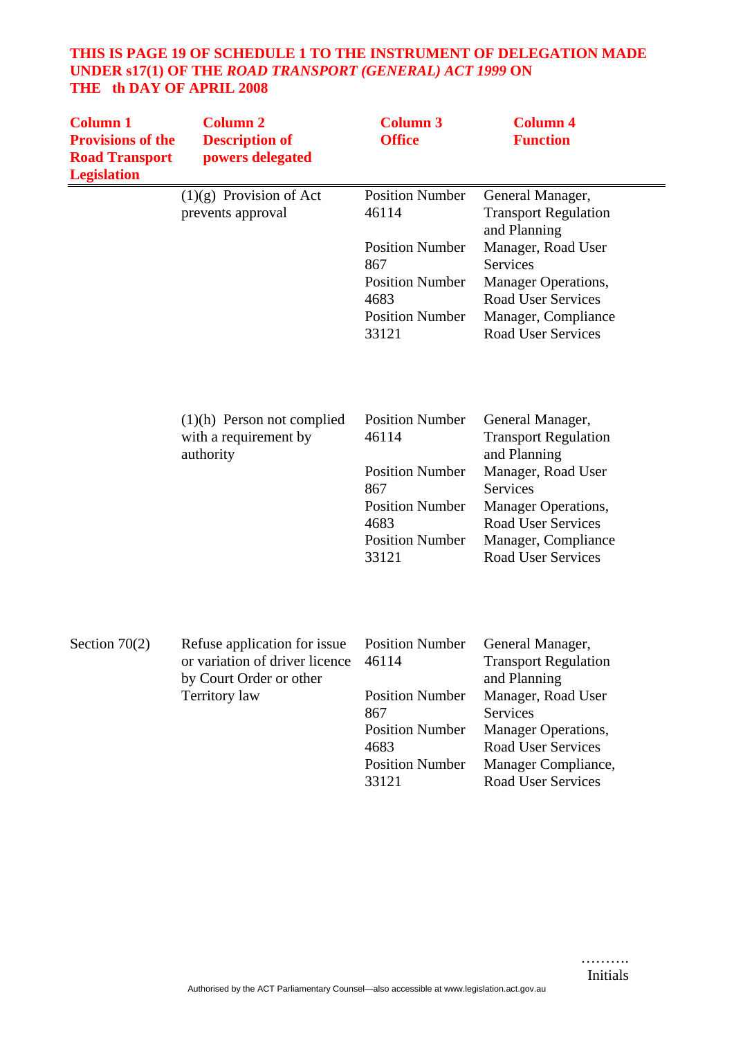**THIS IS PAGE 19 OF SCHEDULE 1 TO THE INSTRUMENT OF DELEGATION MADE UNDER s17(1) OF THE *ROAD TRANSPORT (GENERAL) ACT 1999* ON THE th DAY OF APRIL 2008**

| Column 1 Provisions of the Road Transport Legislation | Column 2 Description of powers delegated | Column 3 Office | Column 4 Function |
|---|---|---|---|
| | (1)(g) Provision of Act prevents approval | Position Number 46114 | General Manager, Transport Regulation and Planning |
| | | Position Number 867 | Manager, Road User Services |
| | | Position Number 4683 | Manager Operations, Road User Services |
| | | Position Number 33121 | Manager, Compliance Road User Services |
| | (1)(h) Person not complied with a requirement by authority | Position Number 46114 | General Manager, Transport Regulation and Planning |
| | | Position Number 867 | Manager, Road User Services |
| | | Position Number 4683 | Manager Operations, Road User Services |
| | | Position Number 33121 | Manager, Compliance Road User Services |
| Section 70(2) | Refuse application for issue or variation of driver licence by Court Order or other Territory law | Position Number 46114 | General Manager, Transport Regulation and Planning |
| | | Position Number 867 | Manager, Road User Services |
| | | Position Number 4683 | Manager Operations, Road User Services |
| | | Position Number 33121 | Manager Compliance, Road User Services |

……….
Initials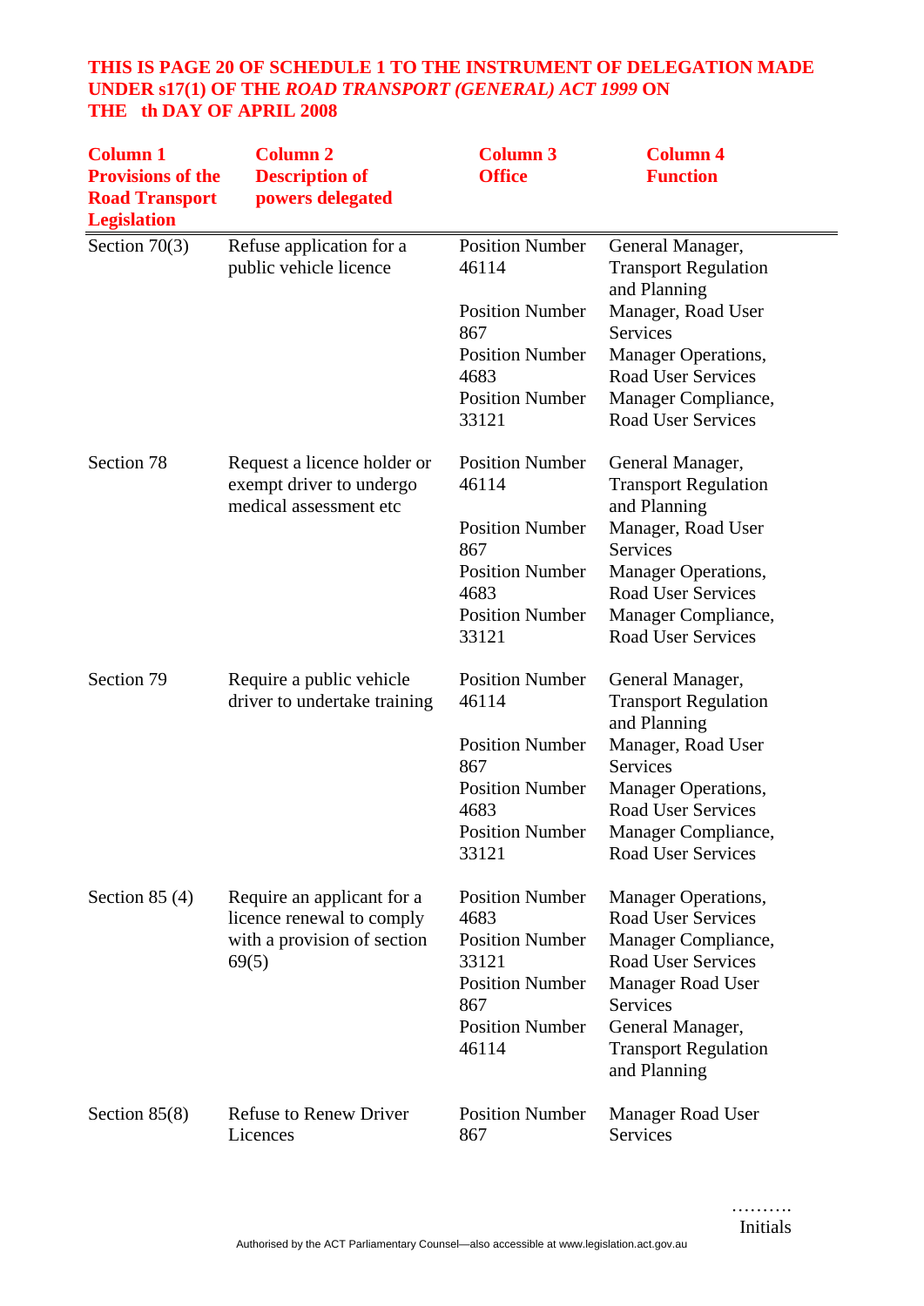**THIS IS PAGE 20 OF SCHEDULE 1 TO THE INSTRUMENT OF DELEGATION MADE UNDER s17(1) OF THE *ROAD TRANSPORT (GENERAL) ACT 1999* ON THE th DAY OF APRIL 2008**

| Column 1 Provisions of the Road Transport Legislation | Column 2 Description of powers delegated | Column 3 Office | Column 4 Function |
|---|---|---|---|
| Section 70(3) | Refuse application for a public vehicle licence | Position Number 46114 | General Manager, Transport Regulation and Planning |
| | | Position Number 867 | Manager, Road User Services |
| | | Position Number 4683 | Manager Operations, Road User Services |
| | | Position Number 33121 | Manager Compliance, Road User Services |
| Section 78 | Request a licence holder or exempt driver to undergo medical assessment etc | Position Number 46114 | General Manager, Transport Regulation and Planning |
| | | Position Number 867 | Manager, Road User Services |
| | | Position Number 4683 | Manager Operations, Road User Services |
| | | Position Number 33121 | Manager Compliance, Road User Services |
| Section 79 | Require a public vehicle driver to undertake training | Position Number 46114 | General Manager, Transport Regulation and Planning |
| | | Position Number 867 | Manager, Road User Services |
| | | Position Number 4683 | Manager Operations, Road User Services |
| | | Position Number 33121 | Manager Compliance, Road User Services |
| Section 85 (4) | Require an applicant for a licence renewal to comply with a provision of section 69(5) | Position Number 4683 | Manager Operations, Road User Services |
| | | Position Number 33121 | Manager Compliance, Road User Services |
| | | Position Number 867 | Manager Road User Services |
| | | Position Number 46114 | General Manager, Transport Regulation and Planning |
| Section 85(8) | Refuse to Renew Driver Licences | Position Number 867 | Manager Road User Services |

……….
Initials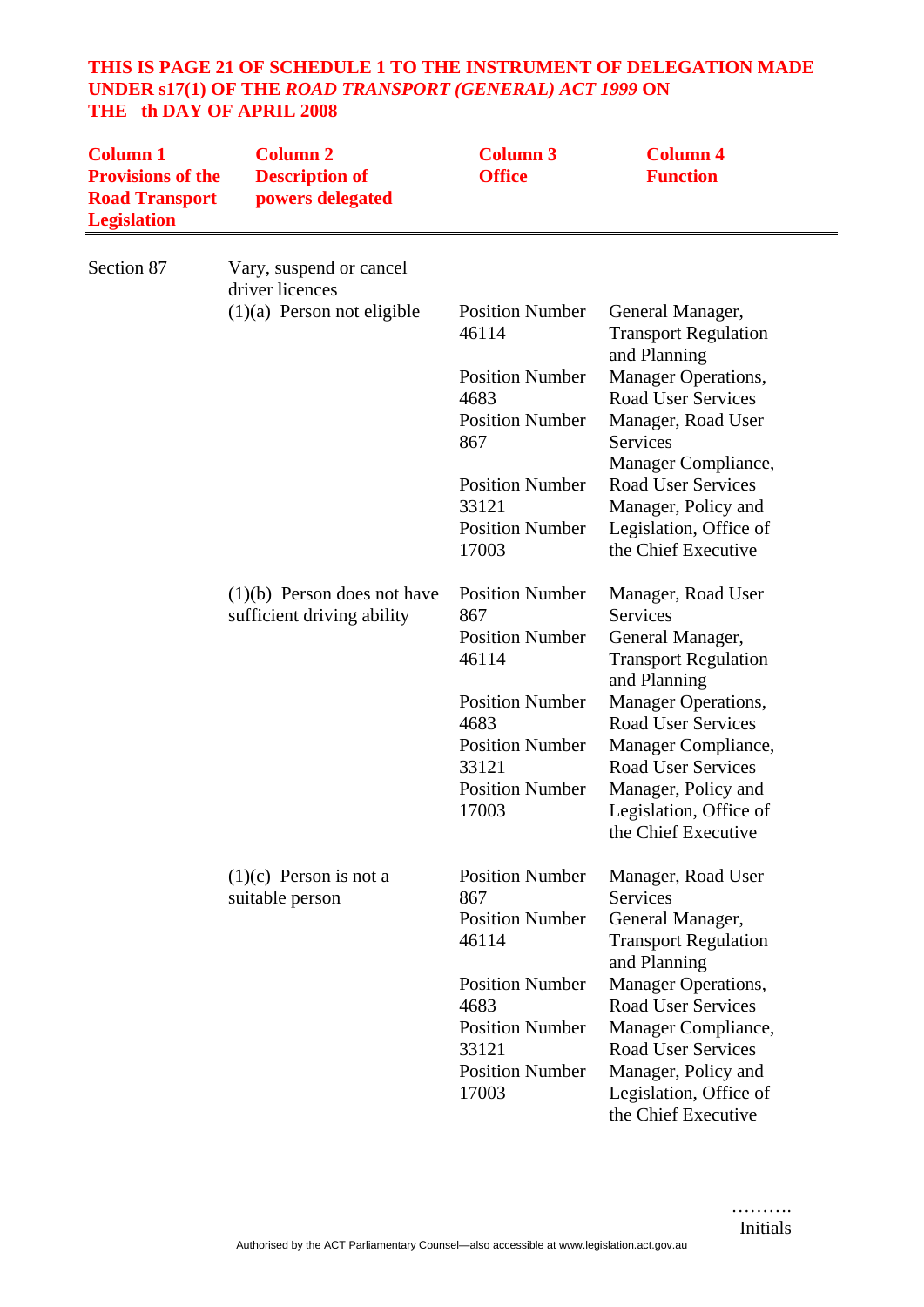| Column 1 Provisions of the Road Transport Legislation | Column 2 Description of powers delegated | Column 3 Office | Column 4 Function |
|---|---|---|---|
| Section 87 | Vary, suspend or cancel driver licences | | |
| | (1)(a) Person not eligible | Position Number 46114 | General Manager, Transport Regulation and Planning |
| | | Position Number 4683 | Manager Operations, Road User Services |
| | | Position Number 867 | Manager, Road User Services |
| | | Position Number 33121 | Manager Compliance, Road User Services |
| | | Position Number 17003 | Manager, Policy and Legislation, Office of the Chief Executive |
| | (1)(b) Person does not have sufficient driving ability | Position Number 867 | Manager, Road User Services |
| | | Position Number 46114 | General Manager, Transport Regulation and Planning |
| | | Position Number 4683 | Manager Operations, Road User Services |
| | | Position Number 33121 | Manager Compliance, Road User Services |
| | | Position Number 17003 | Manager, Policy and Legislation, Office of the Chief Executive |
| | (1)(c) Person is not a suitable person | Position Number 867 | Manager, Road User Services |
| | | Position Number 46114 | General Manager, Transport Regulation and Planning |
| | | Position Number 4683 | Manager Operations, Road User Services |
| | | Position Number 33121 | Manager Compliance, Road User Services |
| | | Position Number 17003 | Manager, Policy and Legislation, Office of the Chief Executive |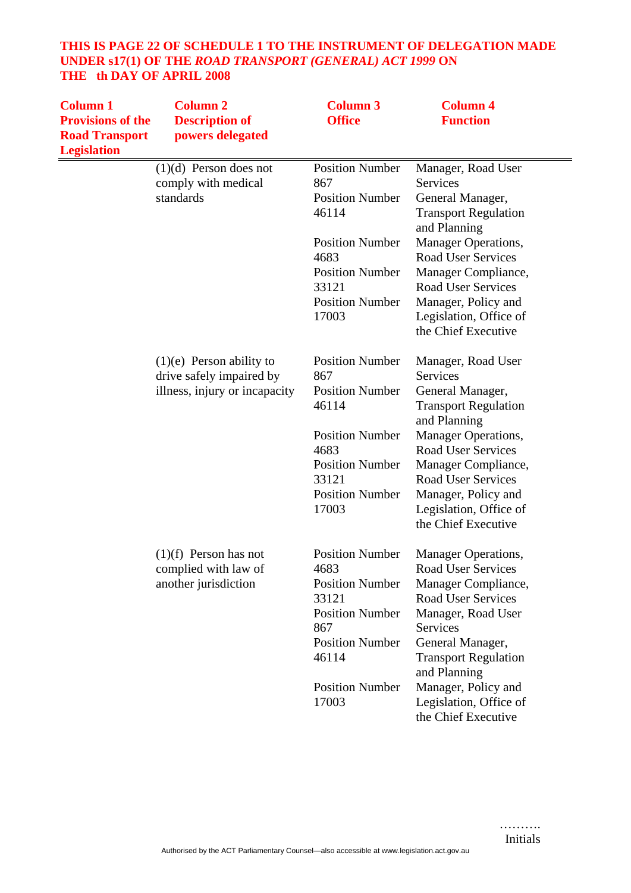**THIS IS PAGE 22 OF SCHEDULE 1 TO THE INSTRUMENT OF DELEGATION MADE UNDER s17(1) OF THE *ROAD TRANSPORT (GENERAL) ACT 1999* ON THE th DAY OF APRIL 2008**

| Column 1 Provisions of the Road Transport Legislation | Column 2 Description of powers delegated | Column 3 Office | Column 4 Function |
|---|---|---|---|
| | (1)(d) Person does not comply with medical standards | Position Number 867 | Manager, Road User Services |
| | | Position Number 46114 | General Manager, Transport Regulation and Planning |
| | | Position Number 4683 | Manager Operations, Road User Services |
| | | Position Number 33121 | Manager Compliance, Road User Services |
| | | Position Number 17003 | Manager, Policy and Legislation, Office of the Chief Executive |
| | (1)(e) Person ability to drive safely impaired by illness, injury or incapacity | Position Number 867 | Manager, Road User Services |
| | | Position Number 46114 | General Manager, Transport Regulation and Planning |
| | | Position Number 4683 | Manager Operations, Road User Services |
| | | Position Number 33121 | Manager Compliance, Road User Services |
| | | Position Number 17003 | Manager, Policy and Legislation, Office of the Chief Executive |
| | (1)(f) Person has not complied with law of another jurisdiction | Position Number 4683 | Manager Operations, Road User Services |
| | | Position Number 33121 | Manager Compliance, Road User Services |
| | | Position Number 867 | Manager, Road User Services |
| | | Position Number 46114 | General Manager, Transport Regulation and Planning |
| | | Position Number 17003 | Manager, Policy and Legislation, Office of the Chief Executive |

……….
Initials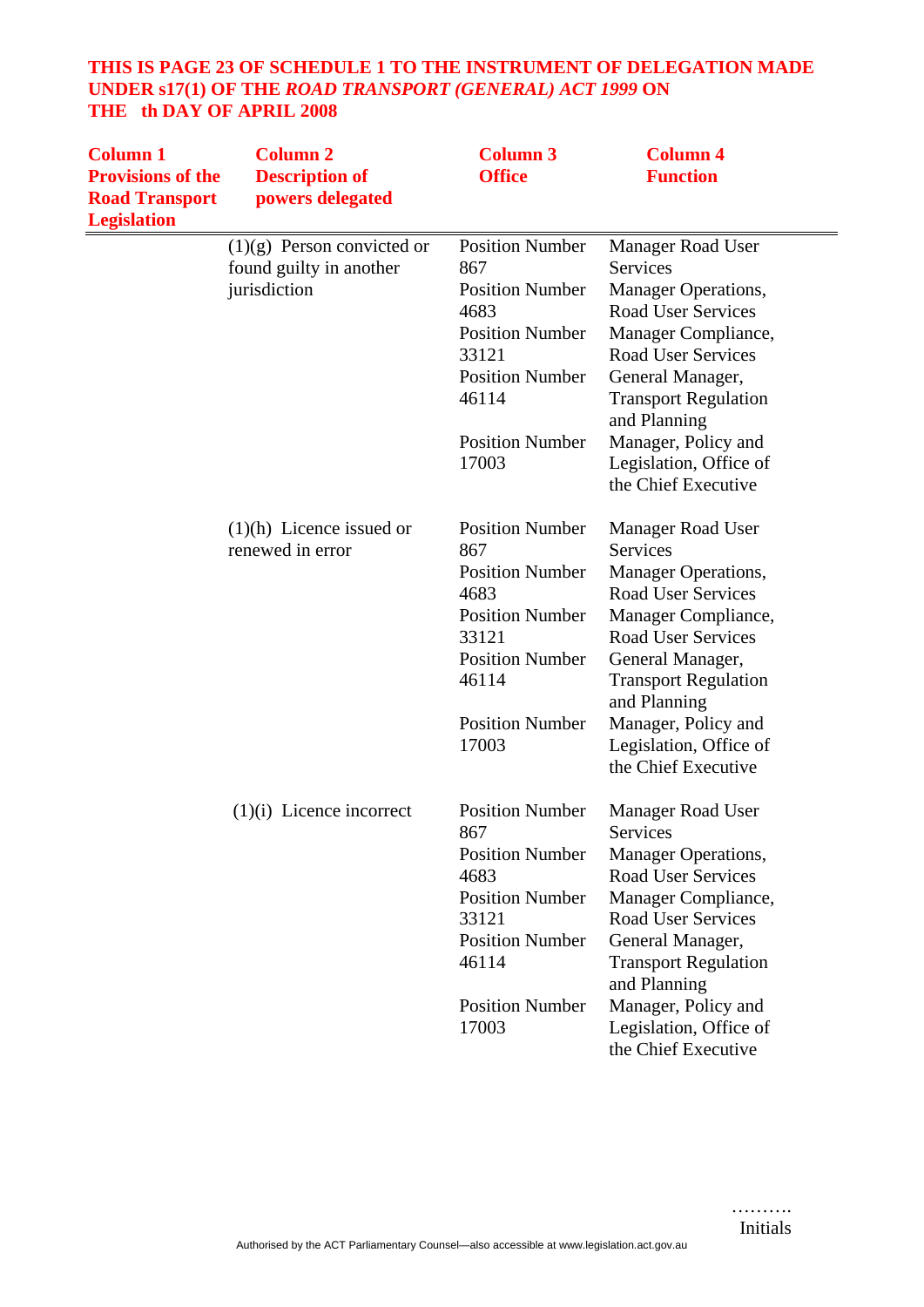**THIS IS PAGE 23 OF SCHEDULE 1 TO THE INSTRUMENT OF DELEGATION MADE UNDER s17(1) OF THE *ROAD TRANSPORT (GENERAL) ACT 1999* ON THE th DAY OF APRIL 2008**

| Column 1 Provisions of the Road Transport Legislation | Column 2 Description of powers delegated | Column 3 Office | Column 4 Function |
|---|---|---|---|
| | (1)(g) Person convicted or found guilty in another jurisdiction | Position Number 867 | Manager Road User Services |
| | | Position Number 4683 | Manager Operations, Road User Services |
| | | Position Number 33121 | Manager Compliance, Road User Services |
| | | Position Number 46114 | General Manager, Transport Regulation and Planning |
| | | Position Number 17003 | Manager, Policy and Legislation, Office of the Chief Executive |
| | (1)(h) Licence issued or renewed in error | Position Number 867 | Manager Road User Services |
| | | Position Number 4683 | Manager Operations, Road User Services |
| | | Position Number 33121 | Manager Compliance, Road User Services |
| | | Position Number 46114 | General Manager, Transport Regulation and Planning |
| | | Position Number 17003 | Manager, Policy and Legislation, Office of the Chief Executive |
| | (1)(i) Licence incorrect | Position Number 867 | Manager Road User Services |
| | | Position Number 4683 | Manager Operations, Road User Services |
| | | Position Number 33121 | Manager Compliance, Road User Services |
| | | Position Number 46114 | General Manager, Transport Regulation and Planning |
| | | Position Number 17003 | Manager, Policy and Legislation, Office of the Chief Executive |

……….
Initials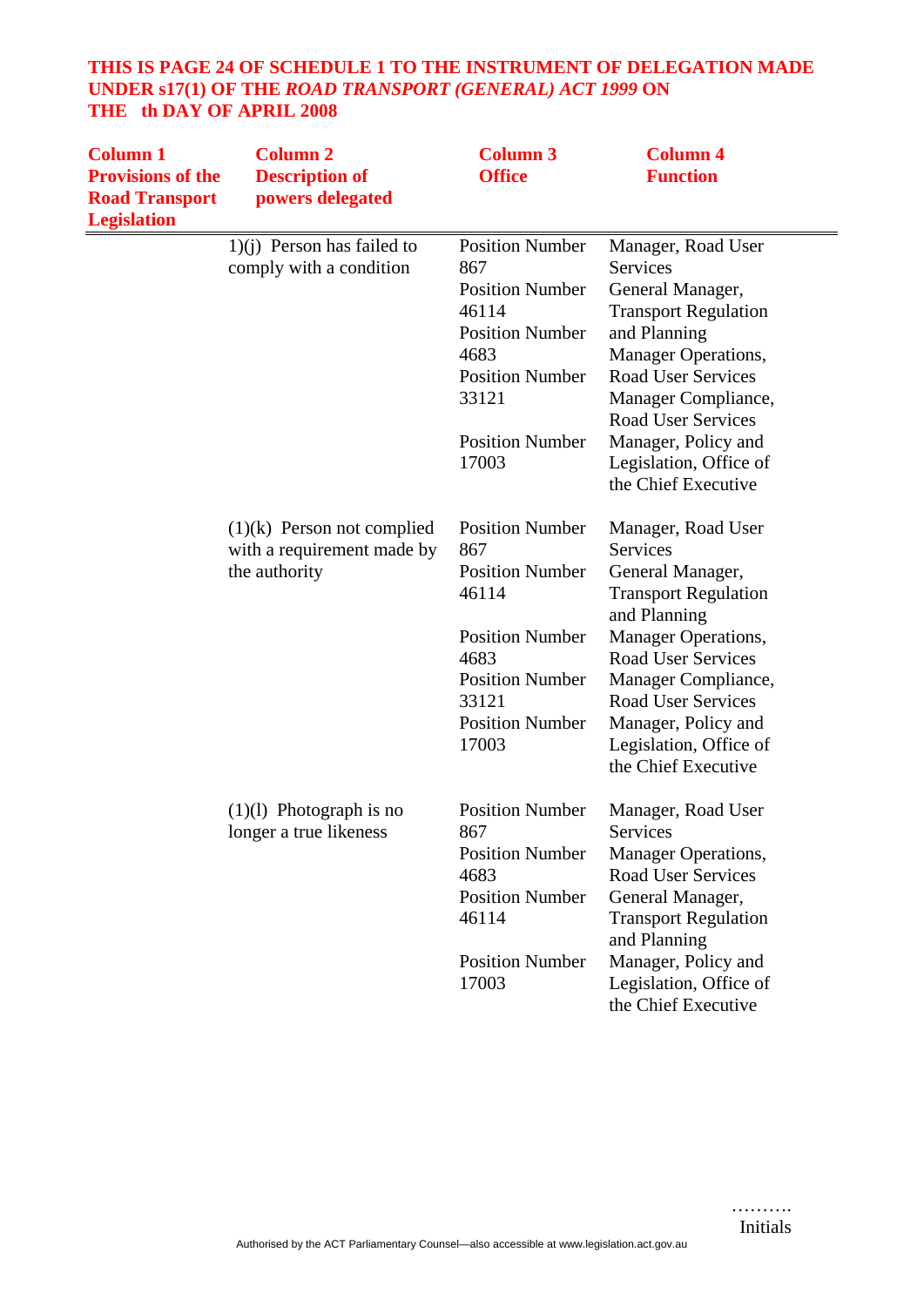**THIS IS PAGE 24 OF SCHEDULE 1 TO THE INSTRUMENT OF DELEGATION MADE UNDER s17(1) OF THE *ROAD TRANSPORT (GENERAL) ACT 1999* ON THE th DAY OF APRIL 2008**

| Column 1 Provisions of the Road Transport Legislation | Column 2 Description of powers delegated | Column 3 Office | Column 4 Function |
|---|---|---|---|
| | 1)(j) Person has failed to comply with a condition | Position Number 867 | Manager, Road User Services |
| | | Position Number 46114 | General Manager, Transport Regulation and Planning |
| | | Position Number 4683 | Manager Operations, Road User Services |
| | | Position Number 33121 | Manager Compliance, Road User Services |
| | | Position Number 17003 | Manager, Policy and Legislation, Office of the Chief Executive |
| | (1)(k) Person not complied with a requirement made by the authority | Position Number 867 | Manager, Road User Services |
| | | Position Number 46114 | General Manager, Transport Regulation and Planning |
| | | Position Number 4683 | Manager Operations, Road User Services |
| | | Position Number 33121 | Manager Compliance, Road User Services |
| | | Position Number 17003 | Manager, Policy and Legislation, Office of the Chief Executive |
| | (1)(l) Photograph is no longer a true likeness | Position Number 867 | Manager, Road User Services |
| | | Position Number 4683 | Manager Operations, Road User Services |
| | | Position Number 46114 | General Manager, Transport Regulation and Planning |
| | | Position Number 17003 | Manager, Policy and Legislation, Office of the Chief Executive |

……….
Initials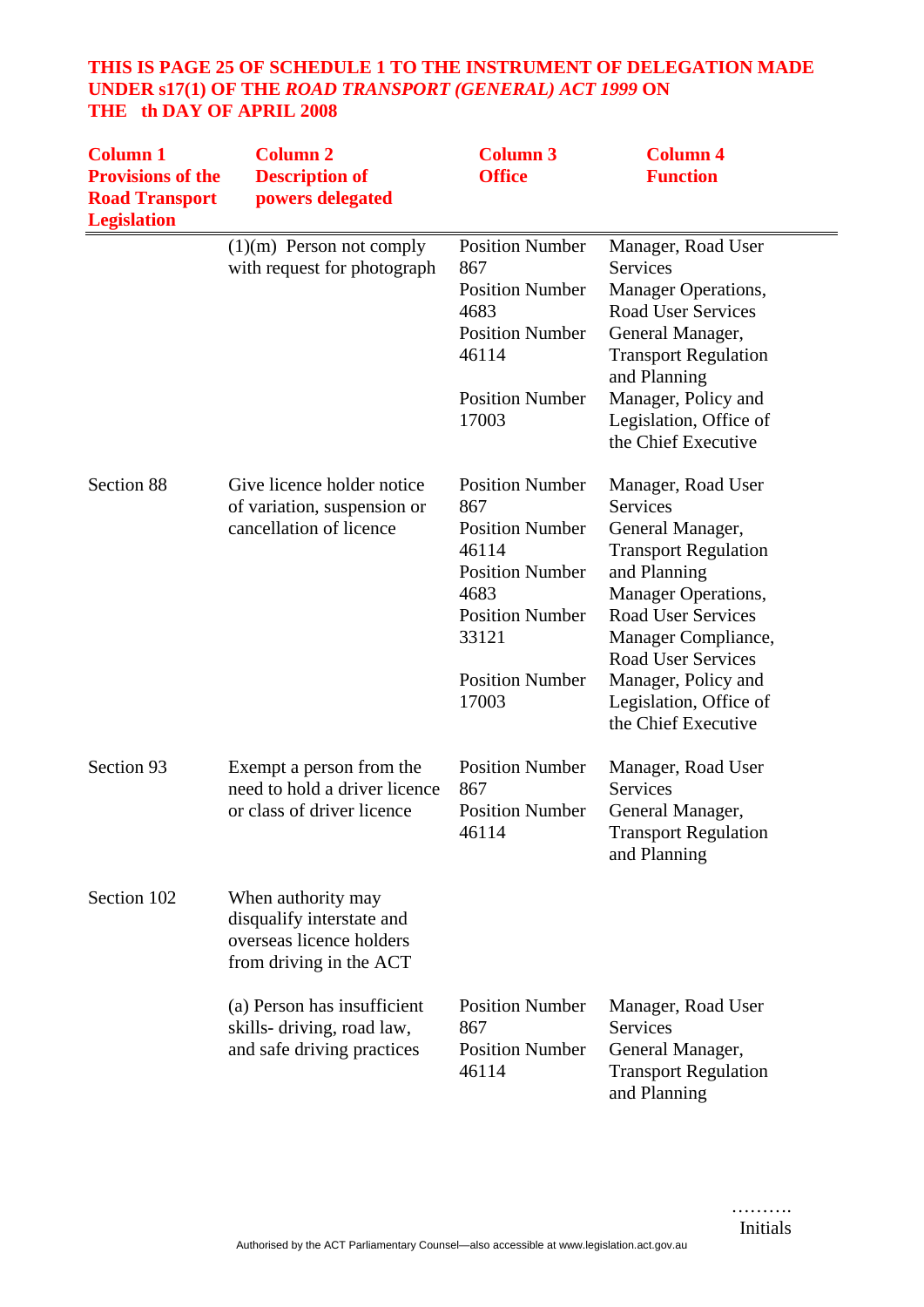**THIS IS PAGE 25 OF SCHEDULE 1 TO THE INSTRUMENT OF DELEGATION MADE UNDER s17(1) OF THE *ROAD TRANSPORT (GENERAL) ACT 1999* ON THE th DAY OF APRIL 2008**

| Column 1 Provisions of the Road Transport Legislation | Column 2 Description of powers delegated | Column 3 Office | Column 4 Function |
|---|---|---|---|
| | (1)(m) Person not comply with request for photograph | Position Number 867<br>Position Number 4683<br>Position Number 46114<br>Position Number 17003 | Manager, Road User Services<br>Manager Operations, Road User Services<br>General Manager, Transport Regulation and Planning<br>Manager, Policy and Legislation, Office of the Chief Executive |
| Section 88 | Give licence holder notice of variation, suspension or cancellation of licence | Position Number 867<br>Position Number 46114<br>Position Number 4683<br>Position Number 33121<br>Position Number 17003 | Manager, Road User Services<br>General Manager, Transport Regulation and Planning<br>Manager Operations, Road User Services<br>Manager Compliance, Road User Services<br>Manager, Policy and Legislation, Office of the Chief Executive |
| Section 93 | Exempt a person from the need to hold a driver licence or class of driver licence | Position Number 867<br>Position Number 46114 | Manager, Road User Services<br>General Manager, Transport Regulation and Planning |
| Section 102 | When authority may disqualify interstate and overseas licence holders from driving in the ACT | | |
| | (a) Person has insufficient skills- driving, road law, and safe driving practices | Position Number 867<br>Position Number 46114 | Manager, Road User Services<br>General Manager, Transport Regulation and Planning |

……….
Initials

Authorised by the ACT Parliamentary Counsel—also accessible at www.legislation.act.gov.au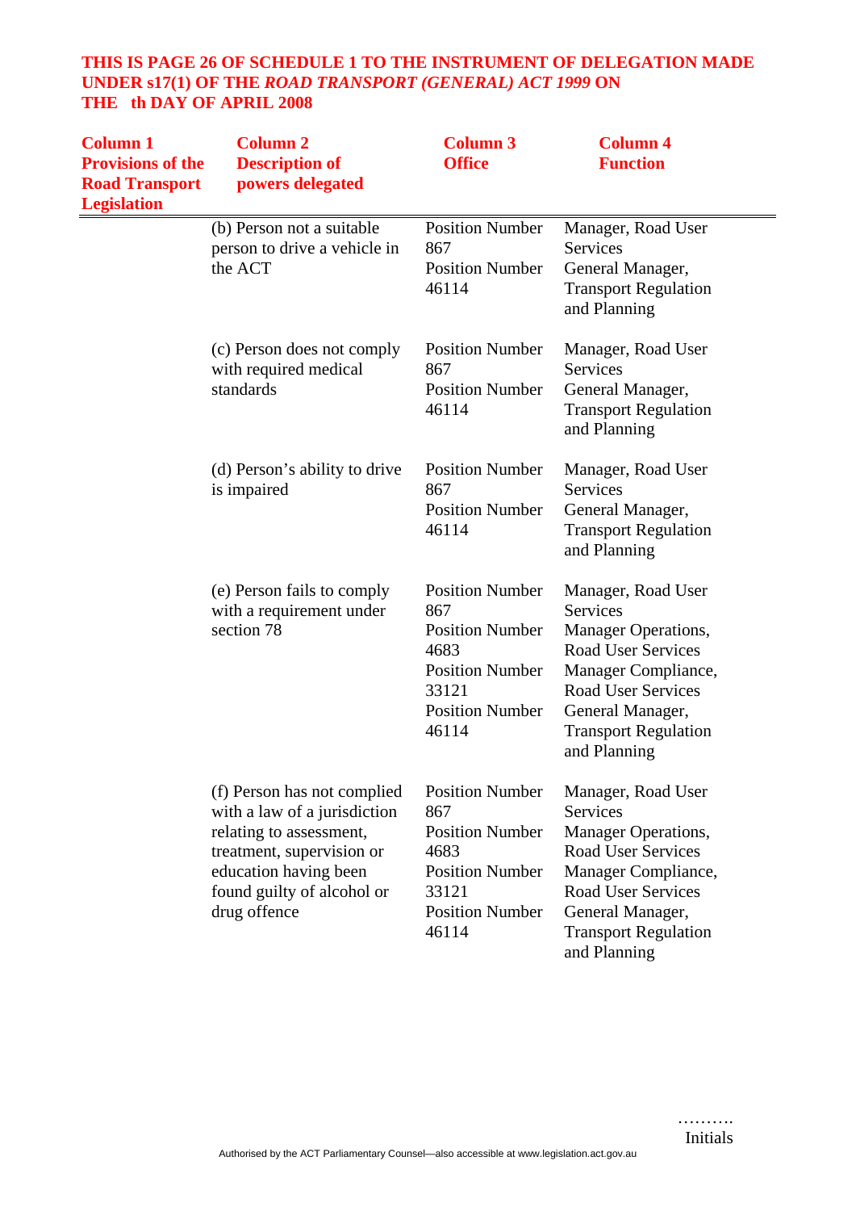**THIS IS PAGE 26 OF SCHEDULE 1 TO THE INSTRUMENT OF DELEGATION MADE UNDER s17(1) OF THE *ROAD TRANSPORT (GENERAL) ACT 1999* ON THE th DAY OF APRIL 2008**

| Column 1 Provisions of the Road Transport Legislation | Column 2 Description of powers delegated | Column 3 Office | Column 4 Function |
|---|---|---|---|
| | (b) Person not a suitable person to drive a vehicle in the ACT | Position Number 867<br>Position Number 46114 | Manager, Road User Services<br>General Manager, Transport Regulation and Planning |
| | (c) Person does not comply with required medical standards | Position Number 867<br>Position Number 46114 | Manager, Road User Services<br>General Manager, Transport Regulation and Planning |
| | (d) Person's ability to drive is impaired | Position Number 867<br>Position Number 46114 | Manager, Road User Services<br>General Manager, Transport Regulation and Planning |
| | (e) Person fails to comply with a requirement under section 78 | Position Number 867<br>Position Number 4683<br>Position Number 33121<br>Position Number 46114 | Manager, Road User Services<br>Manager Operations, Road User Services<br>Manager Compliance, Road User Services<br>General Manager, Transport Regulation and Planning |
| | (f) Person has not complied with a law of a jurisdiction relating to assessment, treatment, supervision or education having been found guilty of alcohol or drug offence | Position Number 867<br>Position Number 4683<br>Position Number 33121<br>Position Number 46114 | Manager, Road User Services<br>Manager Operations, Road User Services<br>Manager Compliance, Road User Services<br>General Manager, Transport Regulation and Planning |

……….
Initials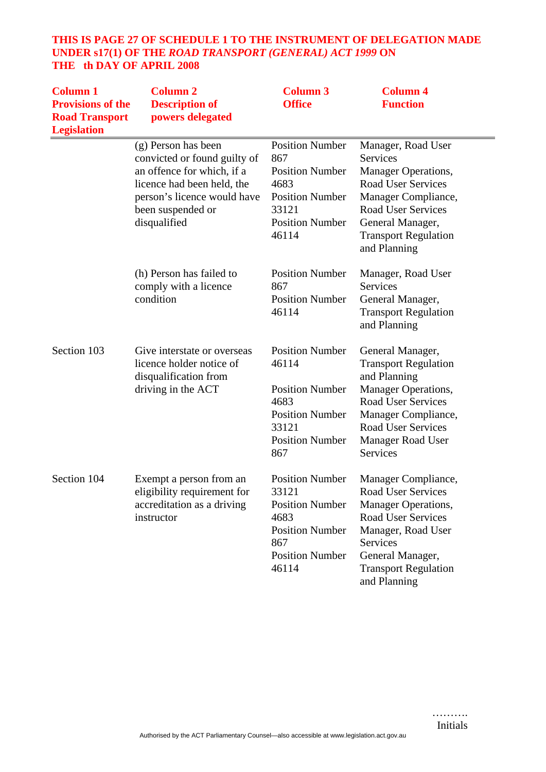**THIS IS PAGE 27 OF SCHEDULE 1 TO THE INSTRUMENT OF DELEGATION MADE UNDER s17(1) OF THE *ROAD TRANSPORT (GENERAL) ACT 1999* ON THE th DAY OF APRIL 2008**

| Column 1 Provisions of the Road Transport Legislation | Column 2 Description of powers delegated | Column 3 Office | Column 4 Function |
|---|---|---|---|
| | (g) Person has been convicted or found guilty of an offence for which, if a licence had been held, the person's licence would have been suspended or disqualified | Position Number 867<br>Position Number 4683<br>Position Number 33121<br>Position Number 46114 | Manager, Road User Services<br>Manager Operations, Road User Services<br>Manager Compliance, Road User Services<br>General Manager, Transport Regulation and Planning |
| | (h) Person has failed to comply with a licence condition | Position Number 867<br>Position Number 46114 | Manager, Road User Services<br>General Manager, Transport Regulation and Planning |
| Section 103 | Give interstate or overseas licence holder notice of disqualification from driving in the ACT | Position Number 46114<br>Position Number 4683<br>Position Number 33121<br>Position Number 867 | General Manager, Transport Regulation and Planning<br>Manager Operations, Road User Services<br>Manager Compliance, Road User Services<br>Manager Road User Services |
| Section 104 | Exempt a person from an eligibility requirement for accreditation as a driving instructor | Position Number 33121<br>Position Number 4683<br>Position Number 867<br>Position Number 46114 | Manager Compliance, Road User Services<br>Manager Operations, Road User Services<br>Manager, Road User Services<br>General Manager, Transport Regulation and Planning |

……….
Initials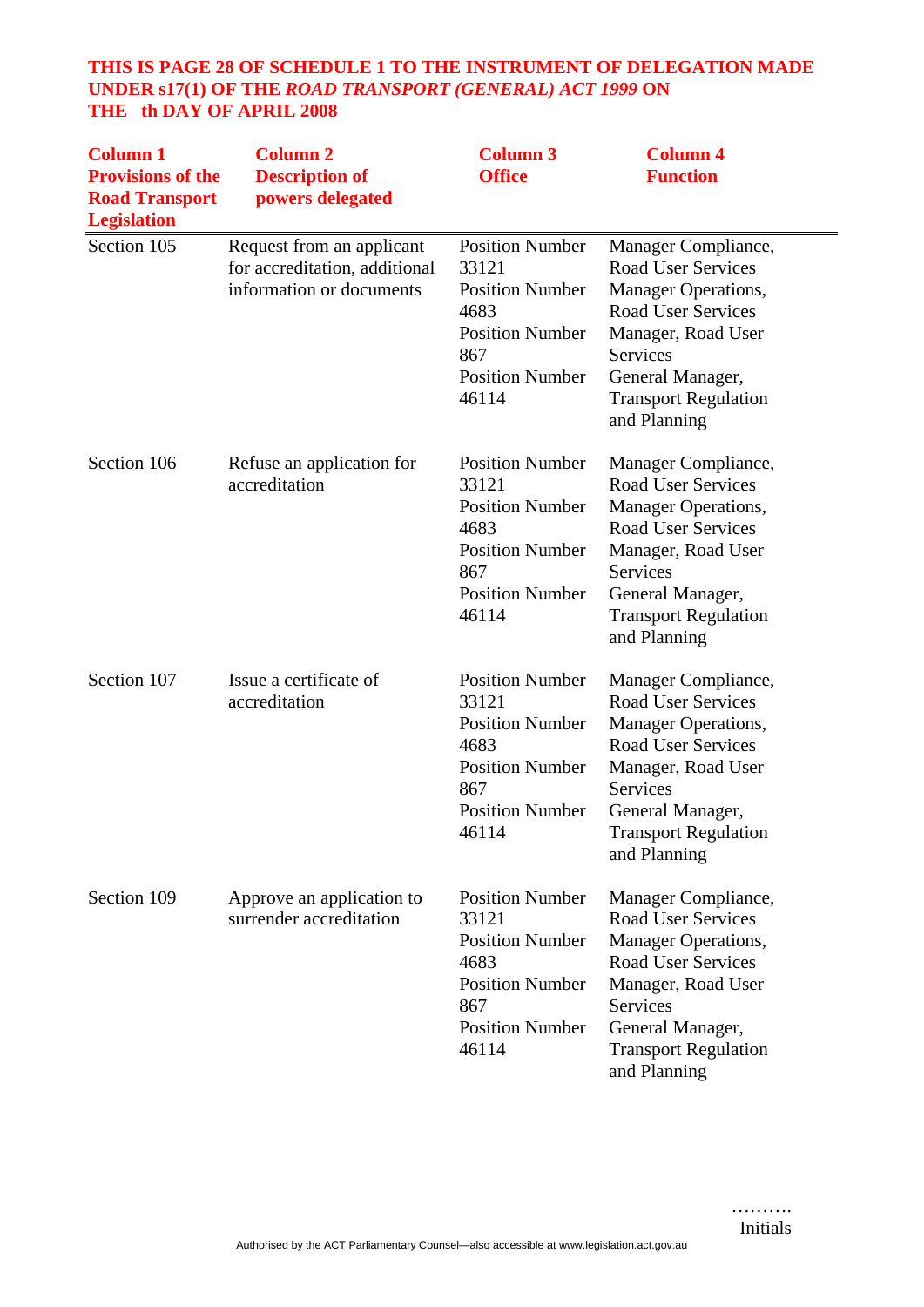**THIS IS PAGE 28 OF SCHEDULE 1 TO THE INSTRUMENT OF DELEGATION MADE UNDER s17(1) OF THE *ROAD TRANSPORT (GENERAL) ACT 1999* ON THE th DAY OF APRIL 2008**

| Column 1 Provisions of the Road Transport Legislation | Column 2 Description of powers delegated | Column 3 Office | Column 4 Function |
|---|---|---|---|
| Section 105 | Request from an applicant for accreditation, additional information or documents | Position Number 33121<br>Position Number 4683<br>Position Number 867<br>Position Number 46114 | Manager Compliance, Road User Services<br>Manager Operations, Road User Services<br>Manager, Road User Services<br>General Manager, Transport Regulation and Planning |
| Section 106 | Refuse an application for accreditation | Position Number 33121<br>Position Number 4683<br>Position Number 867<br>Position Number 46114 | Manager Compliance, Road User Services<br>Manager Operations, Road User Services<br>Manager, Road User Services<br>General Manager, Transport Regulation and Planning |
| Section 107 | Issue a certificate of accreditation | Position Number 33121<br>Position Number 4683<br>Position Number 867<br>Position Number 46114 | Manager Compliance, Road User Services<br>Manager Operations, Road User Services<br>Manager, Road User Services<br>General Manager, Transport Regulation and Planning |
| Section 109 | Approve an application to surrender accreditation | Position Number 33121<br>Position Number 4683<br>Position Number 867<br>Position Number 46114 | Manager Compliance, Road User Services<br>Manager Operations, Road User Services<br>Manager, Road User Services<br>General Manager, Transport Regulation and Planning |

……….
Initials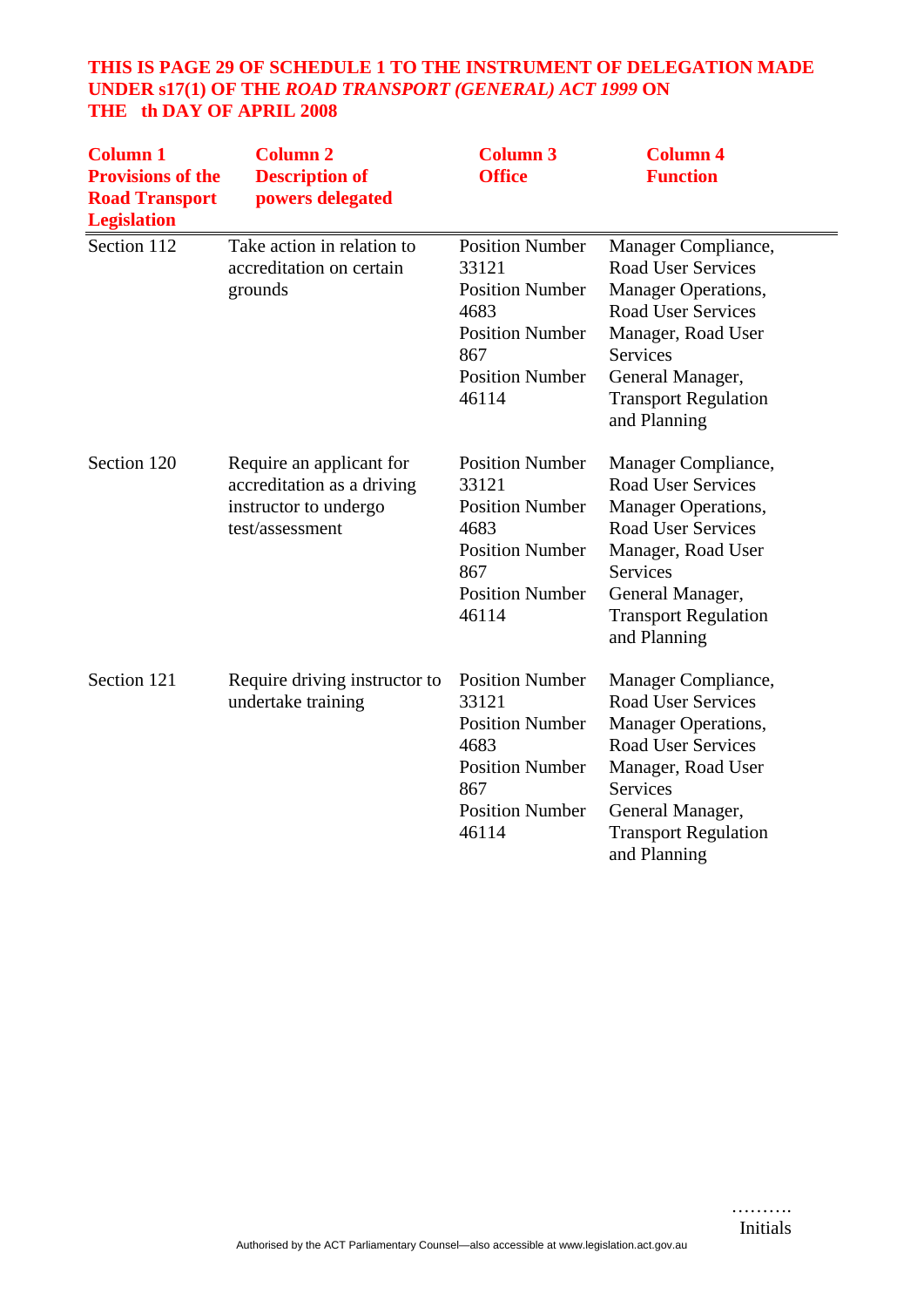**THIS IS PAGE 29 OF SCHEDULE 1 TO THE INSTRUMENT OF DELEGATION MADE UNDER s17(1) OF THE *ROAD TRANSPORT (GENERAL) ACT 1999* ON THE th DAY OF APRIL 2008**

| **Column 1 Provisions of the Road Transport Legislation** | **Column 2 Description of powers delegated** | **Column 3 Office** | **Column 4 Function** |
|---|---|---|---|
| Section 112 | Take action in relation to accreditation on certain grounds | Position Number 33121<br>Position Number 4683<br>Position Number 867<br>Position Number 46114 | Manager Compliance, Road User Services<br>Manager Operations, Road User Services<br>Manager, Road User Services<br>General Manager, Transport Regulation and Planning |
| Section 120 | Require an applicant for accreditation as a driving instructor to undergo test/assessment | Position Number 33121<br>Position Number 4683<br>Position Number 867<br>Position Number 46114 | Manager Compliance, Road User Services<br>Manager Operations, Road User Services<br>Manager, Road User Services<br>General Manager, Transport Regulation and Planning |
| Section 121 | Require driving instructor to undertake training | Position Number 33121<br>Position Number 4683<br>Position Number 867<br>Position Number 46114 | Manager Compliance, Road User Services<br>Manager Operations, Road User Services<br>Manager, Road User Services<br>General Manager, Transport Regulation and Planning |

……….
Initials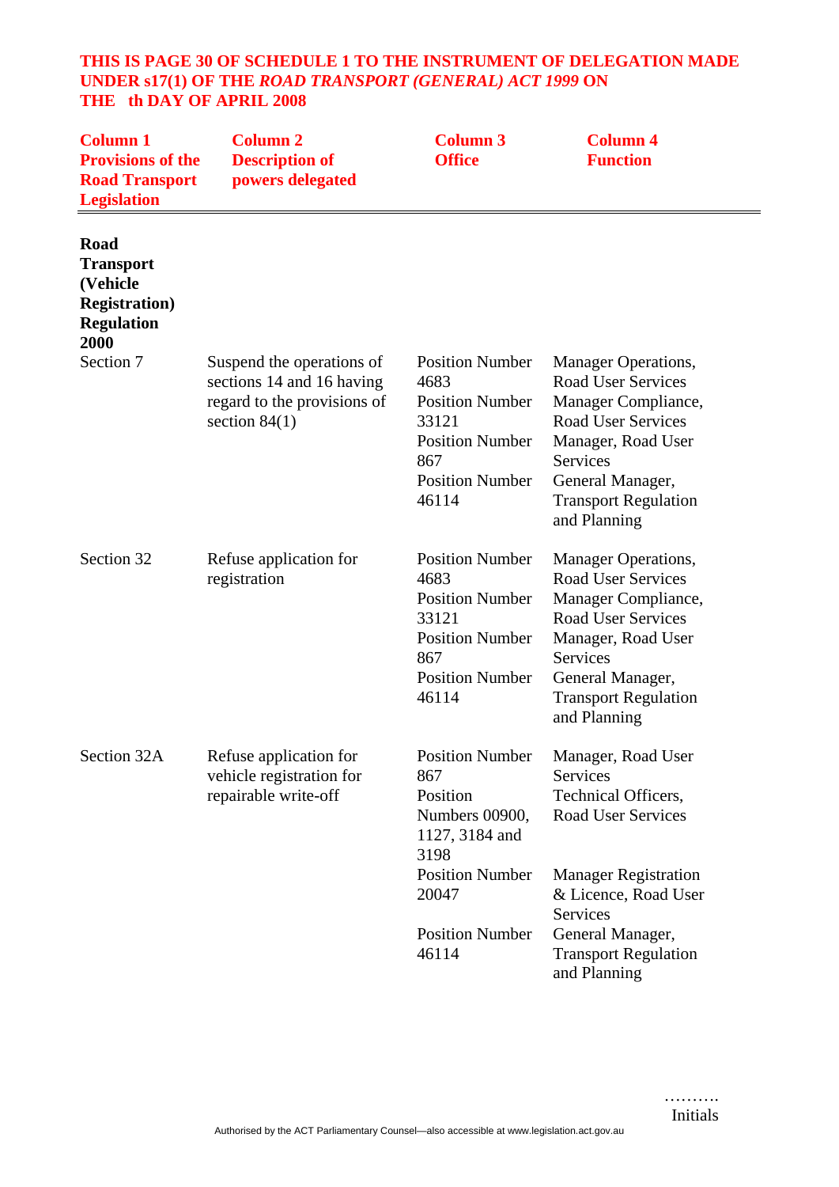**THIS IS PAGE 30 OF SCHEDULE 1 TO THE INSTRUMENT OF DELEGATION MADE UNDER s17(1) OF THE *ROAD TRANSPORT (GENERAL) ACT 1999* ON THE th DAY OF APRIL 2008**

| Column 1 Provisions of the Road Transport Legislation | Column 2 Description of powers delegated | Column 3 Office | Column 4 Function |
|---|---|---|---|
| **Road Transport (Vehicle Registration) Regulation 2000** | | | |
| Section 7 | Suspend the operations of sections 14 and 16 having regard to the provisions of section 84(1) | Position Number 4683<br>Position Number 33121<br>Position Number 867<br>Position Number 46114 | Manager Operations, Road User Services<br>Manager Compliance, Road User Services<br>Manager, Road User Services<br>General Manager, Transport Regulation and Planning |
| Section 32 | Refuse application for registration | Position Number 4683<br>Position Number 33121<br>Position Number 867<br>Position Number 46114 | Manager Operations, Road User Services<br>Manager Compliance, Road User Services<br>Manager, Road User Services<br>General Manager, Transport Regulation and Planning |
| Section 32A | Refuse application for vehicle registration for repairable write-off | Position Number 867<br>Position Numbers 00900, 1127, 3184 and 3198<br>Position Number 20047<br>Position Number 46114 | Manager, Road User Services<br>Technical Officers, Road User Services<br>Manager Registration & Licence, Road User Services<br>General Manager, Transport Regulation and Planning |

……….
Initials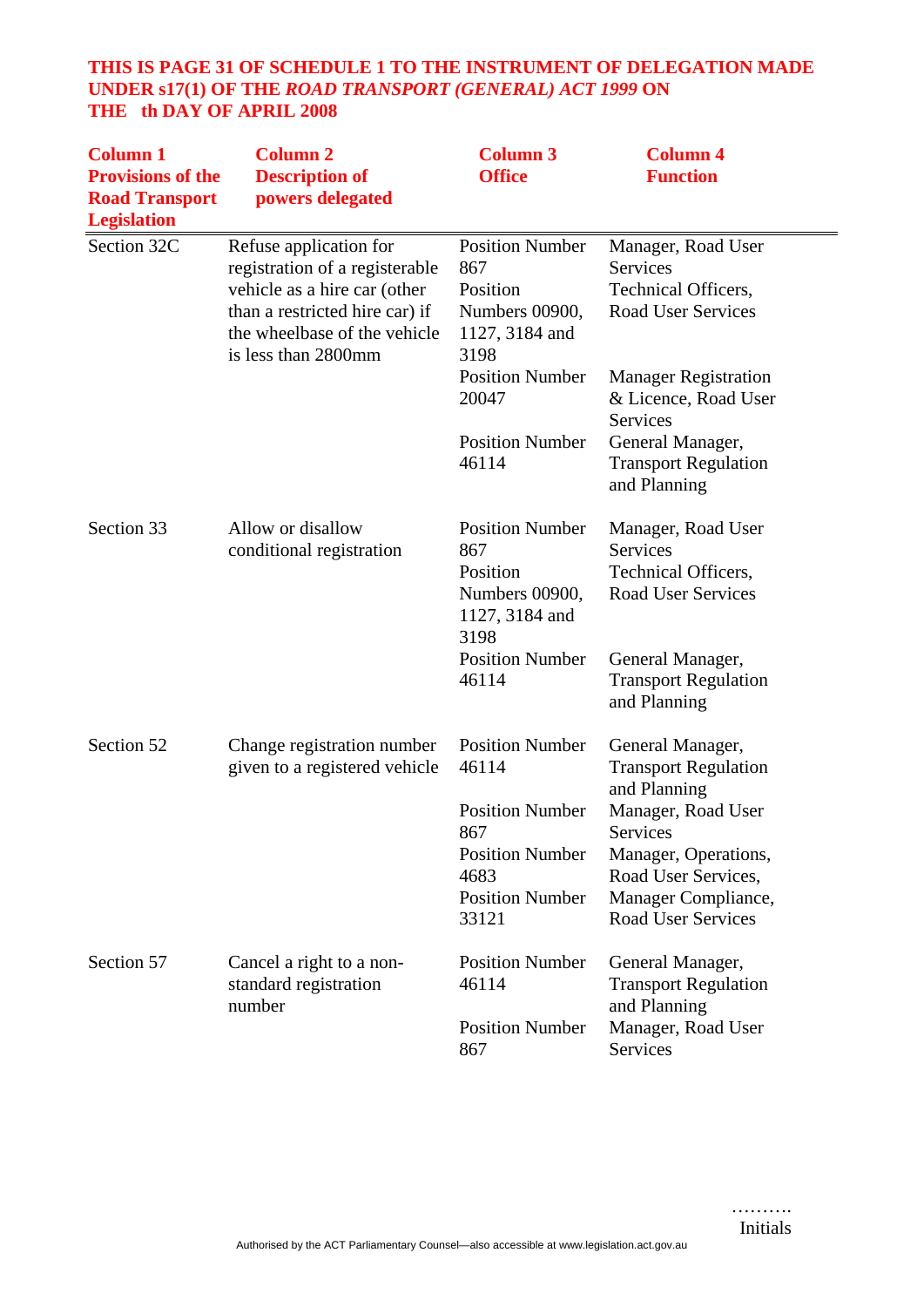**THIS IS PAGE 31 OF SCHEDULE 1 TO THE INSTRUMENT OF DELEGATION MADE UNDER s17(1) OF THE *ROAD TRANSPORT (GENERAL) ACT 1999* ON THE th DAY OF APRIL 2008**

| Column 1 Provisions of the Road Transport Legislation | Column 2 Description of powers delegated | Column 3 Office | Column 4 Function |
|---|---|---|---|
| Section 32C | Refuse application for registration of a registerable vehicle as a hire car (other than a restricted hire car) if the wheelbase of the vehicle is less than 2800mm | Position Number 867 | Manager, Road User Services |
| | | Position Numbers 00900, 1127, 3184 and 3198 | Technical Officers, Road User Services |
| | | Position Number 20047 | Manager Registration & Licence, Road User Services |
| | | Position Number 46114 | General Manager, Transport Regulation and Planning |
| Section 33 | Allow or disallow conditional registration | Position Number 867 | Manager, Road User Services |
| | | Position Numbers 00900, 1127, 3184 and 3198 | Technical Officers, Road User Services |
| | | Position Number 46114 | General Manager, Transport Regulation and Planning |
| Section 52 | Change registration number given to a registered vehicle | Position Number 46114 | General Manager, Transport Regulation and Planning |
| | | Position Number 867 | Manager, Road User Services |
| | | Position Number 4683 | Manager, Operations, Road User Services, |
| | | Position Number 33121 | Manager Compliance, Road User Services |
| Section 57 | Cancel a right to a non-standard registration number | Position Number 46114 | General Manager, Transport Regulation and Planning |
| | | Position Number 867 | Manager, Road User Services |

……….
Initials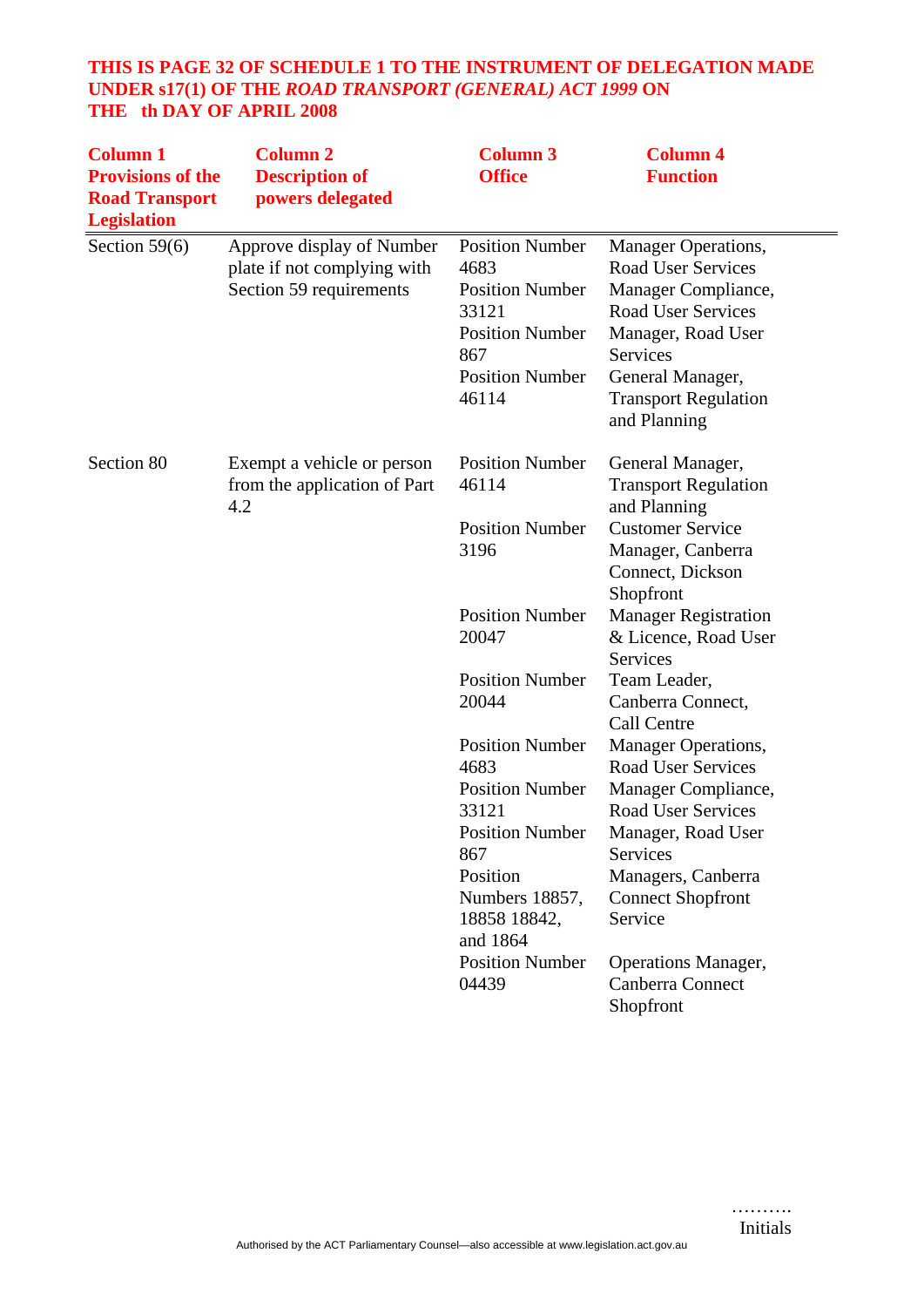**THIS IS PAGE 32 OF SCHEDULE 1 TO THE INSTRUMENT OF DELEGATION MADE UNDER s17(1) OF THE *ROAD TRANSPORT (GENERAL) ACT 1999* ON THE th DAY OF APRIL 2008**

| Column 1 Provisions of the Road Transport Legislation | Column 2 Description of powers delegated | Column 3 Office | Column 4 Function |
|---|---|---|---|
| Section 59(6) | Approve display of Number plate if not complying with Section 59 requirements | Position Number 4683 | Manager Operations, Road User Services |
| | | Position Number 33121 | Manager Compliance, Road User Services |
| | | Position Number 867 | Manager, Road User Services |
| | | Position Number 46114 | General Manager, Transport Regulation and Planning |
| Section 80 | Exempt a vehicle or person from the application of Part 4.2 | Position Number 46114 | General Manager, Transport Regulation and Planning |
| | | Position Number 3196 | Customer Service Manager, Canberra Connect, Dickson Shopfront |
| | | Position Number 20047 | Manager Registration & Licence, Road User Services |
| | | Position Number 20044 | Team Leader, Canberra Connect, Call Centre |
| | | Position Number 4683 | Manager Operations, Road User Services |
| | | Position Number 33121 | Manager Compliance, Road User Services |
| | | Position Number 867 | Manager, Road User Services |
| | | Position Numbers 18857, 18858 18842, and 1864 | Managers, Canberra Connect Shopfront Service |
| | | Position Number 04439 | Operations Manager, Canberra Connect Shopfront |

……….
Initials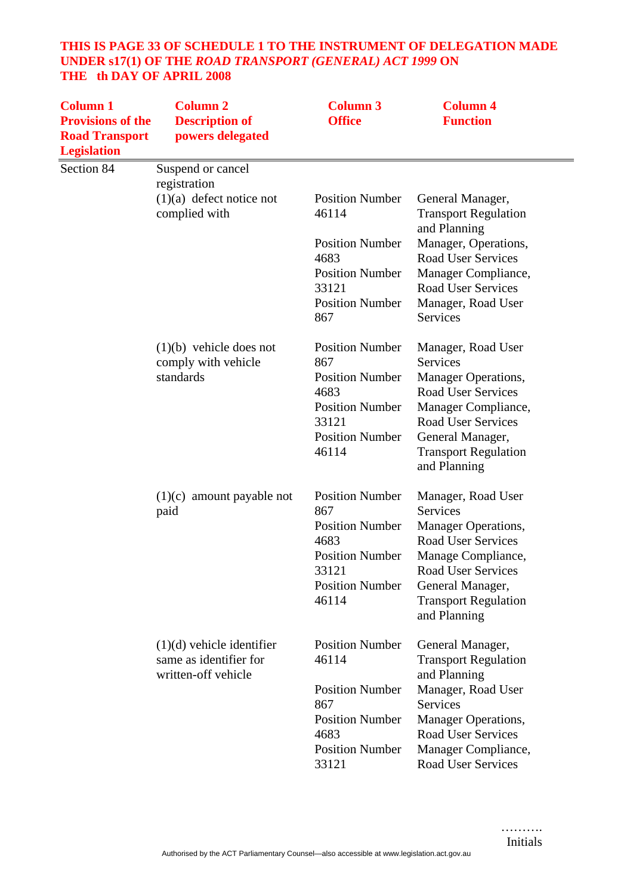**THIS IS PAGE 33 OF SCHEDULE 1 TO THE INSTRUMENT OF DELEGATION MADE UNDER s17(1) OF THE *ROAD TRANSPORT (GENERAL) ACT 1999* ON THE th DAY OF APRIL 2008**

| Column 1 Provisions of the Road Transport Legislation | Column 2 Description of powers delegated | Column 3 Office | Column 4 Function |
|---|---|---|---|
| Section 84 | Suspend or cancel registration | | |
| | (1)(a) defect notice not complied with | Position Number 46114 | General Manager, Transport Regulation and Planning |
| | | Position Number 4683 | Manager, Operations, Road User Services |
| | | Position Number 33121 | Manager Compliance, Road User Services |
| | | Position Number 867 | Manager, Road User Services |
| | (1)(b) vehicle does not comply with vehicle standards | Position Number 867 | Manager, Road User Services |
| | | Position Number 4683 | Manager Operations, Road User Services |
| | | Position Number 33121 | Manager Compliance, Road User Services |
| | | Position Number 46114 | General Manager, Transport Regulation and Planning |
| | (1)(c) amount payable not paid | Position Number 867 | Manager, Road User Services |
| | | Position Number 4683 | Manager Operations, Road User Services |
| | | Position Number 33121 | Manage Compliance, Road User Services |
| | | Position Number 46114 | General Manager, Transport Regulation and Planning |
| | (1)(d) vehicle identifier same as identifier for written-off vehicle | Position Number 46114 | General Manager, Transport Regulation and Planning |
| | | Position Number 867 | Manager, Road User Services |
| | | Position Number 4683 | Manager Operations, Road User Services |
| | | Position Number 33121 | Manager Compliance, Road User Services |

……….
Initials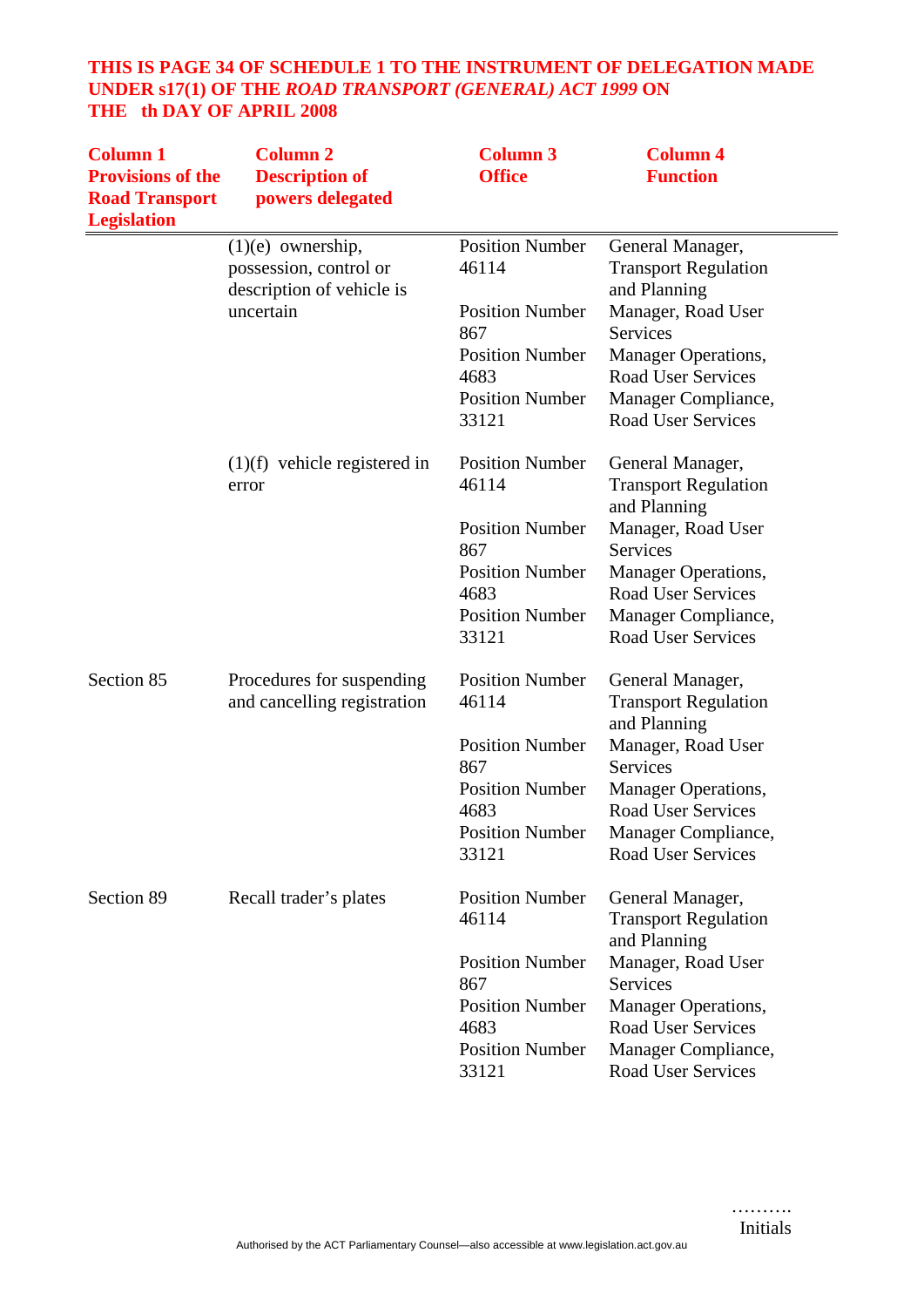**THIS IS PAGE 34 OF SCHEDULE 1 TO THE INSTRUMENT OF DELEGATION MADE UNDER s17(1) OF THE *ROAD TRANSPORT (GENERAL) ACT 1999* ON THE th DAY OF APRIL 2008**

| Column 1 Provisions of the Road Transport Legislation | Column 2 Description of powers delegated | Column 3 Office | Column 4 Function |
|---|---|---|---|
| | (1)(e) ownership, possession, control or description of vehicle is uncertain | Position Number 46114 | General Manager, Transport Regulation and Planning |
| | | Position Number 867 | Manager, Road User Services |
| | | Position Number 4683 | Manager Operations, Road User Services |
| | | Position Number 33121 | Manager Compliance, Road User Services |
| | (1)(f) vehicle registered in error | Position Number 46114 | General Manager, Transport Regulation and Planning |
| | | Position Number 867 | Manager, Road User Services |
| | | Position Number 4683 | Manager Operations, Road User Services |
| | | Position Number 33121 | Manager Compliance, Road User Services |
| Section 85 | Procedures for suspending and cancelling registration | Position Number 46114 | General Manager, Transport Regulation and Planning |
| | | Position Number 867 | Manager, Road User Services |
| | | Position Number 4683 | Manager Operations, Road User Services |
| | | Position Number 33121 | Manager Compliance, Road User Services |
| Section 89 | Recall trader's plates | Position Number 46114 | General Manager, Transport Regulation and Planning |
| | | Position Number 867 | Manager, Road User Services |
| | | Position Number 4683 | Manager Operations, Road User Services |
| | | Position Number 33121 | Manager Compliance, Road User Services |

……….
Initials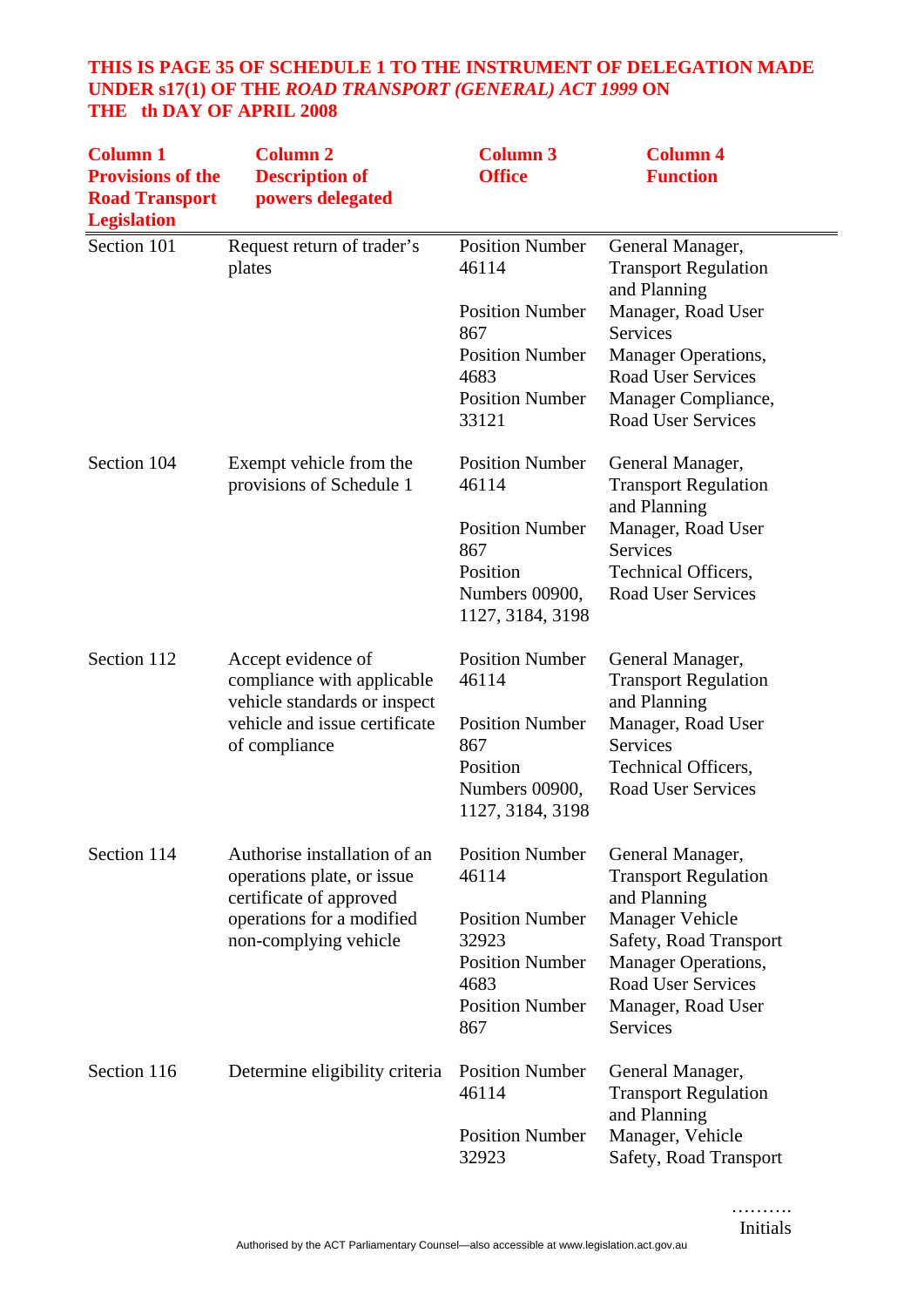**THIS IS PAGE 35 OF SCHEDULE 1 TO THE INSTRUMENT OF DELEGATION MADE UNDER s17(1) OF THE *ROAD TRANSPORT (GENERAL) ACT 1999* ON THE  th DAY OF APRIL 2008**

| Column 1 Provisions of the Road Transport Legislation | Column 2 Description of powers delegated | Column 3 Office | Column 4 Function |
|---|---|---|---|
| Section 101 | Request return of trader's plates | Position Number 46114 | General Manager, Transport Regulation and Planning |
| | | Position Number 867 | Manager, Road User Services |
| | | Position Number 4683 | Manager Operations, Road User Services |
| | | Position Number 33121 | Manager Compliance, Road User Services |
| Section 104 | Exempt vehicle from the provisions of Schedule 1 | Position Number 46114 | General Manager, Transport Regulation and Planning |
| | | Position Number 867 | Manager, Road User Services |
| | | Position Numbers 00900, 1127, 3184, 3198 | Technical Officers, Road User Services |
| Section 112 | Accept evidence of compliance with applicable vehicle standards or inspect vehicle and issue certificate of compliance | Position Number 46114 | General Manager, Transport Regulation and Planning |
| | | Position Number 867 | Manager, Road User Services |
| | | Position Numbers 00900, 1127, 3184, 3198 | Technical Officers, Road User Services |
| Section 114 | Authorise installation of an operations plate, or issue certificate of approved operations for a modified non-complying vehicle | Position Number 46114 | General Manager, Transport Regulation and Planning |
| | | Position Number 32923 | Manager Vehicle Safety, Road Transport |
| | | Position Number 4683 | Manager Operations, Road User Services |
| | | Position Number 867 | Manager, Road User Services |
| Section 116 | Determine eligibility criteria | Position Number 46114 | General Manager, Transport Regulation and Planning |
| | | Position Number 32923 | Manager, Vehicle Safety, Road Transport |

……….
Initials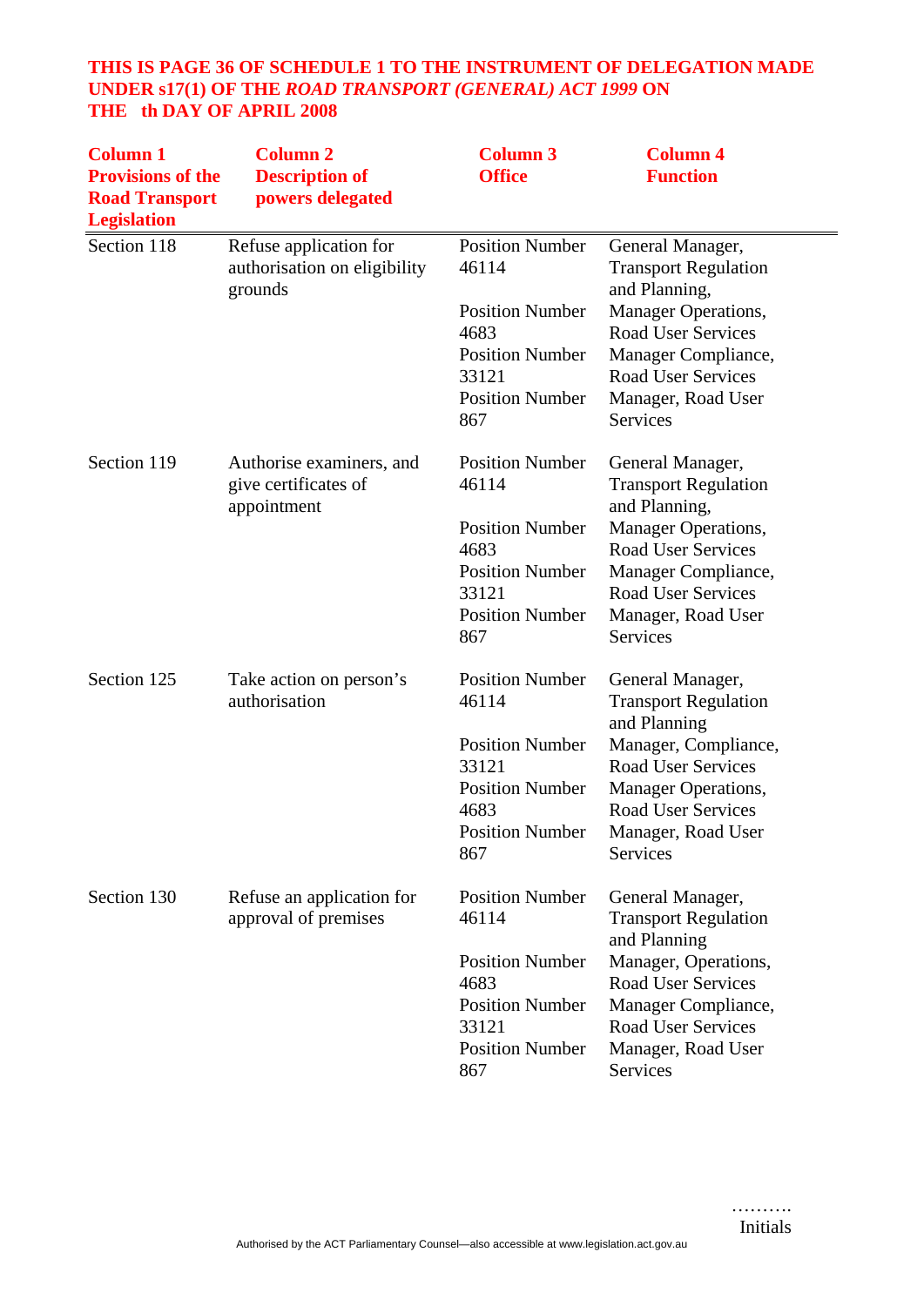**THIS IS PAGE 36 OF SCHEDULE 1 TO THE INSTRUMENT OF DELEGATION MADE UNDER s17(1) OF THE *ROAD TRANSPORT (GENERAL) ACT 1999* ON THE th DAY OF APRIL 2008**

| Column 1 Provisions of the Road Transport Legislation | Column 2 Description of powers delegated | Column 3 Office | Column 4 Function |
|---|---|---|---|
| Section 118 | Refuse application for authorisation on eligibility grounds | Position Number 46114 | General Manager, Transport Regulation and Planning, |
| | | Position Number 4683 | Manager Operations, Road User Services |
| | | Position Number 33121 | Manager Compliance, Road User Services |
| | | Position Number 867 | Manager, Road User Services |
| Section 119 | Authorise examiners, and give certificates of appointment | Position Number 46114 | General Manager, Transport Regulation and Planning, |
| | | Position Number 4683 | Manager Operations, Road User Services |
| | | Position Number 33121 | Manager Compliance, Road User Services |
| | | Position Number 867 | Manager, Road User Services |
| Section 125 | Take action on person's authorisation | Position Number 46114 | General Manager, Transport Regulation and Planning |
| | | Position Number 33121 | Manager, Compliance, Road User Services |
| | | Position Number 4683 | Manager Operations, Road User Services |
| | | Position Number 867 | Manager, Road User Services |
| Section 130 | Refuse an application for approval of premises | Position Number 46114 | General Manager, Transport Regulation and Planning |
| | | Position Number 4683 | Manager, Operations, Road User Services |
| | | Position Number 33121 | Manager Compliance, Road User Services |
| | | Position Number 867 | Manager, Road User Services |

……….
Initials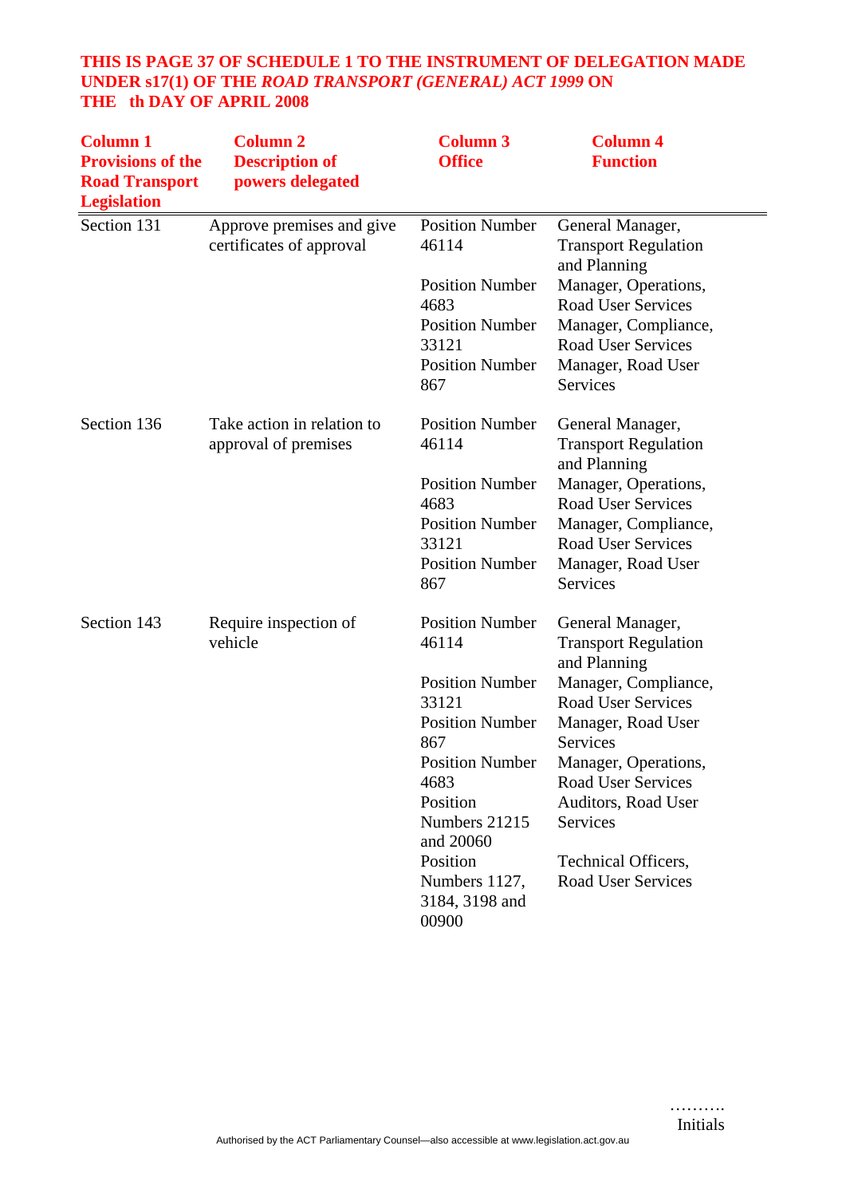**THIS IS PAGE 37 OF SCHEDULE 1 TO THE INSTRUMENT OF DELEGATION MADE UNDER s17(1) OF THE *ROAD TRANSPORT (GENERAL) ACT 1999* ON THE th DAY OF APRIL 2008**

| Column 1 Provisions of the Road Transport Legislation | Column 2 Description of powers delegated | Column 3 Office | Column 4 Function |
|---|---|---|---|
| Section 131 | Approve premises and give certificates of approval | Position Number 46114 | General Manager, Transport Regulation and Planning |
| | | Position Number 4683 | Manager, Operations, Road User Services |
| | | Position Number 33121 | Manager, Compliance, Road User Services |
| | | Position Number 867 | Manager, Road User Services |
| Section 136 | Take action in relation to approval of premises | Position Number 46114 | General Manager, Transport Regulation and Planning |
| | | Position Number 4683 | Manager, Operations, Road User Services |
| | | Position Number 33121 | Manager, Compliance, Road User Services |
| | | Position Number 867 | Manager, Road User Services |
| Section 143 | Require inspection of vehicle | Position Number 46114 | General Manager, Transport Regulation and Planning |
| | | Position Number 33121 | Manager, Compliance, Road User Services |
| | | Position Number 867 | Manager, Road User Services |
| | | Position Number 4683 | Manager, Operations, Road User Services |
| | | Position Numbers 21215 and 20060 | Auditors, Road User Services |
| | | Position Numbers 1127, 3184, 3198 and 00900 | Technical Officers, Road User Services |

……….
Initials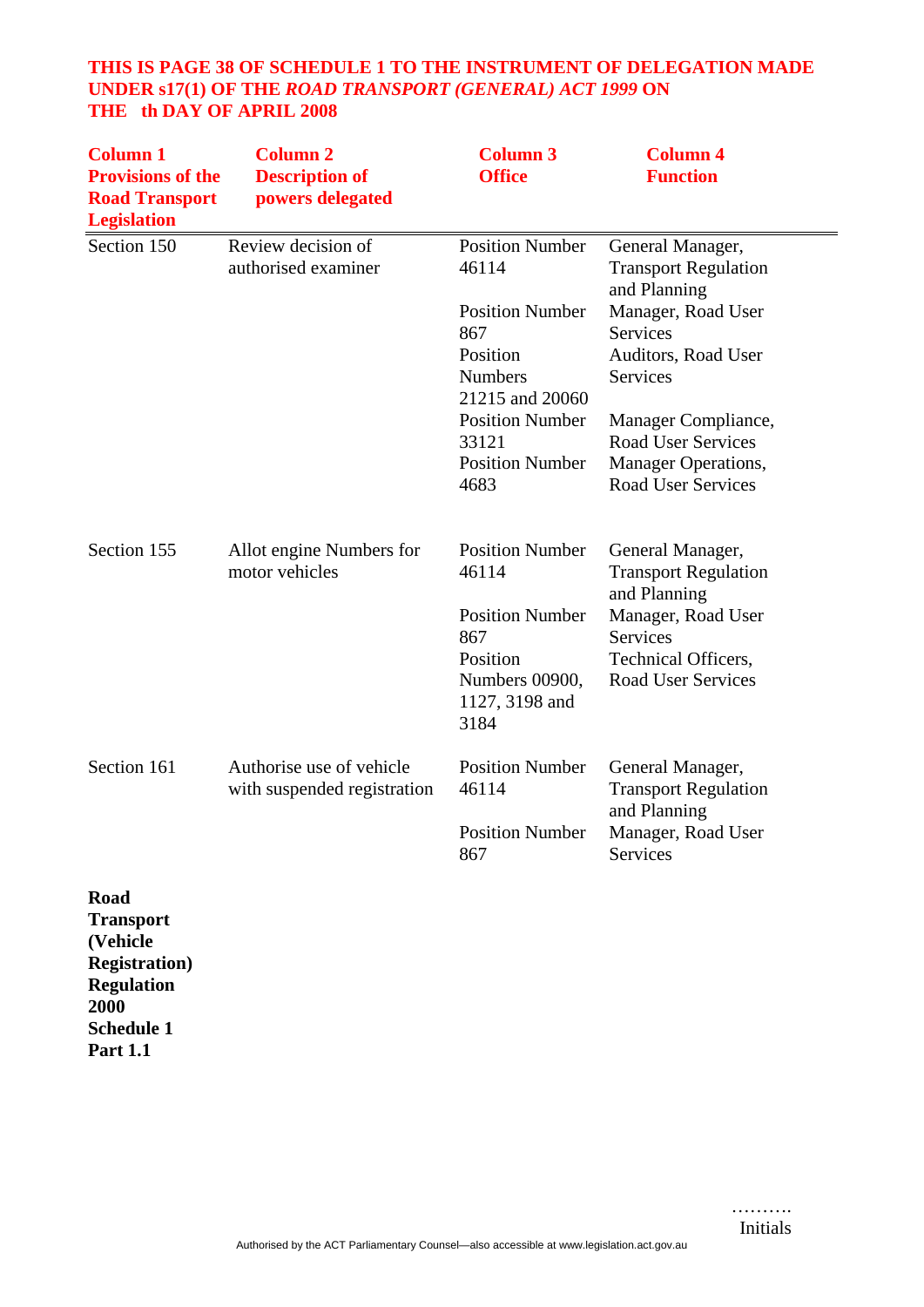**THIS IS PAGE 38 OF SCHEDULE 1 TO THE INSTRUMENT OF DELEGATION MADE UNDER s17(1) OF THE *ROAD TRANSPORT (GENERAL) ACT 1999* ON THE th DAY OF APRIL 2008**

| Column 1 Provisions of the Road Transport Legislation | Column 2 Description of powers delegated | Column 3 Office | Column 4 Function |
|---|---|---|---|
| Section 150 | Review decision of authorised examiner | Position Number 46114 | General Manager, Transport Regulation and Planning |
| | | Position Number 867 | Manager, Road User Services |
| | | Position Numbers 21215 and 20060 | Auditors, Road User Services |
| | | Position Number 33121 | Manager Compliance, Road User Services |
| | | Position Number 4683 | Manager Operations, Road User Services |
| Section 155 | Allot engine Numbers for motor vehicles | Position Number 46114 | General Manager, Transport Regulation and Planning |
| | | Position Number 867 | Manager, Road User Services |
| | | Position Numbers 00900, 1127, 3198 and 3184 | Technical Officers, Road User Services |
| Section 161 | Authorise use of vehicle with suspended registration | Position Number 46114 | General Manager, Transport Regulation and Planning |
| | | Position Number 867 | Manager, Road User Services |
| **Road Transport (Vehicle Registration) Regulation 2000 Schedule 1 Part 1.1** | | | |

……….
Initials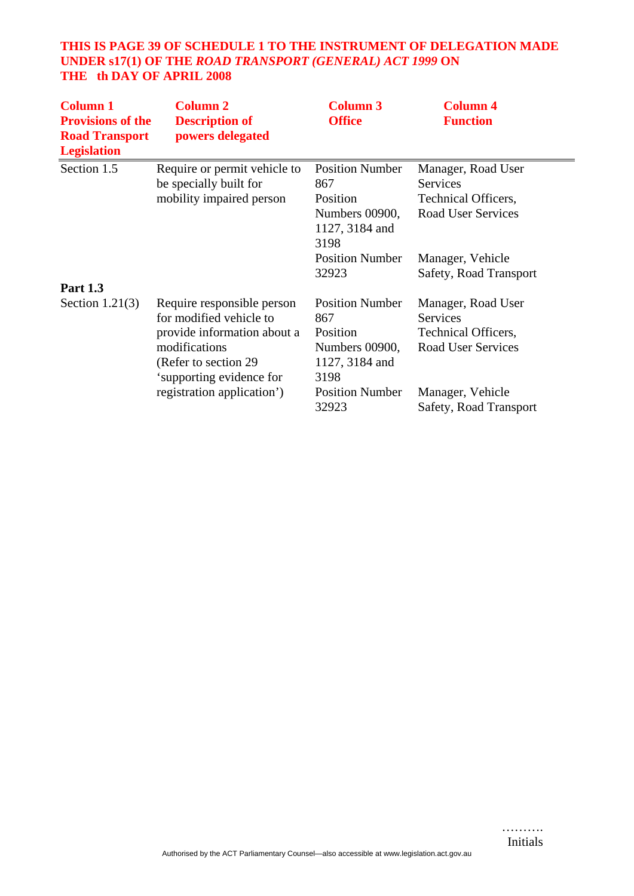**THIS IS PAGE 39 OF SCHEDULE 1 TO THE INSTRUMENT OF DELEGATION MADE UNDER s17(1) OF THE *ROAD TRANSPORT (GENERAL) ACT 1999* ON THE th DAY OF APRIL 2008**

| Column 1 Provisions of the Road Transport Legislation | Column 2 Description of powers delegated | Column 3 Office | Column 4 Function |
|---|---|---|---|
| Section 1.5 | Require or permit vehicle to be specially built for mobility impaired person | Position Number 867 | Manager, Road User Services |
| | | Position Numbers 00900, 1127, 3184 and 3198 | Technical Officers, Road User Services |
| | | Position Number 32923 | Manager, Vehicle Safety, Road Transport |
| **Part 1.3** | | | |
| Section 1.21(3) | Require responsible person for modified vehicle to provide information about a modifications (Refer to section 29 'supporting evidence for registration application') | Position Number 867 | Manager, Road User Services |
| | | Position Numbers 00900, 1127, 3184 and 3198 | Technical Officers, Road User Services |
| | | Position Number 32923 | Manager, Vehicle Safety, Road Transport |

……….
Initials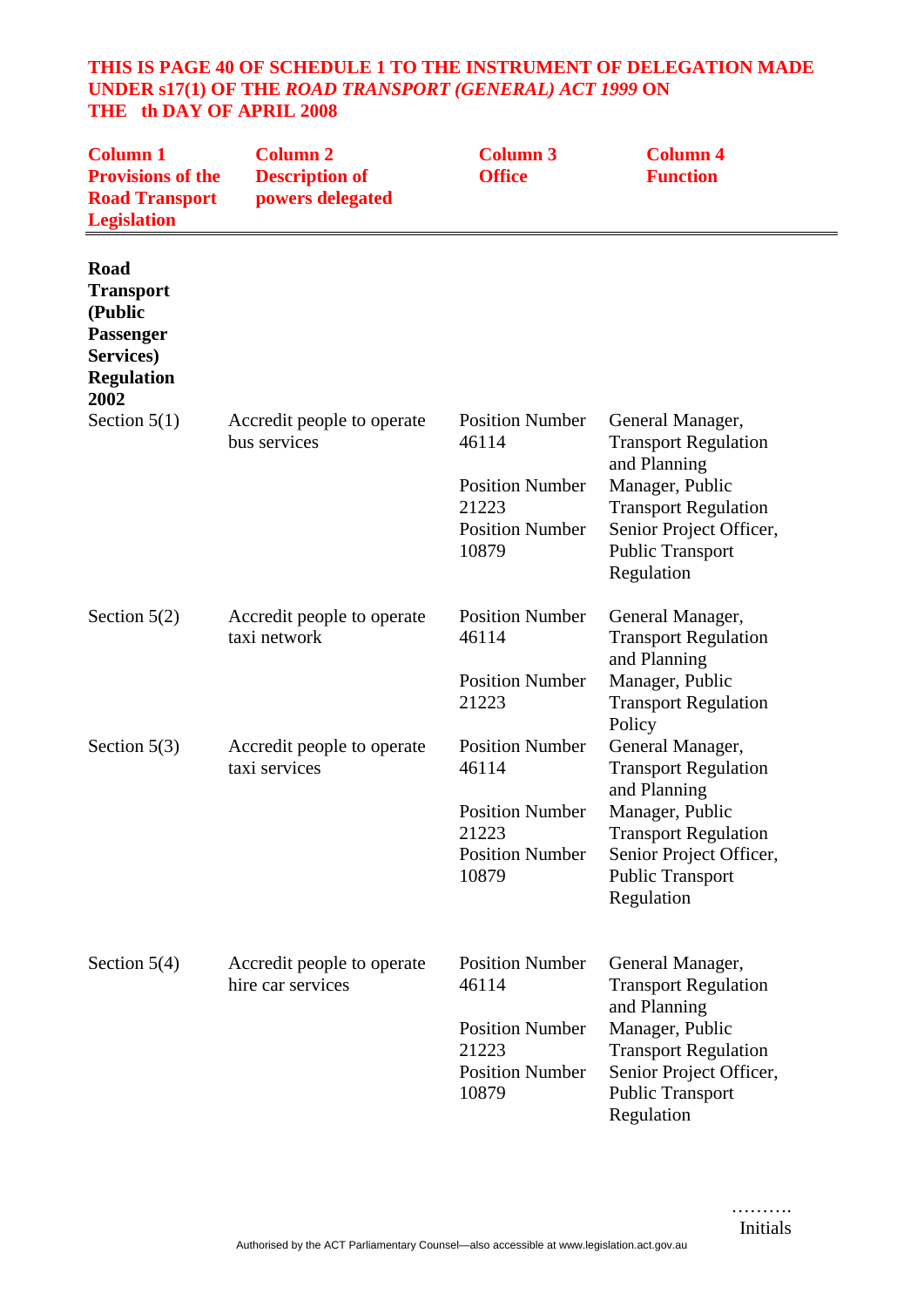**THIS IS PAGE 40 OF SCHEDULE 1 TO THE INSTRUMENT OF DELEGATION MADE UNDER s17(1) OF THE *ROAD TRANSPORT (GENERAL) ACT 1999* ON THE th DAY OF APRIL 2008**

| Column 1 Provisions of the Road Transport Legislation | Column 2 Description of powers delegated | Column 3 Office | Column 4 Function |
|---|---|---|---|
| **Road Transport (Public Passenger Services) Regulation 2002** | | | |
| Section 5(1) | Accredit people to operate bus services | Position Number 46114 | General Manager, Transport Regulation and Planning |
| | | Position Number 21223 | Manager, Public Transport Regulation |
| | | Position Number 10879 | Senior Project Officer, Public Transport Regulation |
| Section 5(2) | Accredit people to operate taxi network | Position Number 46114 | General Manager, Transport Regulation and Planning |
| | | Position Number 21223 | Manager, Public Transport Regulation Policy |
| Section 5(3) | Accredit people to operate taxi services | Position Number 46114 | General Manager, Transport Regulation and Planning |
| | | Position Number 21223 | Manager, Public Transport Regulation |
| | | Position Number 10879 | Senior Project Officer, Public Transport Regulation |
| Section 5(4) | Accredit people to operate hire car services | Position Number 46114 | General Manager, Transport Regulation and Planning |
| | | Position Number 21223 | Manager, Public Transport Regulation |
| | | Position Number 10879 | Senior Project Officer, Public Transport Regulation |

……….
Initials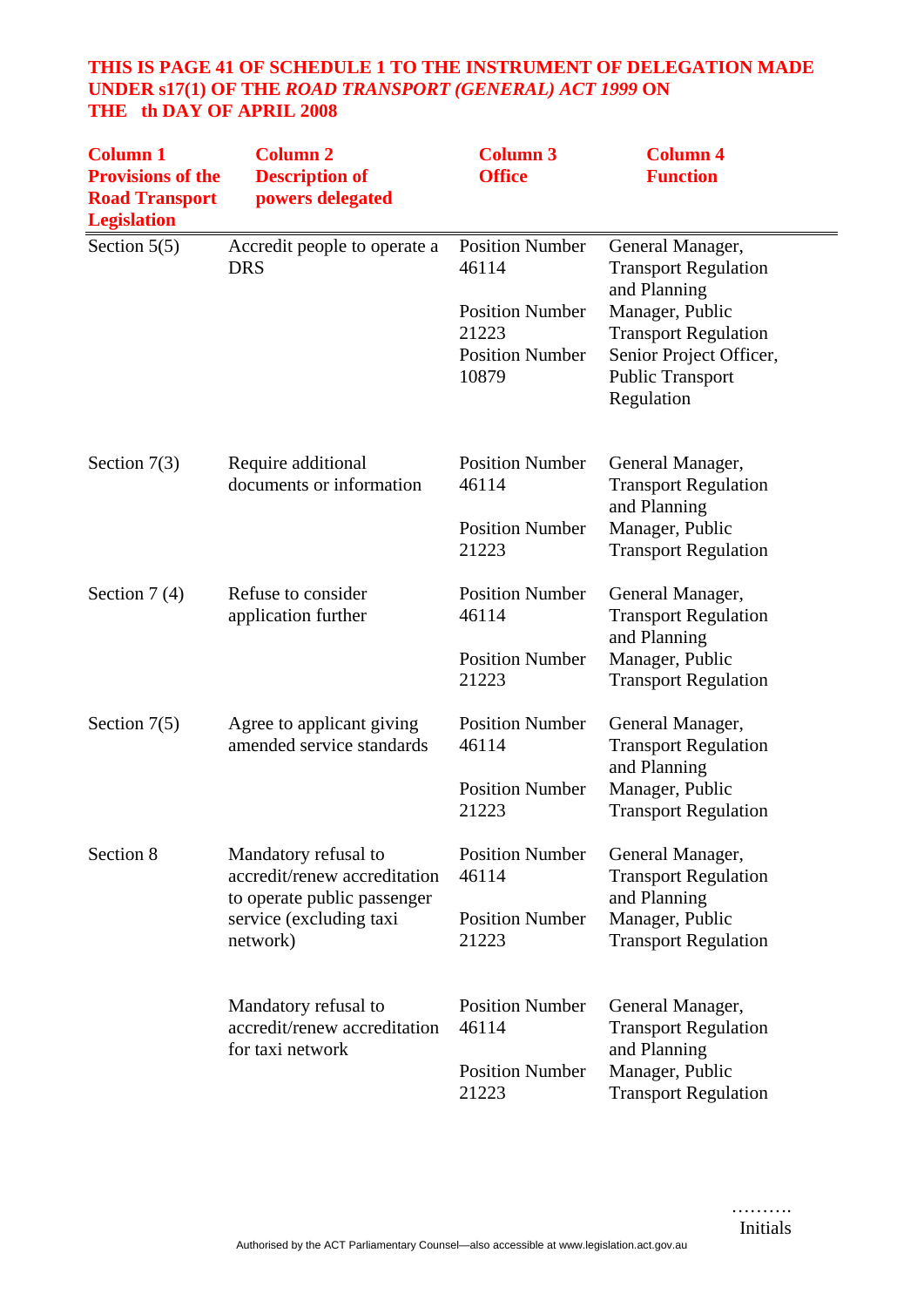**THIS IS PAGE 41 OF SCHEDULE 1 TO THE INSTRUMENT OF DELEGATION MADE UNDER s17(1) OF THE *ROAD TRANSPORT (GENERAL) ACT 1999* ON THE th DAY OF APRIL 2008**

| Column 1 Provisions of the Road Transport Legislation | Column 2 Description of powers delegated | Column 3 Office | Column 4 Function |
|---|---|---|---|
| Section 5(5) | Accredit people to operate a DRS | Position Number 46114 | General Manager, Transport Regulation and Planning |
| | | Position Number 21223 | Manager, Public Transport Regulation |
| | | Position Number 10879 | Senior Project Officer, Public Transport Regulation |
| Section 7(3) | Require additional documents or information | Position Number 46114 | General Manager, Transport Regulation and Planning |
| | | Position Number 21223 | Manager, Public Transport Regulation |
| Section 7 (4) | Refuse to consider application further | Position Number 46114 | General Manager, Transport Regulation and Planning |
| | | Position Number 21223 | Manager, Public Transport Regulation |
| Section 7(5) | Agree to applicant giving amended service standards | Position Number 46114 | General Manager, Transport Regulation and Planning |
| | | Position Number 21223 | Manager, Public Transport Regulation |
| Section 8 | Mandatory refusal to accredit/renew accreditation to operate public passenger service (excluding taxi network) | Position Number 46114 | General Manager, Transport Regulation and Planning |
| | | Position Number 21223 | Manager, Public Transport Regulation |
| | Mandatory refusal to accredit/renew accreditation for taxi network | Position Number 46114 | General Manager, Transport Regulation and Planning |
| | | Position Number 21223 | Manager, Public Transport Regulation |

……….
Initials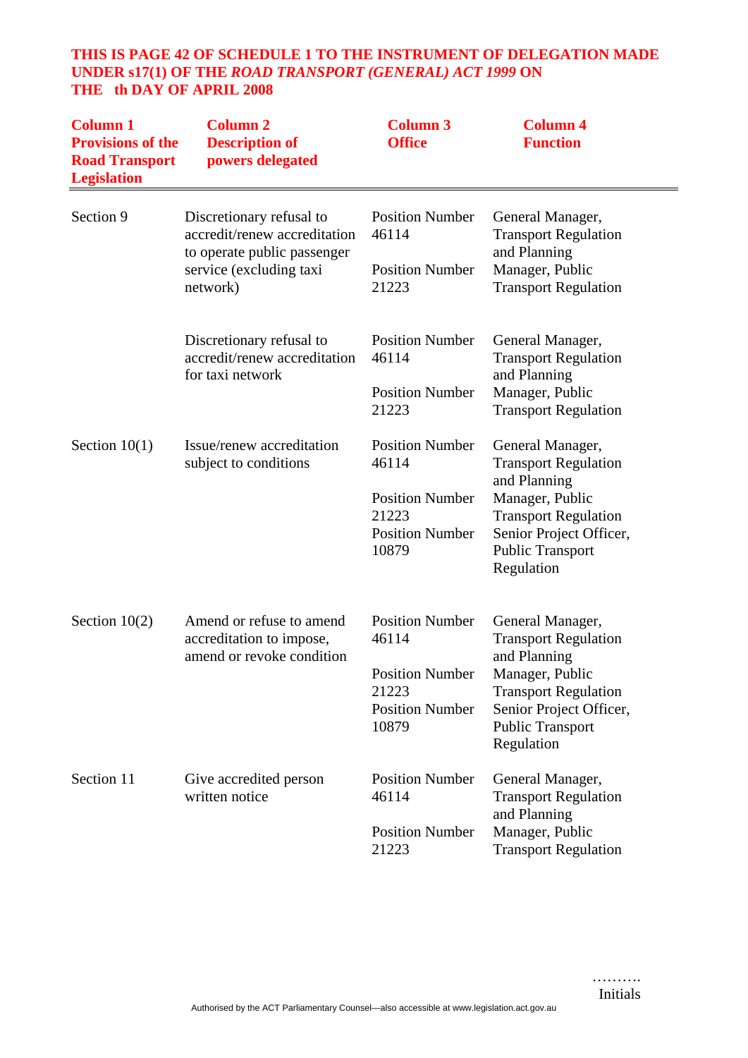**THIS IS PAGE 42 OF SCHEDULE 1 TO THE INSTRUMENT OF DELEGATION MADE UNDER s17(1) OF THE *ROAD TRANSPORT (GENERAL) ACT 1999* ON THE th DAY OF APRIL 2008**

| Column 1 Provisions of the Road Transport Legislation | Column 2 Description of powers delegated | Column 3 Office | Column 4 Function |
|---|---|---|---|
| Section 9 | Discretionary refusal to accredit/renew accreditation to operate public passenger service (excluding taxi network) | Position Number 46114<br>Position Number 21223 | General Manager, Transport Regulation and Planning<br>Manager, Public Transport Regulation |
| | Discretionary refusal to accredit/renew accreditation for taxi network | Position Number 46114<br>Position Number 21223 | General Manager, Transport Regulation and Planning<br>Manager, Public Transport Regulation |
| Section 10(1) | Issue/renew accreditation subject to conditions | Position Number 46114<br>Position Number 21223<br>Position Number 10879 | General Manager, Transport Regulation and Planning<br>Manager, Public Transport Regulation<br>Senior Project Officer, Public Transport Regulation |
| Section 10(2) | Amend or refuse to amend accreditation to impose, amend or revoke condition | Position Number 46114<br>Position Number 21223<br>Position Number 10879 | General Manager, Transport Regulation and Planning<br>Manager, Public Transport Regulation<br>Senior Project Officer, Public Transport Regulation |
| Section 11 | Give accredited person written notice | Position Number 46114<br>Position Number 21223 | General Manager, Transport Regulation and Planning<br>Manager, Public Transport Regulation |

……….
Initials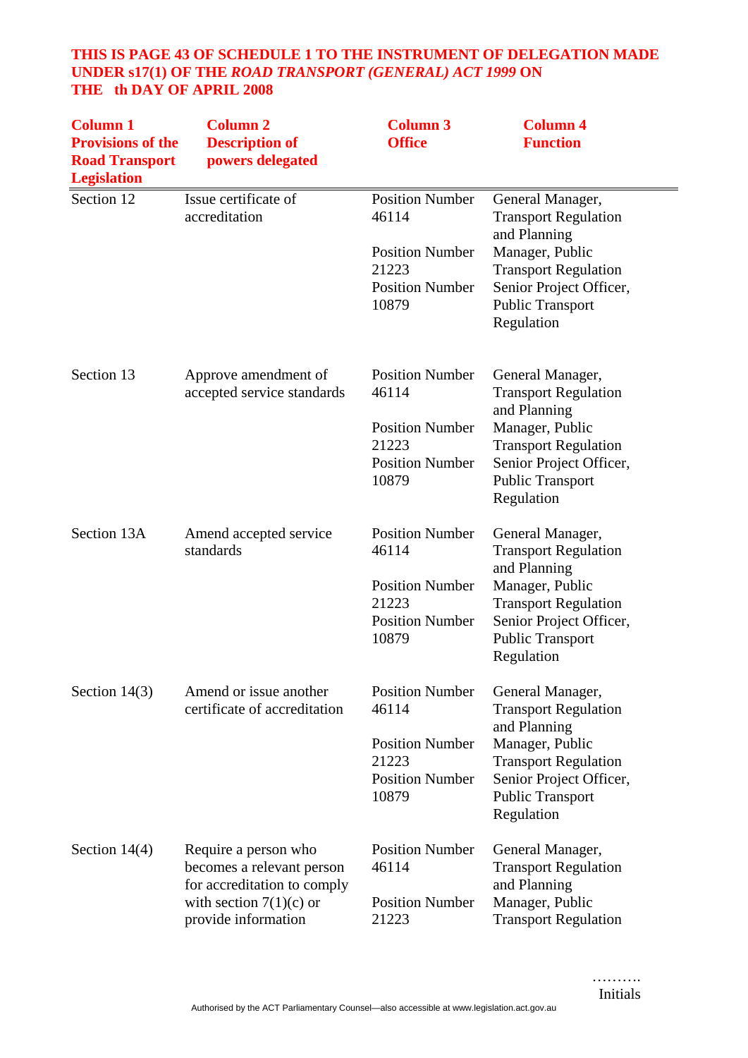**THIS IS PAGE 43 OF SCHEDULE 1 TO THE INSTRUMENT OF DELEGATION MADE UNDER s17(1) OF THE *ROAD TRANSPORT (GENERAL) ACT 1999* ON THE th DAY OF APRIL 2008**

| Column 1 Provisions of the Road Transport Legislation | Column 2 Description of powers delegated | Column 3 Office | Column 4 Function |
|---|---|---|---|
| Section 12 | Issue certificate of accreditation | Position Number 46114<br>Position Number 21223<br>Position Number 10879 | General Manager, Transport Regulation and Planning<br>Manager, Public Transport Regulation<br>Senior Project Officer, Public Transport Regulation |
| Section 13 | Approve amendment of accepted service standards | Position Number 46114<br>Position Number 21223<br>Position Number 10879 | General Manager, Transport Regulation and Planning<br>Manager, Public Transport Regulation<br>Senior Project Officer, Public Transport Regulation |
| Section 13A | Amend accepted service standards | Position Number 46114<br>Position Number 21223<br>Position Number 10879 | General Manager, Transport Regulation and Planning<br>Manager, Public Transport Regulation<br>Senior Project Officer, Public Transport Regulation |
| Section 14(3) | Amend or issue another certificate of accreditation | Position Number 46114<br>Position Number 21223<br>Position Number 10879 | General Manager, Transport Regulation and Planning<br>Manager, Public Transport Regulation<br>Senior Project Officer, Public Transport Regulation |
| Section 14(4) | Require a person who becomes a relevant person for accreditation to comply with section 7(1)(c) or provide information | Position Number 46114<br>Position Number 21223 | General Manager, Transport Regulation and Planning<br>Manager, Public Transport Regulation |

……….
Initials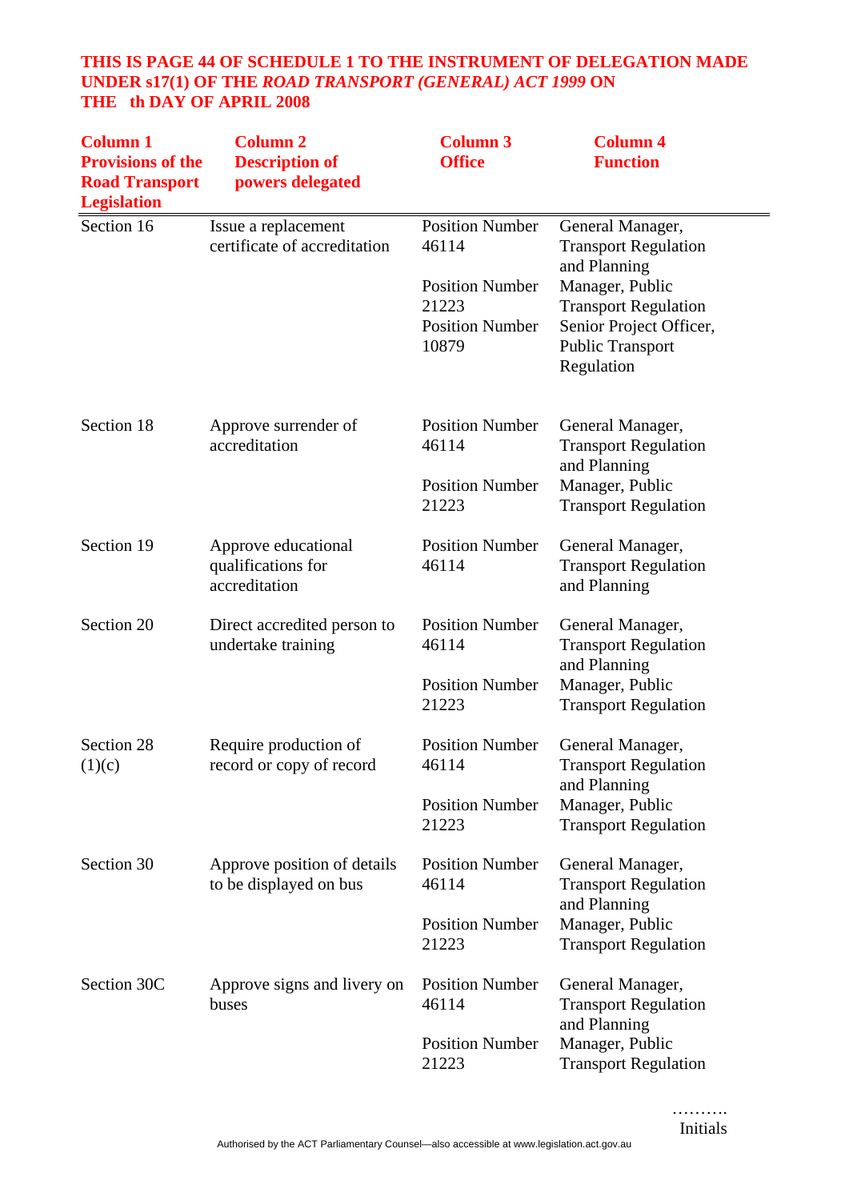**THIS IS PAGE 44 OF SCHEDULE 1 TO THE INSTRUMENT OF DELEGATION MADE UNDER s17(1) OF THE *ROAD TRANSPORT (GENERAL) ACT 1999* ON THE th DAY OF APRIL 2008**

| Column 1 Provisions of the Road Transport Legislation | Column 2 Description of powers delegated | Column 3 Office | Column 4 Function |
|---|---|---|---|
| Section 16 | Issue a replacement certificate of accreditation | Position Number 46114 | General Manager, Transport Regulation and Planning |
| | | Position Number 21223 | Manager, Public Transport Regulation |
| | | Position Number 10879 | Senior Project Officer, Public Transport Regulation |
| Section 18 | Approve surrender of accreditation | Position Number 46114 | General Manager, Transport Regulation and Planning |
| | | Position Number 21223 | Manager, Public Transport Regulation |
| Section 19 | Approve educational qualifications for accreditation | Position Number 46114 | General Manager, Transport Regulation and Planning |
| Section 20 | Direct accredited person to undertake training | Position Number 46114 | General Manager, Transport Regulation and Planning |
| | | Position Number 21223 | Manager, Public Transport Regulation |
| Section 28 (1)(c) | Require production of record or copy of record | Position Number 46114 | General Manager, Transport Regulation and Planning |
| | | Position Number 21223 | Manager, Public Transport Regulation |
| Section 30 | Approve position of details to be displayed on bus | Position Number 46114 | General Manager, Transport Regulation and Planning |
| | | Position Number 21223 | Manager, Public Transport Regulation |
| Section 30C | Approve signs and livery on buses | Position Number 46114 | General Manager, Transport Regulation and Planning |
| | | Position Number 21223 | Manager, Public Transport Regulation |

……….
Initials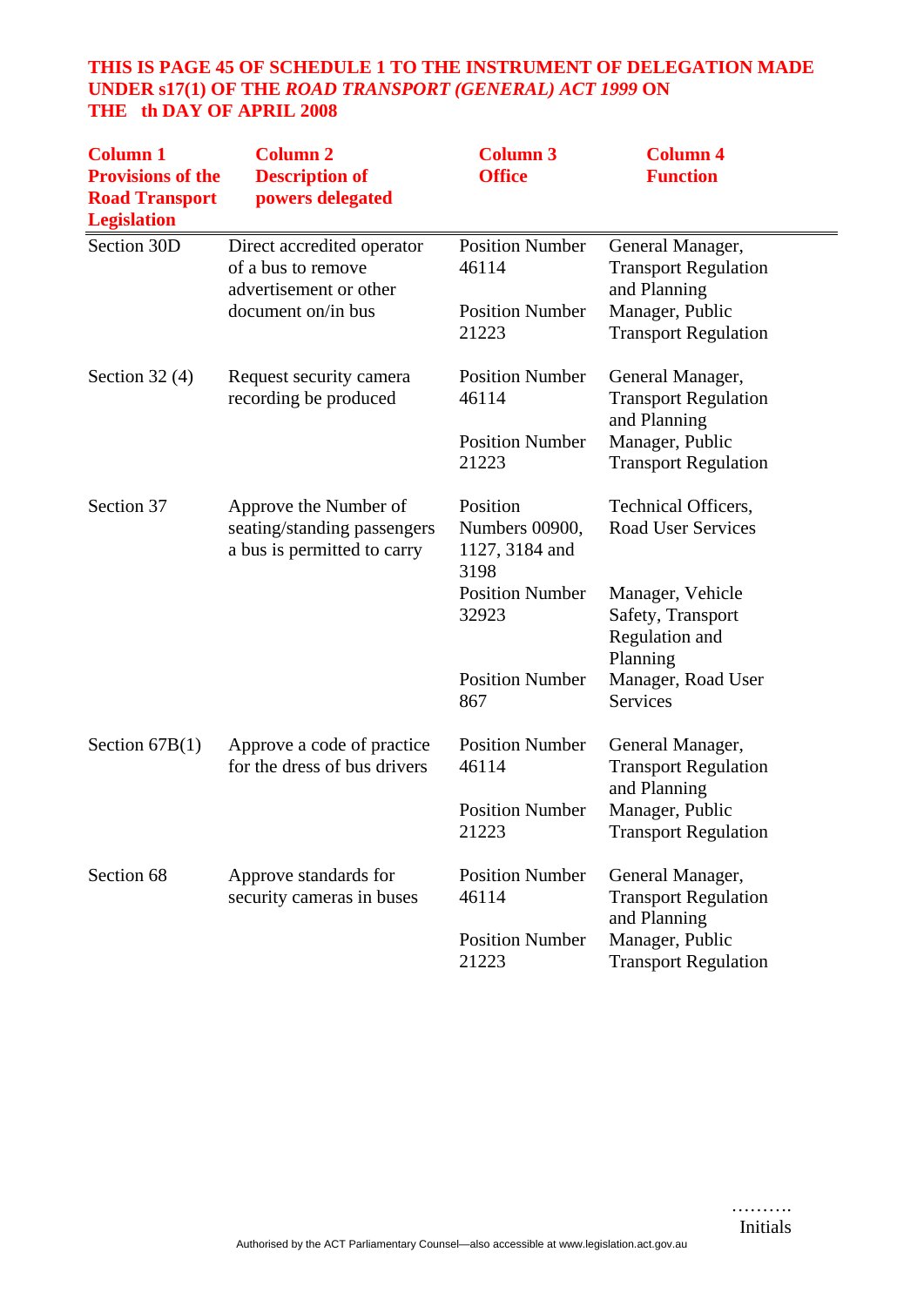**THIS IS PAGE 45 OF SCHEDULE 1 TO THE INSTRUMENT OF DELEGATION MADE UNDER s17(1) OF THE *ROAD TRANSPORT (GENERAL) ACT 1999* ON THE th DAY OF APRIL 2008**

| Column 1 Provisions of the Road Transport Legislation | Column 2 Description of powers delegated | Column 3 Office | Column 4 Function |
|---|---|---|---|
| Section 30D | Direct accredited operator of a bus to remove advertisement or other document on/in bus | Position Number 46114 | General Manager, Transport Regulation and Planning |
| | | Position Number 21223 | Manager, Public Transport Regulation |
| Section 32 (4) | Request security camera recording be produced | Position Number 46114 | General Manager, Transport Regulation and Planning |
| | | Position Number 21223 | Manager, Public Transport Regulation |
| Section 37 | Approve the Number of seating/standing passengers a bus is permitted to carry | Position Numbers 00900, 1127, 3184 and 3198 | Technical Officers, Road User Services |
| | | Position Number 32923 | Manager, Vehicle Safety, Transport Regulation and Planning |
| | | Position Number 867 | Manager, Road User Services |
| Section 67B(1) | Approve a code of practice for the dress of bus drivers | Position Number 46114 | General Manager, Transport Regulation and Planning |
| | | Position Number 21223 | Manager, Public Transport Regulation |
| Section 68 | Approve standards for security cameras in buses | Position Number 46114 | General Manager, Transport Regulation and Planning |
| | | Position Number 21223 | Manager, Public Transport Regulation |

……….
Initials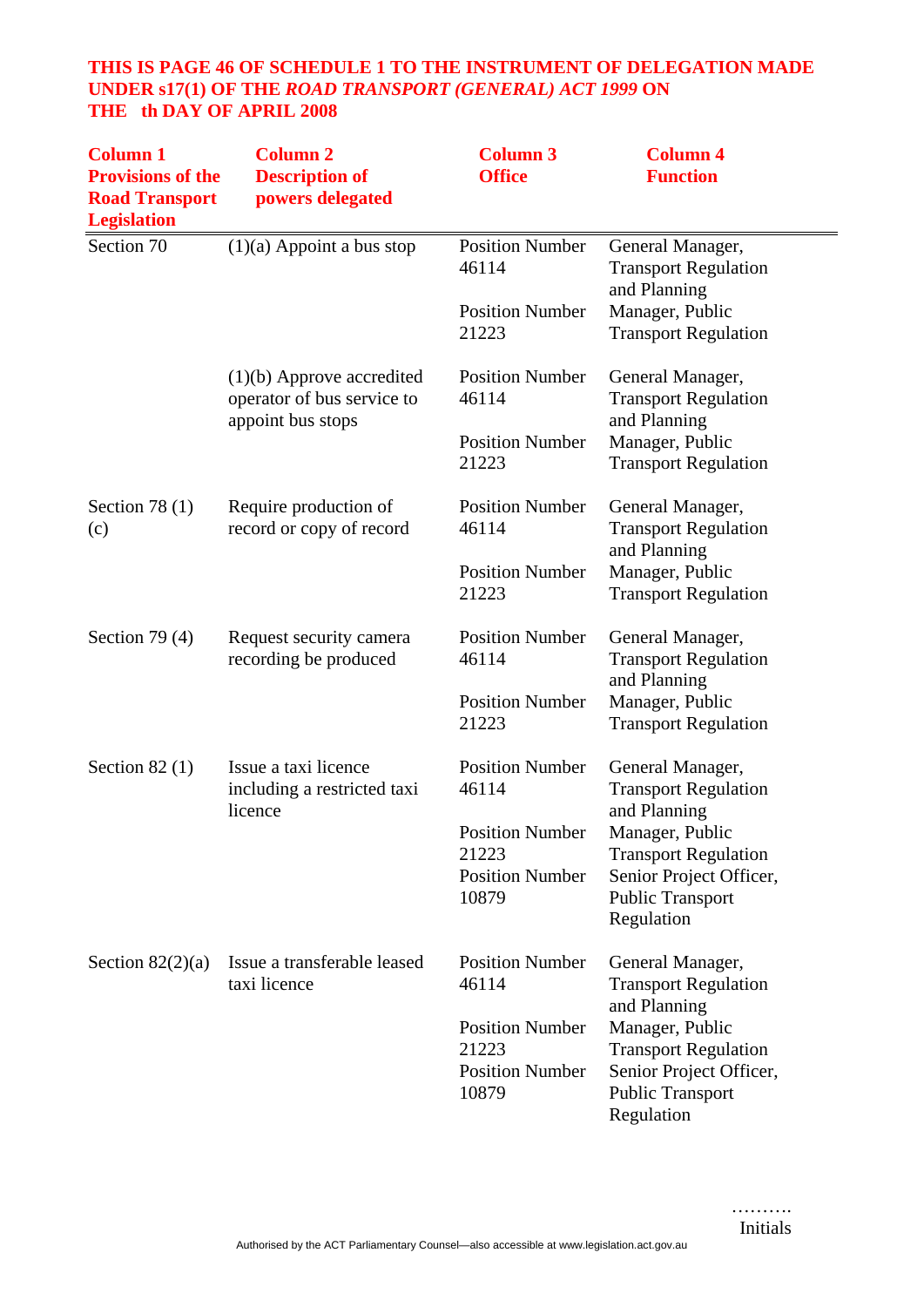**THIS IS PAGE 46 OF SCHEDULE 1 TO THE INSTRUMENT OF DELEGATION MADE UNDER s17(1) OF THE *ROAD TRANSPORT (GENERAL) ACT 1999* ON THE th DAY OF APRIL 2008**

| Column 1 Provisions of the Road Transport Legislation | Column 2 Description of powers delegated | Column 3 Office | Column 4 Function |
|---|---|---|---|
| Section 70 | (1)(a) Appoint a bus stop | Position Number 46114 | General Manager, Transport Regulation and Planning |
| | | Position Number 21223 | Manager, Public Transport Regulation |
| | (1)(b) Approve accredited operator of bus service to appoint bus stops | Position Number 46114 | General Manager, Transport Regulation and Planning |
| | | Position Number 21223 | Manager, Public Transport Regulation |
| Section 78 (1)(c) | Require production of record or copy of record | Position Number 46114 | General Manager, Transport Regulation and Planning |
| | | Position Number 21223 | Manager, Public Transport Regulation |
| Section 79 (4) | Request security camera recording be produced | Position Number 46114 | General Manager, Transport Regulation and Planning |
| | | Position Number 21223 | Manager, Public Transport Regulation |
| Section 82 (1) | Issue a taxi licence including a restricted taxi licence | Position Number 46114 | General Manager, Transport Regulation and Planning |
| | | Position Number 21223 | Manager, Public Transport Regulation |
| | | Position Number 10879 | Senior Project Officer, Public Transport Regulation |
| Section 82(2)(a) | Issue a transferable leased taxi licence | Position Number 46114 | General Manager, Transport Regulation and Planning |
| | | Position Number 21223 | Manager, Public Transport Regulation |
| | | Position Number 10879 | Senior Project Officer, Public Transport Regulation |

……….
Initials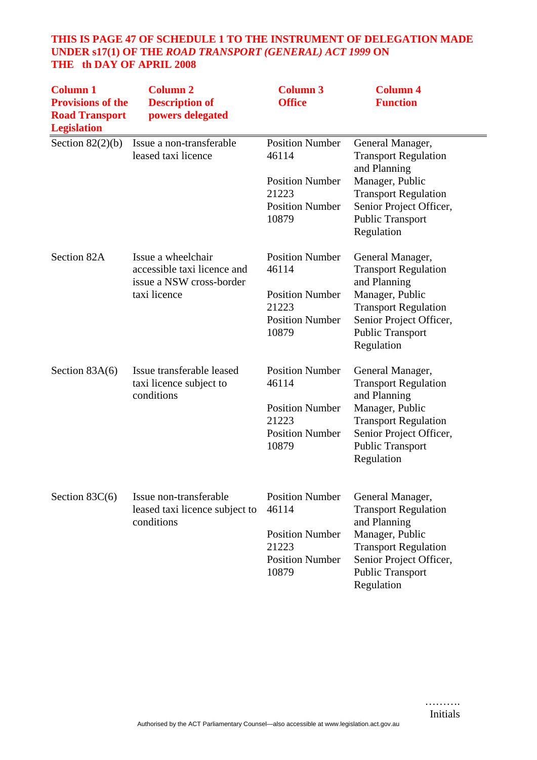**THIS IS PAGE 47 OF SCHEDULE 1 TO THE INSTRUMENT OF DELEGATION MADE UNDER s17(1) OF THE *ROAD TRANSPORT (GENERAL) ACT 1999* ON THE th DAY OF APRIL 2008**

| Column 1 Provisions of the Road Transport Legislation | Column 2 Description of powers delegated | Column 3 Office | Column 4 Function |
|---|---|---|---|
| Section 82(2)(b) | Issue a non-transferable leased taxi licence | Position Number 46114 | General Manager, Transport Regulation and Planning |
| | | Position Number 21223 | Manager, Public Transport Regulation |
| | | Position Number 10879 | Senior Project Officer, Public Transport Regulation |
| Section 82A | Issue a wheelchair accessible taxi licence and issue a NSW cross-border taxi licence | Position Number 46114 | General Manager, Transport Regulation and Planning |
| | | Position Number 21223 | Manager, Public Transport Regulation |
| | | Position Number 10879 | Senior Project Officer, Public Transport Regulation |
| Section 83A(6) | Issue transferable leased taxi licence subject to conditions | Position Number 46114 | General Manager, Transport Regulation and Planning |
| | | Position Number 21223 | Manager, Public Transport Regulation |
| | | Position Number 10879 | Senior Project Officer, Public Transport Regulation |
| Section 83C(6) | Issue non-transferable leased taxi licence subject to conditions | Position Number 46114 | General Manager, Transport Regulation and Planning |
| | | Position Number 21223 | Manager, Public Transport Regulation |
| | | Position Number 10879 | Senior Project Officer, Public Transport Regulation |

……….
Initials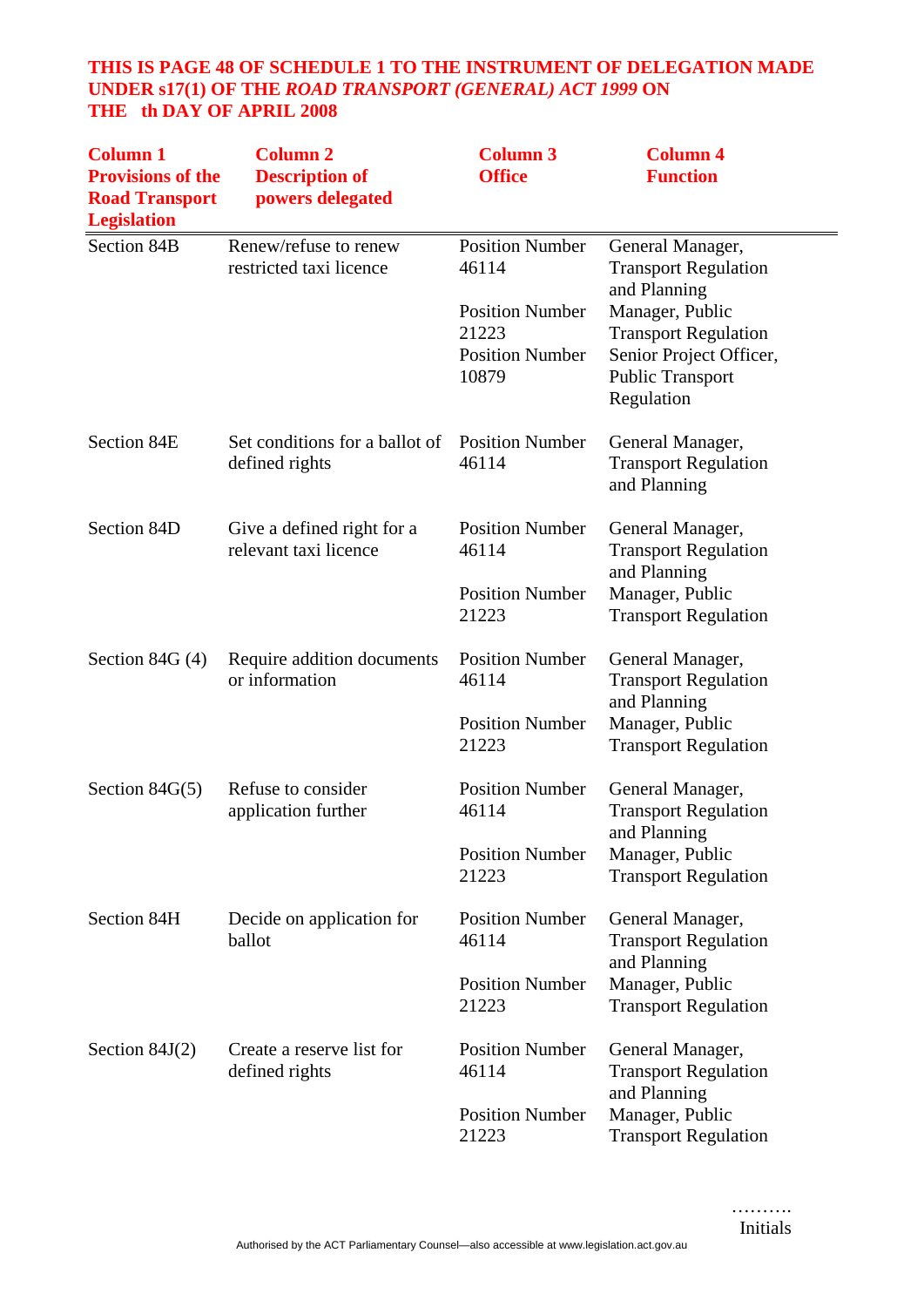**THIS IS PAGE 48 OF SCHEDULE 1 TO THE INSTRUMENT OF DELEGATION MADE UNDER s17(1) OF THE *ROAD TRANSPORT (GENERAL) ACT 1999* ON THE th DAY OF APRIL 2008**

| Column 1 Provisions of the Road Transport Legislation | Column 2 Description of powers delegated | Column 3 Office | Column 4 Function |
|---|---|---|---|
| Section 84B | Renew/refuse to renew restricted taxi licence | Position Number 46114 | General Manager, Transport Regulation and Planning |
| | | Position Number 21223 | Manager, Public Transport Regulation |
| | | Position Number 10879 | Senior Project Officer, Public Transport Regulation |
| Section 84E | Set conditions for a ballot of defined rights | Position Number 46114 | General Manager, Transport Regulation and Planning |
| Section 84D | Give a defined right for a relevant taxi licence | Position Number 46114 | General Manager, Transport Regulation and Planning |
| | | Position Number 21223 | Manager, Public Transport Regulation |
| Section 84G (4) | Require addition documents or information | Position Number 46114 | General Manager, Transport Regulation and Planning |
| | | Position Number 21223 | Manager, Public Transport Regulation |
| Section 84G(5) | Refuse to consider application further | Position Number 46114 | General Manager, Transport Regulation and Planning |
| | | Position Number 21223 | Manager, Public Transport Regulation |
| Section 84H | Decide on application for ballot | Position Number 46114 | General Manager, Transport Regulation and Planning |
| | | Position Number 21223 | Manager, Public Transport Regulation |
| Section 84J(2) | Create a reserve list for defined rights | Position Number 46114 | General Manager, Transport Regulation and Planning |
| | | Position Number 21223 | Manager, Public Transport Regulation |

……….
Initials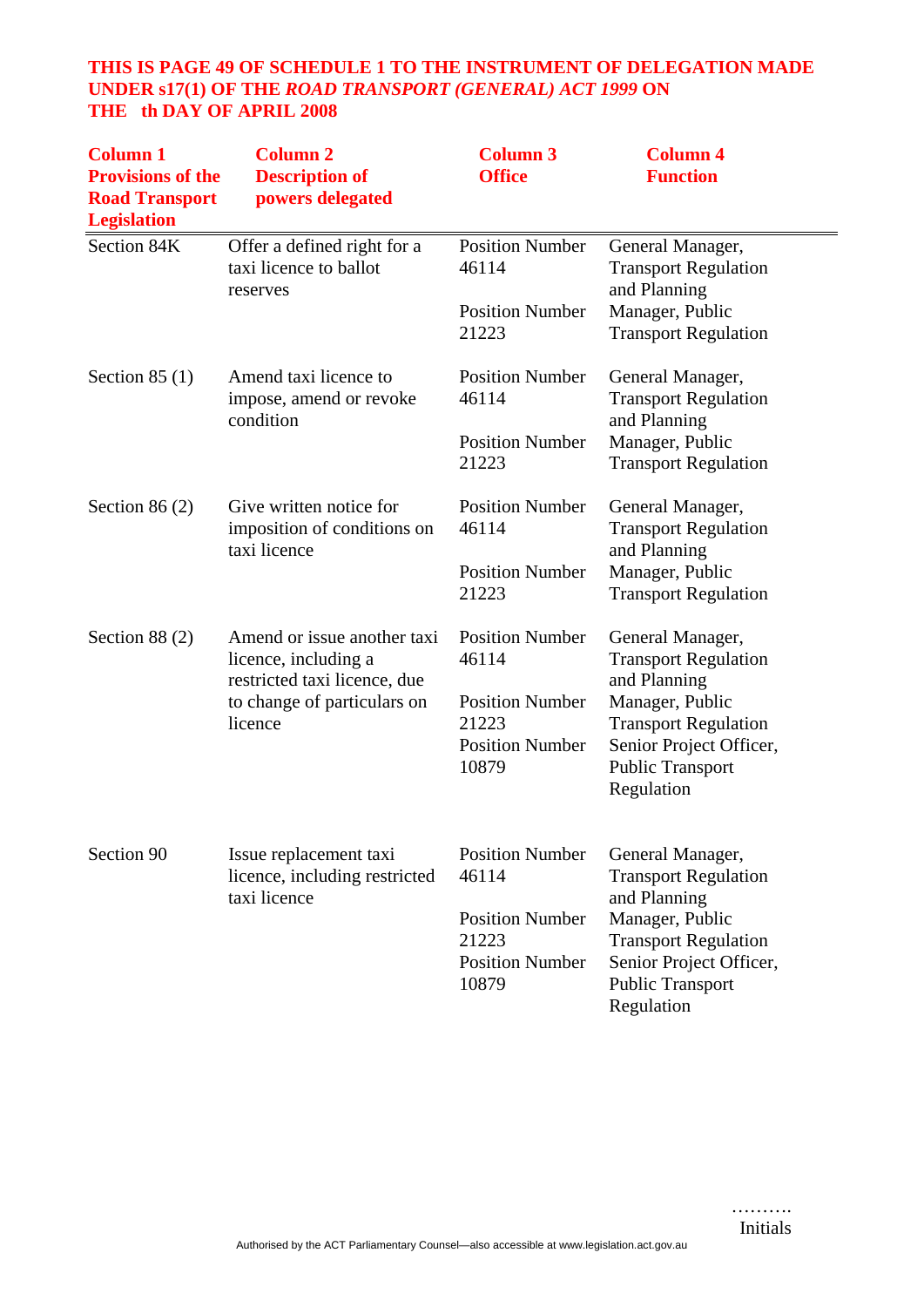**THIS IS PAGE 49 OF SCHEDULE 1 TO THE INSTRUMENT OF DELEGATION MADE UNDER s17(1) OF THE *ROAD TRANSPORT (GENERAL) ACT 1999* ON THE th DAY OF APRIL 2008**

| Column 1 Provisions of the Road Transport Legislation | Column 2 Description of powers delegated | Column 3 Office | Column 4 Function |
|---|---|---|---|
| Section 84K | Offer a defined right for a taxi licence to ballot reserves | Position Number 46114<br>Position Number 21223 | General Manager, Transport Regulation and Planning<br>Manager, Public Transport Regulation |
| Section 85 (1) | Amend taxi licence to impose, amend or revoke condition | Position Number 46114<br>Position Number 21223 | General Manager, Transport Regulation and Planning<br>Manager, Public Transport Regulation |
| Section 86 (2) | Give written notice for imposition of conditions on taxi licence | Position Number 46114<br>Position Number 21223 | General Manager, Transport Regulation and Planning<br>Manager, Public Transport Regulation |
| Section 88 (2) | Amend or issue another taxi licence, including a restricted taxi licence, due to change of particulars on licence | Position Number 46114<br>Position Number 21223<br>Position Number 10879 | General Manager, Transport Regulation and Planning<br>Manager, Public Transport Regulation<br>Senior Project Officer, Public Transport Regulation |
| Section 90 | Issue replacement taxi licence, including restricted taxi licence | Position Number 46114<br>Position Number 21223<br>Position Number 10879 | General Manager, Transport Regulation and Planning<br>Manager, Public Transport Regulation<br>Senior Project Officer, Public Transport Regulation |

……….
Initials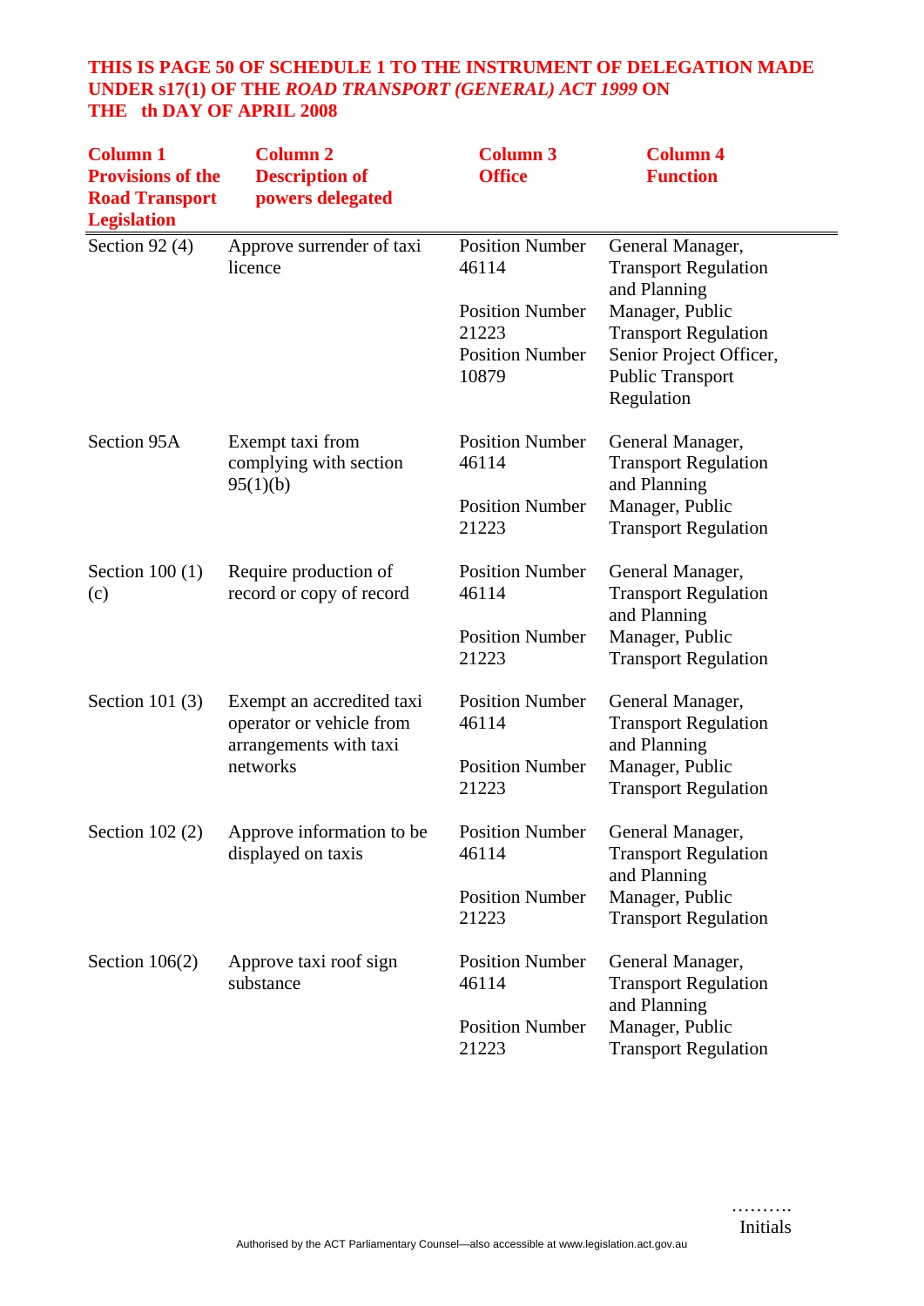**THIS IS PAGE 50 OF SCHEDULE 1 TO THE INSTRUMENT OF DELEGATION MADE UNDER s17(1) OF THE *ROAD TRANSPORT (GENERAL) ACT 1999* ON THE th DAY OF APRIL 2008**

| **Column 1 Provisions of the Road Transport Legislation** | **Column 2 Description of powers delegated** | **Column 3 Office** | **Column 4 Function** |
|---|---|---|---|
| Section 92 (4) | Approve surrender of taxi licence | Position Number 46114 | General Manager, Transport Regulation and Planning |
| | | Position Number 21223 | Manager, Public Transport Regulation |
| | | Position Number 10879 | Senior Project Officer, Public Transport Regulation |
| Section 95A | Exempt taxi from complying with section 95(1)(b) | Position Number 46114 | General Manager, Transport Regulation and Planning |
| | | Position Number 21223 | Manager, Public Transport Regulation |
| Section 100 (1) (c) | Require production of record or copy of record | Position Number 46114 | General Manager, Transport Regulation and Planning |
| | | Position Number 21223 | Manager, Public Transport Regulation |
| Section 101 (3) | Exempt an accredited taxi operator or vehicle from arrangements with taxi networks | Position Number 46114 | General Manager, Transport Regulation and Planning |
| | | Position Number 21223 | Manager, Public Transport Regulation |
| Section 102 (2) | Approve information to be displayed on taxis | Position Number 46114 | General Manager, Transport Regulation and Planning |
| | | Position Number 21223 | Manager, Public Transport Regulation |
| Section 106(2) | Approve taxi roof sign substance | Position Number 46114 | General Manager, Transport Regulation and Planning |
| | | Position Number 21223 | Manager, Public Transport Regulation |

……….
Initials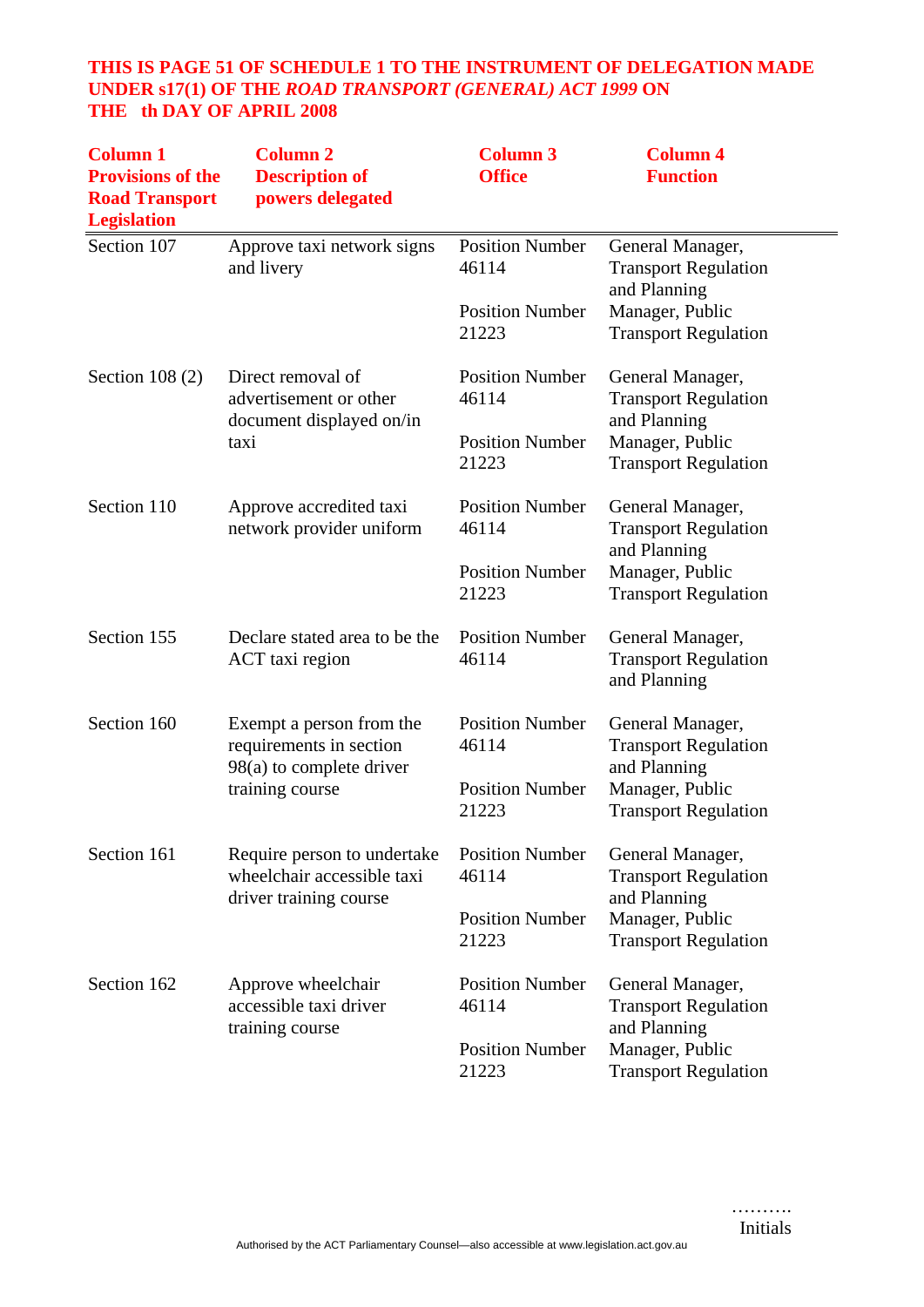**THIS IS PAGE 51 OF SCHEDULE 1 TO THE INSTRUMENT OF DELEGATION MADE UNDER s17(1) OF THE *ROAD TRANSPORT (GENERAL) ACT 1999* ON THE th DAY OF APRIL 2008**

| Column 1 Provisions of the Road Transport Legislation | Column 2 Description of powers delegated | Column 3 Office | Column 4 Function |
|---|---|---|---|
| Section 107 | Approve taxi network signs and livery | Position Number 46114 | General Manager, Transport Regulation and Planning |
| | | Position Number 21223 | Manager, Public Transport Regulation |
| Section 108 (2) | Direct removal of advertisement or other document displayed on/in taxi | Position Number 46114 | General Manager, Transport Regulation and Planning |
| | | Position Number 21223 | Manager, Public Transport Regulation |
| Section 110 | Approve accredited taxi network provider uniform | Position Number 46114 | General Manager, Transport Regulation and Planning |
| | | Position Number 21223 | Manager, Public Transport Regulation |
| Section 155 | Declare stated area to be the ACT taxi region | Position Number 46114 | General Manager, Transport Regulation and Planning |
| Section 160 | Exempt a person from the requirements in section 98(a) to complete driver training course | Position Number 46114 | General Manager, Transport Regulation and Planning |
| | | Position Number 21223 | Manager, Public Transport Regulation |
| Section 161 | Require person to undertake wheelchair accessible taxi driver training course | Position Number 46114 | General Manager, Transport Regulation and Planning |
| | | Position Number 21223 | Manager, Public Transport Regulation |
| Section 162 | Approve wheelchair accessible taxi driver training course | Position Number 46114 | General Manager, Transport Regulation and Planning |
| | | Position Number 21223 | Manager, Public Transport Regulation |

……….
Initials

Authorised by the ACT Parliamentary Counsel—also accessible at www.legislation.act.gov.au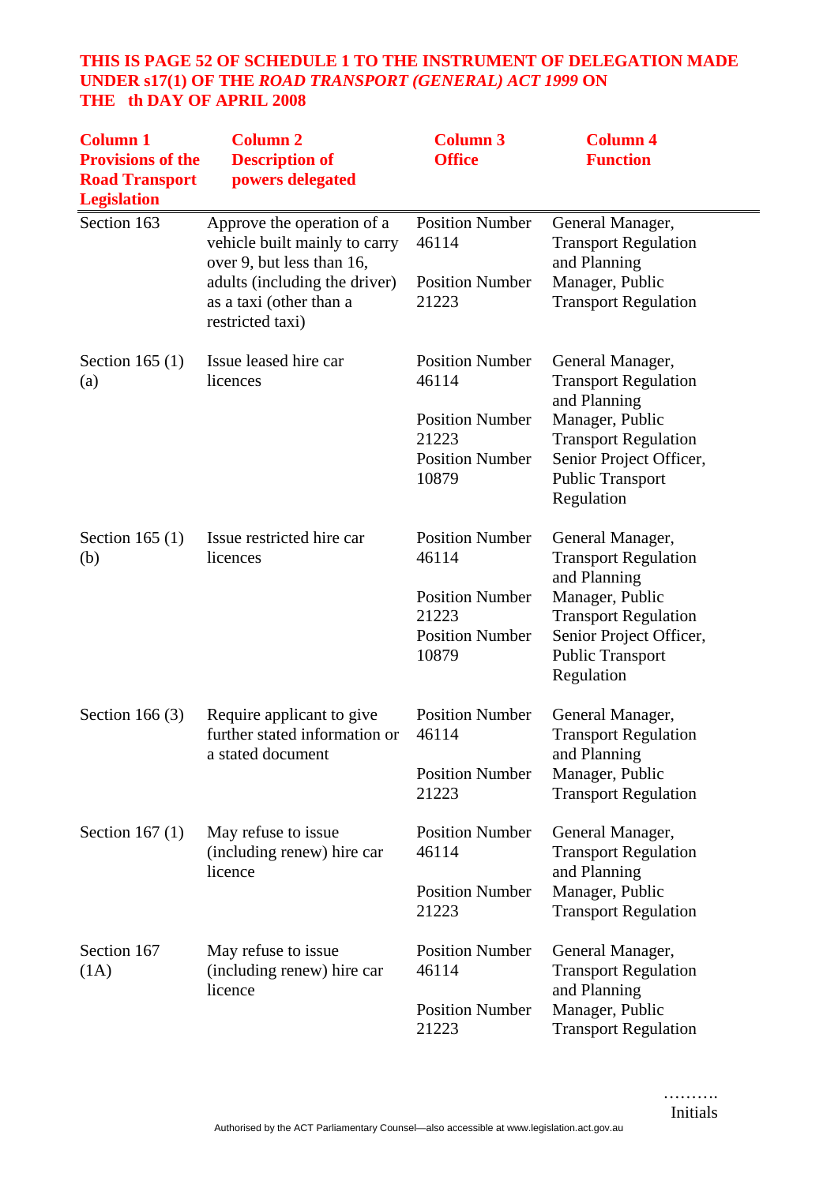**THIS IS PAGE 52 OF SCHEDULE 1 TO THE INSTRUMENT OF DELEGATION MADE UNDER s17(1) OF THE *ROAD TRANSPORT (GENERAL) ACT 1999* ON THE th DAY OF APRIL 2008**

| Column 1 Provisions of the Road Transport Legislation | Column 2 Description of powers delegated | Column 3 Office | Column 4 Function |
|---|---|---|---|
| Section 163 | Approve the operation of a vehicle built mainly to carry over 9, but less than 16, adults (including the driver) as a taxi (other than a restricted taxi) | Position Number 46114<br><br>Position Number 21223 | General Manager, Transport Regulation and Planning<br>Manager, Public Transport Regulation |
| Section 165 (1) (a) | Issue leased hire car licences | Position Number 46114<br><br>Position Number 21223<br>Position Number 10879 | General Manager, Transport Regulation and Planning<br>Manager, Public Transport Regulation<br>Senior Project Officer, Public Transport Regulation |
| Section 165 (1) (b) | Issue restricted hire car licences | Position Number 46114<br><br>Position Number 21223<br>Position Number 10879 | General Manager, Transport Regulation and Planning<br>Manager, Public Transport Regulation<br>Senior Project Officer, Public Transport Regulation |
| Section 166 (3) | Require applicant to give further stated information or a stated document | Position Number 46114<br><br>Position Number 21223 | General Manager, Transport Regulation and Planning<br>Manager, Public Transport Regulation |
| Section 167 (1) | May refuse to issue (including renew) hire car licence | Position Number 46114<br><br>Position Number 21223 | General Manager, Transport Regulation and Planning<br>Manager, Public Transport Regulation |
| Section 167 (1A) | May refuse to issue (including renew) hire car licence | Position Number 46114<br><br>Position Number 21223 | General Manager, Transport Regulation and Planning<br>Manager, Public Transport Regulation |

……….
Initials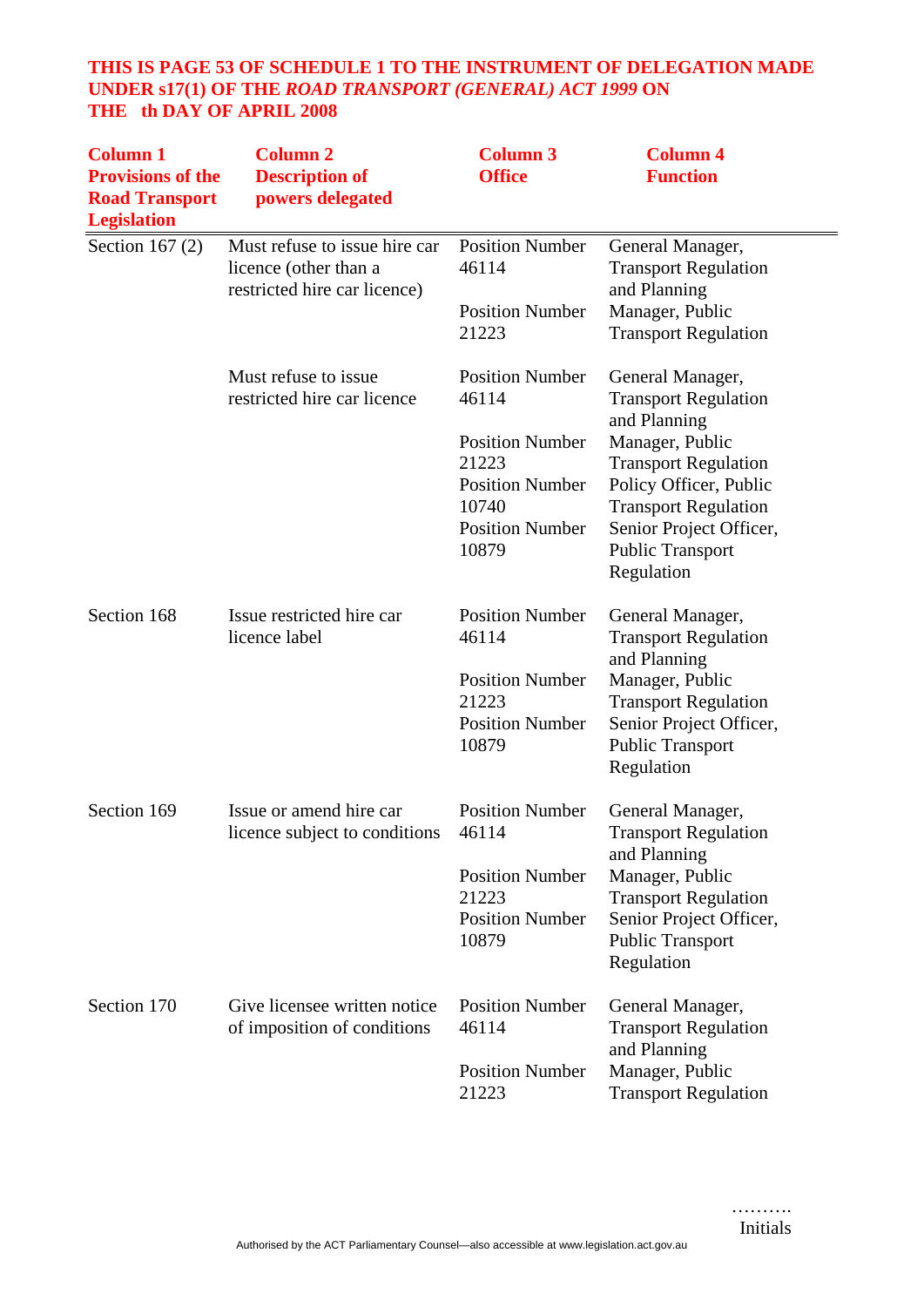**THIS IS PAGE 53 OF SCHEDULE 1 TO THE INSTRUMENT OF DELEGATION MADE UNDER s17(1) OF THE *ROAD TRANSPORT (GENERAL) ACT 1999* ON THE th DAY OF APRIL 2008**

| Column 1 Provisions of the Road Transport Legislation | Column 2 Description of powers delegated | Column 3 Office | Column 4 Function |
|---|---|---|---|
| Section 167 (2) | Must refuse to issue hire car licence (other than a restricted hire car licence) | Position Number 46114 | General Manager, Transport Regulation and Planning |
| | | Position Number 21223 | Manager, Public Transport Regulation |
| | Must refuse to issue restricted hire car licence | Position Number 46114 | General Manager, Transport Regulation and Planning |
| | | Position Number 21223 | Manager, Public Transport Regulation |
| | | Position Number 10740 | Policy Officer, Public Transport Regulation |
| | | Position Number 10879 | Senior Project Officer, Public Transport Regulation |
| Section 168 | Issue restricted hire car licence label | Position Number 46114 | General Manager, Transport Regulation and Planning |
| | | Position Number 21223 | Manager, Public Transport Regulation |
| | | Position Number 10879 | Senior Project Officer, Public Transport Regulation |
| Section 169 | Issue or amend hire car licence subject to conditions | Position Number 46114 | General Manager, Transport Regulation and Planning |
| | | Position Number 21223 | Manager, Public Transport Regulation |
| | | Position Number 10879 | Senior Project Officer, Public Transport Regulation |
| Section 170 | Give licensee written notice of imposition of conditions | Position Number 46114 | General Manager, Transport Regulation and Planning |
| | | Position Number 21223 | Manager, Public Transport Regulation |

……….
Initials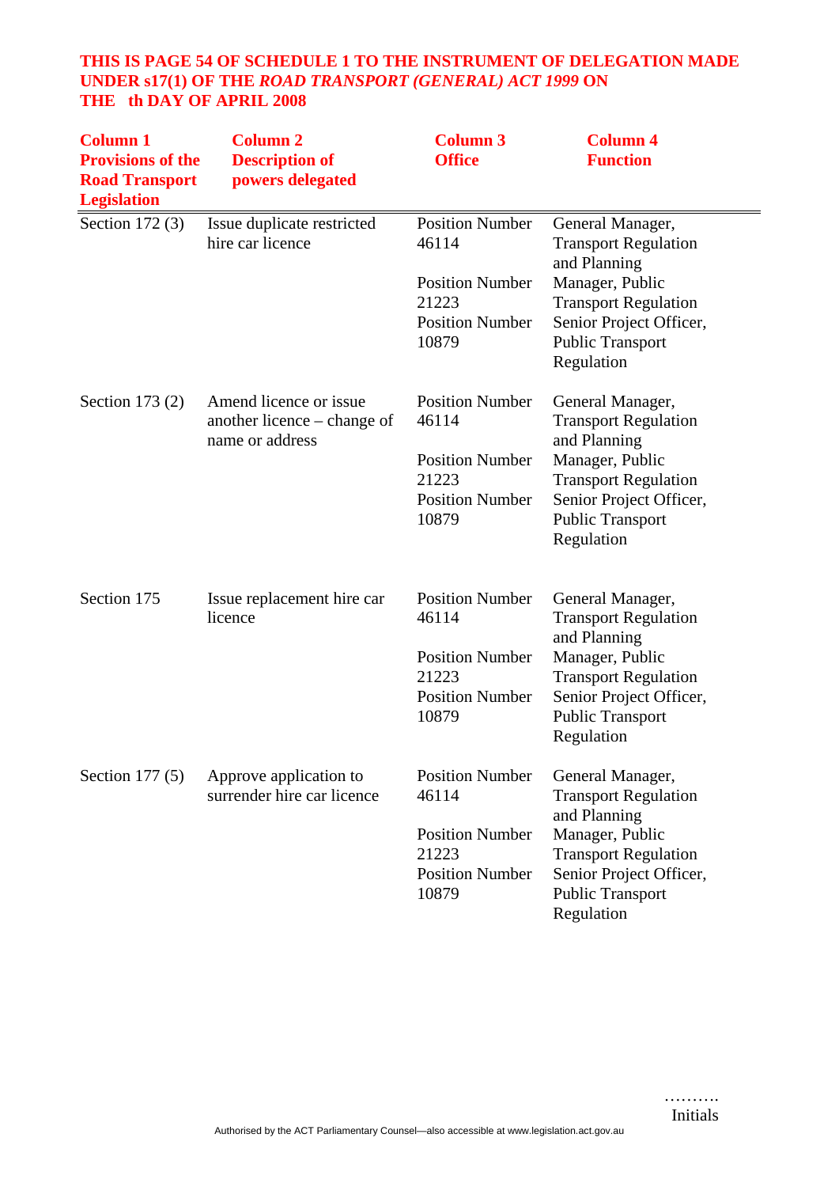**THIS IS PAGE 54 OF SCHEDULE 1 TO THE INSTRUMENT OF DELEGATION MADE UNDER s17(1) OF THE *ROAD TRANSPORT (GENERAL) ACT 1999* ON THE th DAY OF APRIL 2008**

| Column 1 Provisions of the Road Transport Legislation | Column 2 Description of powers delegated | Column 3 Office | Column 4 Function |
|---|---|---|---|
| Section 172 (3) | Issue duplicate restricted hire car licence | Position Number 46114<br>Position Number 21223<br>Position Number 10879 | General Manager, Transport Regulation and Planning<br>Manager, Public Transport Regulation<br>Senior Project Officer, Public Transport Regulation |
| Section 173 (2) | Amend licence or issue another licence – change of name or address | Position Number 46114<br>Position Number 21223<br>Position Number 10879 | General Manager, Transport Regulation and Planning<br>Manager, Public Transport Regulation<br>Senior Project Officer, Public Transport Regulation |
| Section 175 | Issue replacement hire car licence | Position Number 46114<br>Position Number 21223<br>Position Number 10879 | General Manager, Transport Regulation and Planning<br>Manager, Public Transport Regulation<br>Senior Project Officer, Public Transport Regulation |
| Section 177 (5) | Approve application to surrender hire car licence | Position Number 46114<br>Position Number 21223<br>Position Number 10879 | General Manager, Transport Regulation and Planning<br>Manager, Public Transport Regulation<br>Senior Project Officer, Public Transport Regulation |

……….
Initials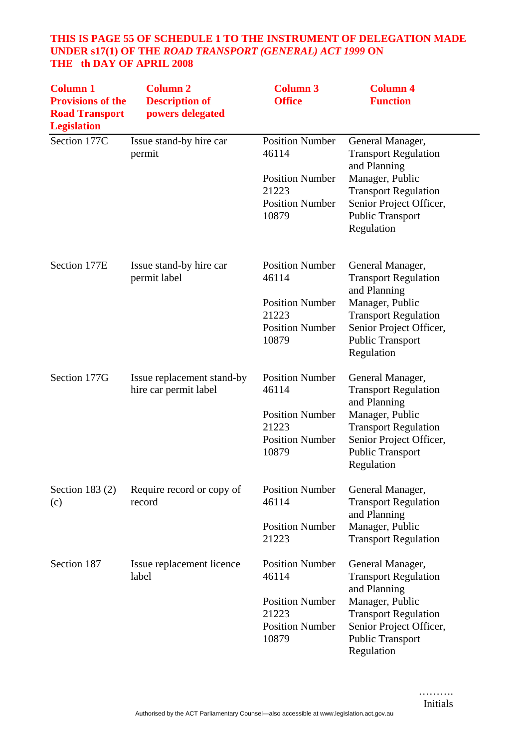**THIS IS PAGE 55 OF SCHEDULE 1 TO THE INSTRUMENT OF DELEGATION MADE UNDER s17(1) OF THE *ROAD TRANSPORT (GENERAL) ACT 1999* ON THE   th DAY OF APRIL 2008**

| Column 1 Provisions of the Road Transport Legislation | Column 2 Description of powers delegated | Column 3 Office | Column 4 Function |
|---|---|---|---|
| Section 177C | Issue stand-by hire car permit | Position Number 46114<br>Position Number 21223<br>Position Number 10879 | General Manager, Transport Regulation and Planning<br>Manager, Public Transport Regulation<br>Senior Project Officer, Public Transport Regulation |
| Section 177E | Issue stand-by hire car permit label | Position Number 46114<br>Position Number 21223<br>Position Number 10879 | General Manager, Transport Regulation and Planning<br>Manager, Public Transport Regulation<br>Senior Project Officer, Public Transport Regulation |
| Section 177G | Issue replacement stand-by hire car permit label | Position Number 46114<br>Position Number 21223<br>Position Number 10879 | General Manager, Transport Regulation and Planning<br>Manager, Public Transport Regulation<br>Senior Project Officer, Public Transport Regulation |
| Section 183 (2) (c) | Require record or copy of record | Position Number 46114<br>Position Number 21223 | General Manager, Transport Regulation and Planning<br>Manager, Public Transport Regulation |
| Section 187 | Issue replacement licence label | Position Number 46114<br>Position Number 21223<br>Position Number 10879 | General Manager, Transport Regulation and Planning<br>Manager, Public Transport Regulation<br>Senior Project Officer, Public Transport Regulation |

……….
Initials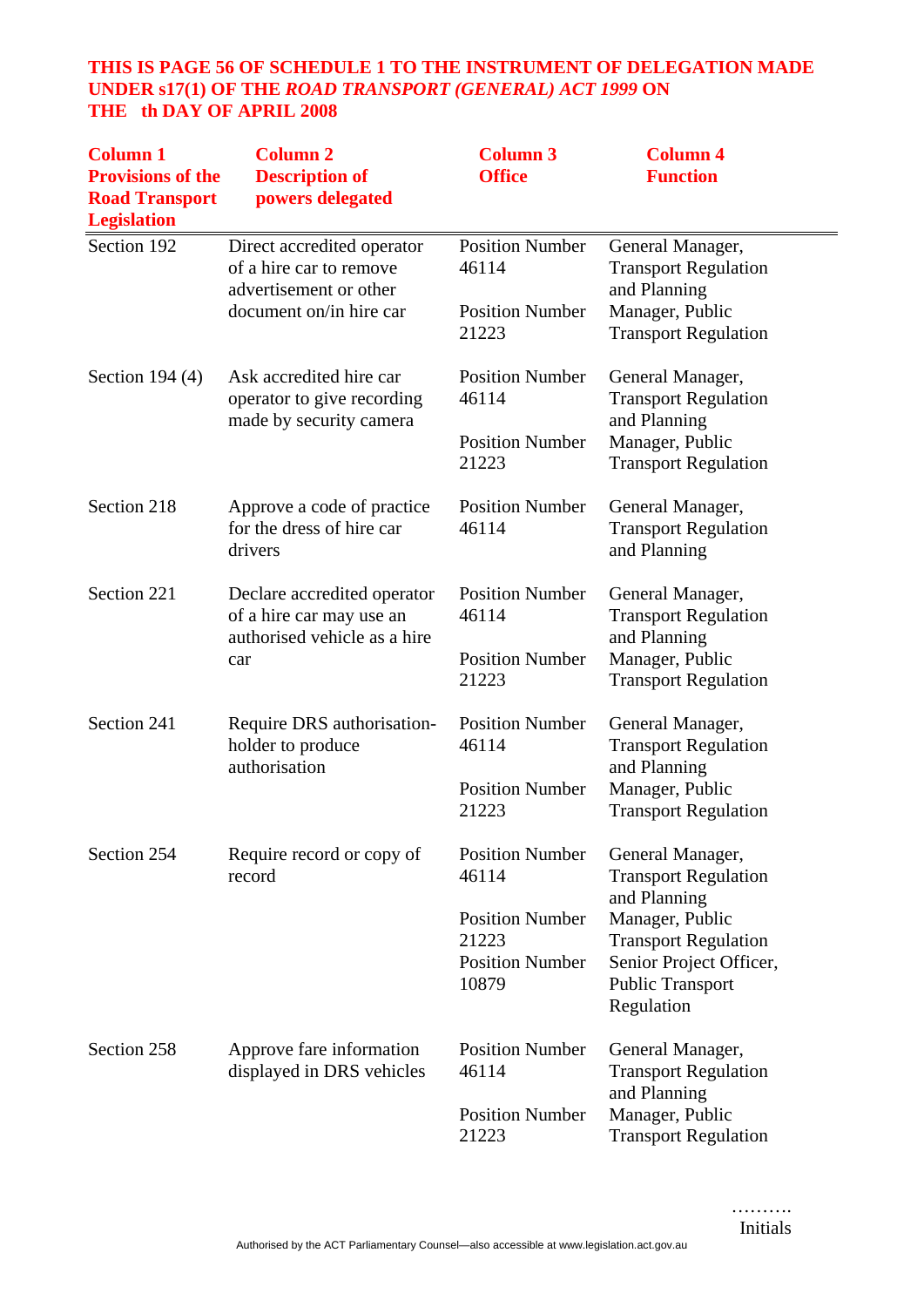**THIS IS PAGE 56 OF SCHEDULE 1 TO THE INSTRUMENT OF DELEGATION MADE UNDER s17(1) OF THE *ROAD TRANSPORT (GENERAL) ACT 1999* ON THE th DAY OF APRIL 2008**

| Column 1 Provisions of the Road Transport Legislation | Column 2 Description of powers delegated | Column 3 Office | Column 4 Function |
|---|---|---|---|
| Section 192 | Direct accredited operator of a hire car to remove advertisement or other document on/in hire car | Position Number 46114<br>Position Number 21223 | General Manager, Transport Regulation and Planning<br>Manager, Public Transport Regulation |
| Section 194 (4) | Ask accredited hire car operator to give recording made by security camera | Position Number 46114<br>Position Number 21223 | General Manager, Transport Regulation and Planning<br>Manager, Public Transport Regulation |
| Section 218 | Approve a code of practice for the dress of hire car drivers | Position Number 46114 | General Manager, Transport Regulation and Planning |
| Section 221 | Declare accredited operator of a hire car may use an authorised vehicle as a hire car | Position Number 46114<br>Position Number 21223 | General Manager, Transport Regulation and Planning<br>Manager, Public Transport Regulation |
| Section 241 | Require DRS authorisation-holder to produce authorisation | Position Number 46114<br>Position Number 21223 | General Manager, Transport Regulation and Planning<br>Manager, Public Transport Regulation |
| Section 254 | Require record or copy of record | Position Number 46114<br>Position Number 21223<br>Position Number 10879 | General Manager, Transport Regulation and Planning<br>Manager, Public Transport Regulation<br>Senior Project Officer, Public Transport Regulation |
| Section 258 | Approve fare information displayed in DRS vehicles | Position Number 46114<br>Position Number 21223 | General Manager, Transport Regulation and Planning<br>Manager, Public Transport Regulation |

……….
Initials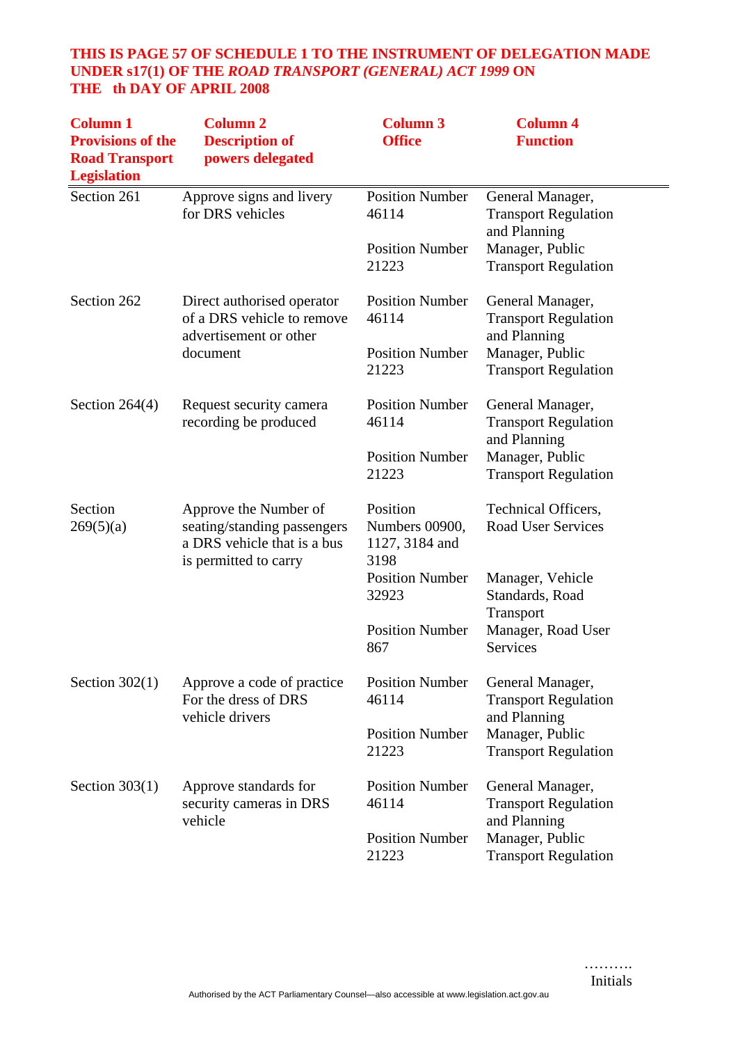**THIS IS PAGE 57 OF SCHEDULE 1 TO THE INSTRUMENT OF DELEGATION MADE UNDER s17(1) OF THE *ROAD TRANSPORT (GENERAL) ACT 1999* ON THE th DAY OF APRIL 2008**

| Column 1 Provisions of the Road Transport Legislation | Column 2 Description of powers delegated | Column 3 Office | Column 4 Function |
|---|---|---|---|
| Section 261 | Approve signs and livery for DRS vehicles | Position Number 46114 | General Manager, Transport Regulation and Planning |
| | | Position Number 21223 | Manager, Public Transport Regulation |
| Section 262 | Direct authorised operator of a DRS vehicle to remove advertisement or other document | Position Number 46114 | General Manager, Transport Regulation and Planning |
| | | Position Number 21223 | Manager, Public Transport Regulation |
| Section 264(4) | Request security camera recording be produced | Position Number 46114 | General Manager, Transport Regulation and Planning |
| | | Position Number 21223 | Manager, Public Transport Regulation |
| Section 269(5)(a) | Approve the Number of seating/standing passengers a DRS vehicle that is a bus is permitted to carry | Position Numbers 00900, 1127, 3184 and 3198 | Technical Officers, Road User Services |
| | | Position Number 32923 | Manager, Vehicle Standards, Road Transport |
| | | Position Number 867 | Manager, Road User Services |
| Section 302(1) | Approve a code of practice For the dress of DRS vehicle drivers | Position Number 46114 | General Manager, Transport Regulation and Planning |
| | | Position Number 21223 | Manager, Public Transport Regulation |
| Section 303(1) | Approve standards for security cameras in DRS vehicle | Position Number 46114 | General Manager, Transport Regulation and Planning |
| | | Position Number 21223 | Manager, Public Transport Regulation |

……….
Initials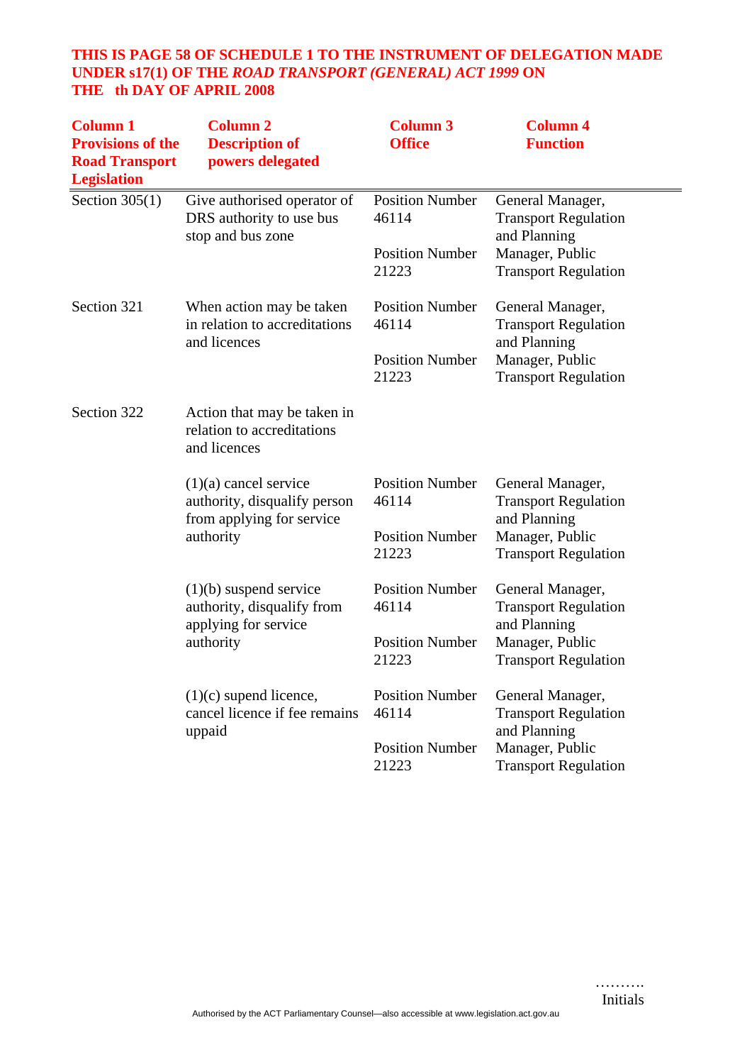**THIS IS PAGE 58 OF SCHEDULE 1 TO THE INSTRUMENT OF DELEGATION MADE UNDER s17(1) OF THE *ROAD TRANSPORT (GENERAL) ACT 1999* ON THE   th DAY OF APRIL 2008**

| Column 1 Provisions of the Road Transport Legislation | Column 2 Description of powers delegated | Column 3 Office | Column 4 Function |
|---|---|---|---|
| Section 305(1) | Give authorised operator of DRS authority to use bus stop and bus zone | Position Number 46114 | General Manager, Transport Regulation and Planning |
| | | Position Number 21223 | Manager, Public Transport Regulation |
| Section 321 | When action may be taken in relation to accreditations and licences | Position Number 46114 | General Manager, Transport Regulation and Planning |
| | | Position Number 21223 | Manager, Public Transport Regulation |
| Section 322 | Action that may be taken in relation to accreditations and licences | | |
| | (1)(a) cancel service authority, disqualify person from applying for service authority | Position Number 46114 | General Manager, Transport Regulation and Planning |
| | | Position Number 21223 | Manager, Public Transport Regulation |
| | (1)(b) suspend service authority, disqualify from applying for service authority | Position Number 46114 | General Manager, Transport Regulation and Planning |
| | | Position Number 21223 | Manager, Public Transport Regulation |
| | (1)(c) supend licence, cancel licence if fee remains uppaid | Position Number 46114 | General Manager, Transport Regulation and Planning |
| | | Position Number 21223 | Manager, Public Transport Regulation |

……….
Initials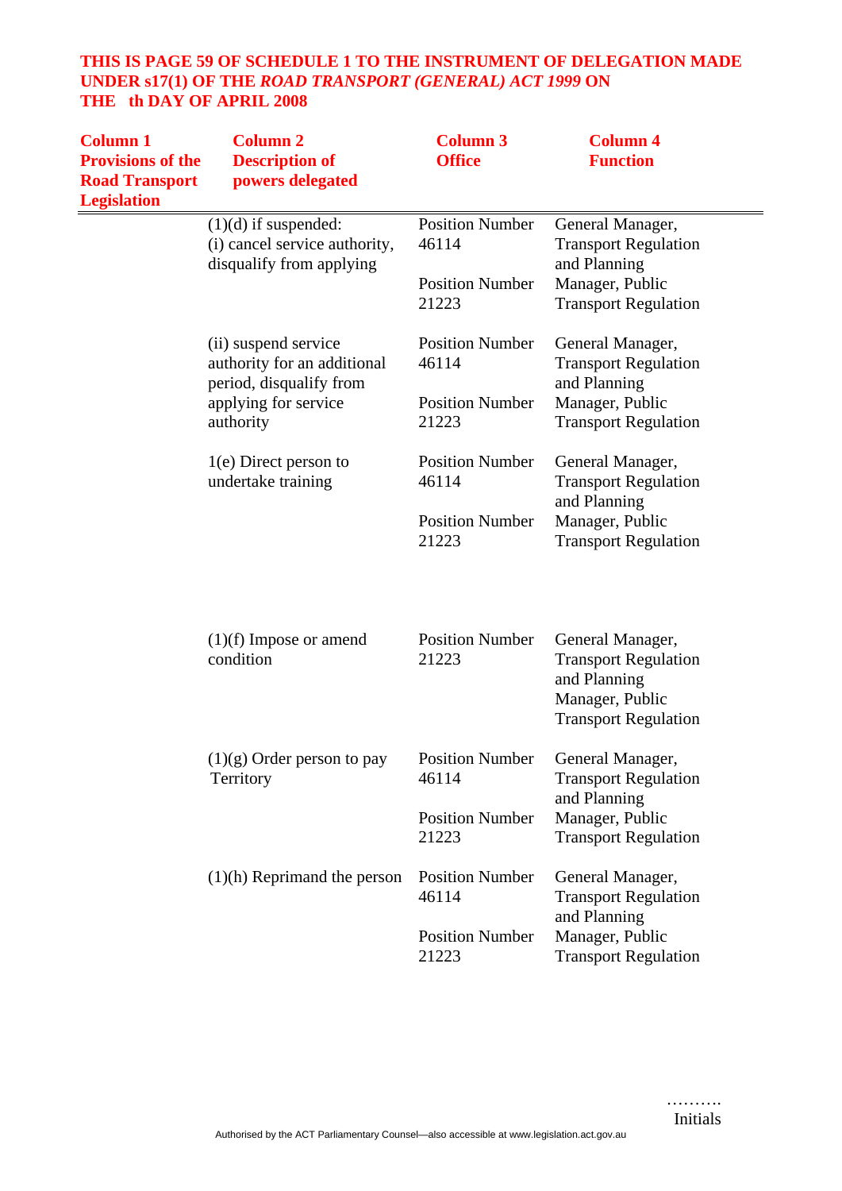**THIS IS PAGE 59 OF SCHEDULE 1 TO THE INSTRUMENT OF DELEGATION MADE UNDER s17(1) OF THE *ROAD TRANSPORT (GENERAL) ACT 1999* ON THE th DAY OF APRIL 2008**

| Column 1 Provisions of the Road Transport Legislation | Column 2 Description of powers delegated | Column 3 Office | Column 4 Function |
|---|---|---|---|
| | (1)(d) if suspended:<br>(i) cancel service authority, disqualify from applying | Position Number 46114<br><br>Position Number 21223 | General Manager, Transport Regulation and Planning<br>Manager, Public Transport Regulation |
| | (ii) suspend service authority for an additional period, disqualify from applying for service authority | Position Number 46114<br><br>Position Number 21223 | General Manager, Transport Regulation and Planning<br>Manager, Public Transport Regulation |
| | 1(e) Direct person to undertake training | Position Number 46114<br><br>Position Number 21223 | General Manager, Transport Regulation and Planning<br>Manager, Public Transport Regulation |
| | (1)(f) Impose or amend condition | Position Number 21223 | General Manager, Transport Regulation and Planning<br>Manager, Public Transport Regulation |
| | (1)(g) Order person to pay Territory | Position Number 46114<br><br>Position Number 21223 | General Manager, Transport Regulation and Planning<br>Manager, Public Transport Regulation |
| | (1)(h) Reprimand the person | Position Number 46114<br><br>Position Number 21223 | General Manager, Transport Regulation and Planning<br>Manager, Public Transport Regulation |

……….
Initials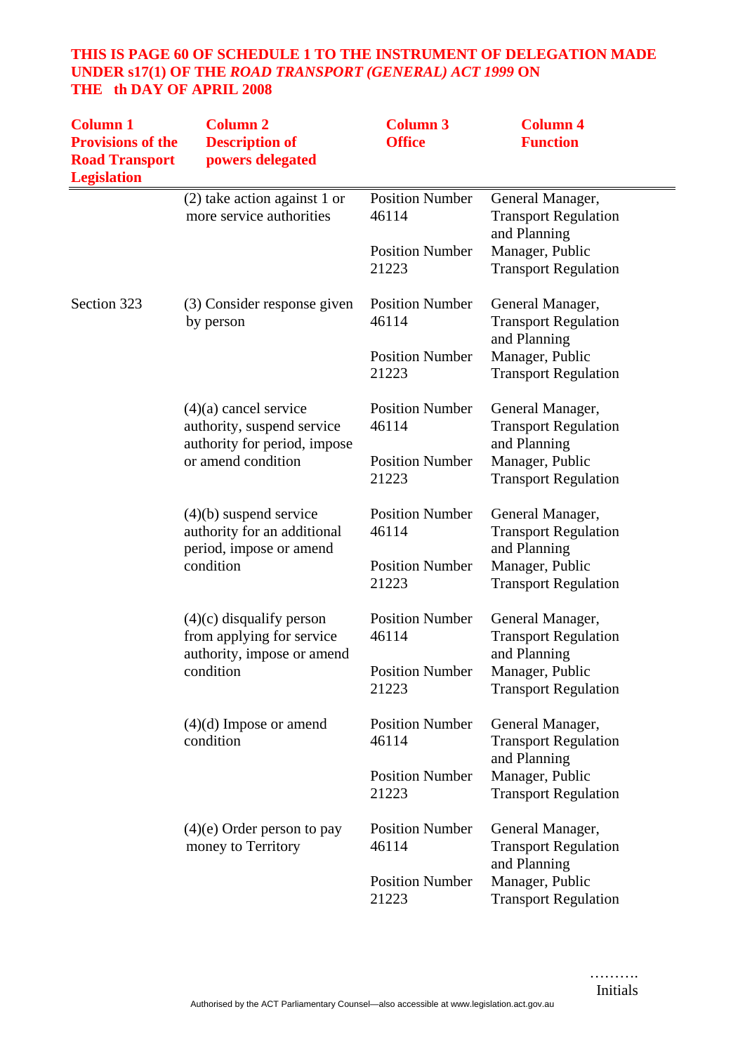**THIS IS PAGE 60 OF SCHEDULE 1 TO THE INSTRUMENT OF DELEGATION MADE UNDER s17(1) OF THE *ROAD TRANSPORT (GENERAL) ACT 1999* ON THE th DAY OF APRIL 2008**

| Column 1 Provisions of the Road Transport Legislation | Column 2 Description of powers delegated | Column 3 Office | Column 4 Function |
|---|---|---|---|
| | (2) take action against 1 or more service authorities | Position Number 46114 | General Manager, Transport Regulation and Planning |
| | | Position Number 21223 | Manager, Public Transport Regulation |
| Section 323 | (3) Consider response given by person | Position Number 46114 | General Manager, Transport Regulation and Planning |
| | | Position Number 21223 | Manager, Public Transport Regulation |
| | (4)(a) cancel service authority, suspend service authority for period, impose or amend condition | Position Number 46114 | General Manager, Transport Regulation and Planning |
| | | Position Number 21223 | Manager, Public Transport Regulation |
| | (4)(b) suspend service authority for an additional period, impose or amend condition | Position Number 46114 | General Manager, Transport Regulation and Planning |
| | | Position Number 21223 | Manager, Public Transport Regulation |
| | (4)(c) disqualify person from applying for service authority, impose or amend condition | Position Number 46114 | General Manager, Transport Regulation and Planning |
| | | Position Number 21223 | Manager, Public Transport Regulation |
| | (4)(d) Impose or amend condition | Position Number 46114 | General Manager, Transport Regulation and Planning |
| | | Position Number 21223 | Manager, Public Transport Regulation |
| | (4)(e) Order person to pay money to Territory | Position Number 46114 | General Manager, Transport Regulation and Planning |
| | | Position Number 21223 | Manager, Public Transport Regulation |

……….
Initials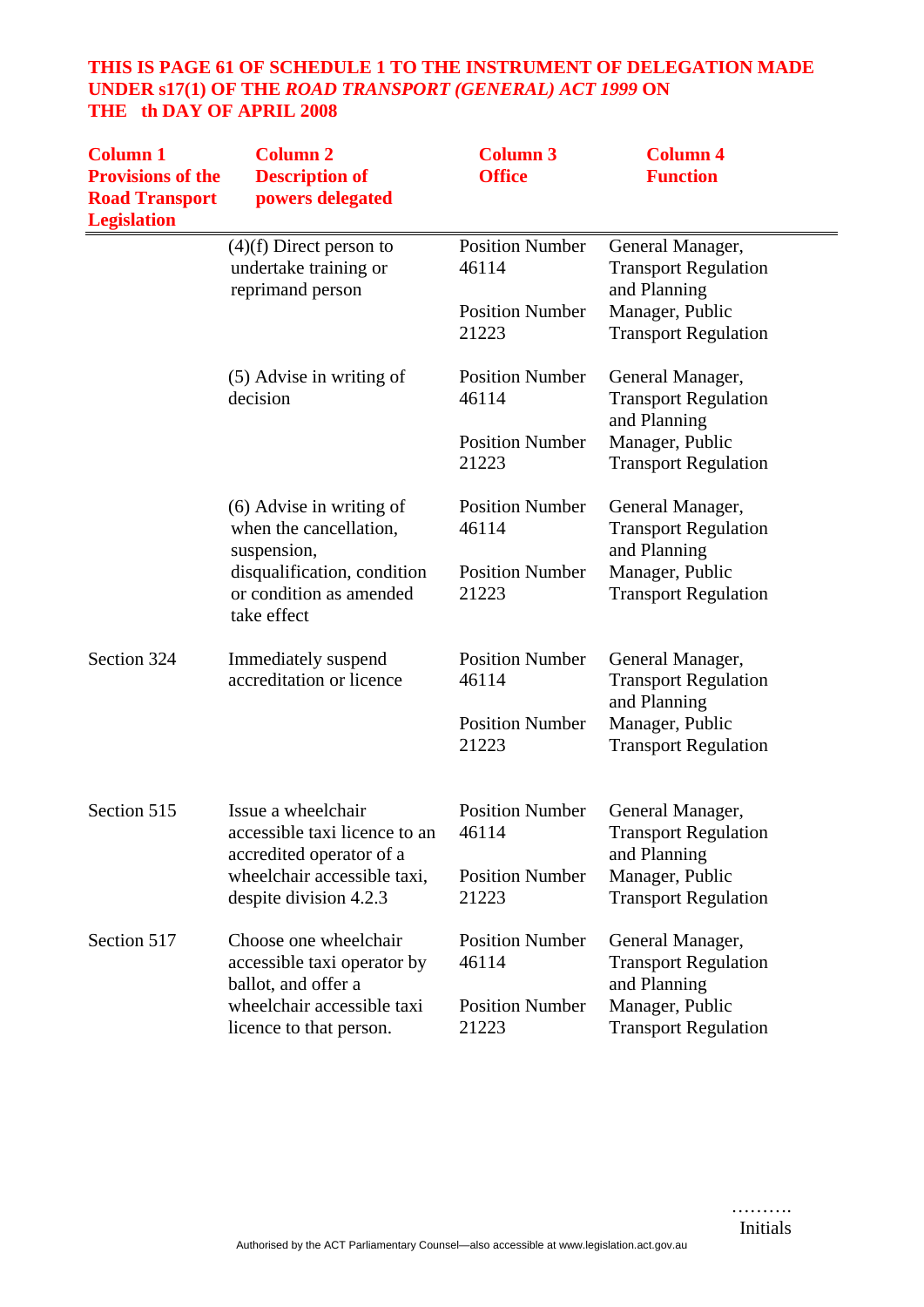**THIS IS PAGE 61 OF SCHEDULE 1 TO THE INSTRUMENT OF DELEGATION MADE UNDER s17(1) OF THE *ROAD TRANSPORT (GENERAL) ACT 1999* ON THE th DAY OF APRIL 2008**

| Column 1 Provisions of the Road Transport Legislation | Column 2 Description of powers delegated | Column 3 Office | Column 4 Function |
|---|---|---|---|
| | (4)(f) Direct person to undertake training or reprimand person | Position Number 46114 | General Manager, Transport Regulation and Planning |
| | | Position Number 21223 | Manager, Public Transport Regulation |
| | (5) Advise in writing of decision | Position Number 46114 | General Manager, Transport Regulation and Planning |
| | | Position Number 21223 | Manager, Public Transport Regulation |
| | (6) Advise in writing of when the cancellation, suspension, disqualification, condition or condition as amended take effect | Position Number 46114 | General Manager, Transport Regulation and Planning |
| | | Position Number 21223 | Manager, Public Transport Regulation |
| Section 324 | Immediately suspend accreditation or licence | Position Number 46114 | General Manager, Transport Regulation and Planning |
| | | Position Number 21223 | Manager, Public Transport Regulation |
| Section 515 | Issue a wheelchair accessible taxi licence to an accredited operator of a wheelchair accessible taxi, despite division 4.2.3 | Position Number 46114 | General Manager, Transport Regulation and Planning |
| | | Position Number 21223 | Manager, Public Transport Regulation |
| Section 517 | Choose one wheelchair accessible taxi operator by ballot, and offer a wheelchair accessible taxi licence to that person. | Position Number 46114 | General Manager, Transport Regulation and Planning |
| | | Position Number 21223 | Manager, Public Transport Regulation |

……….
Initials